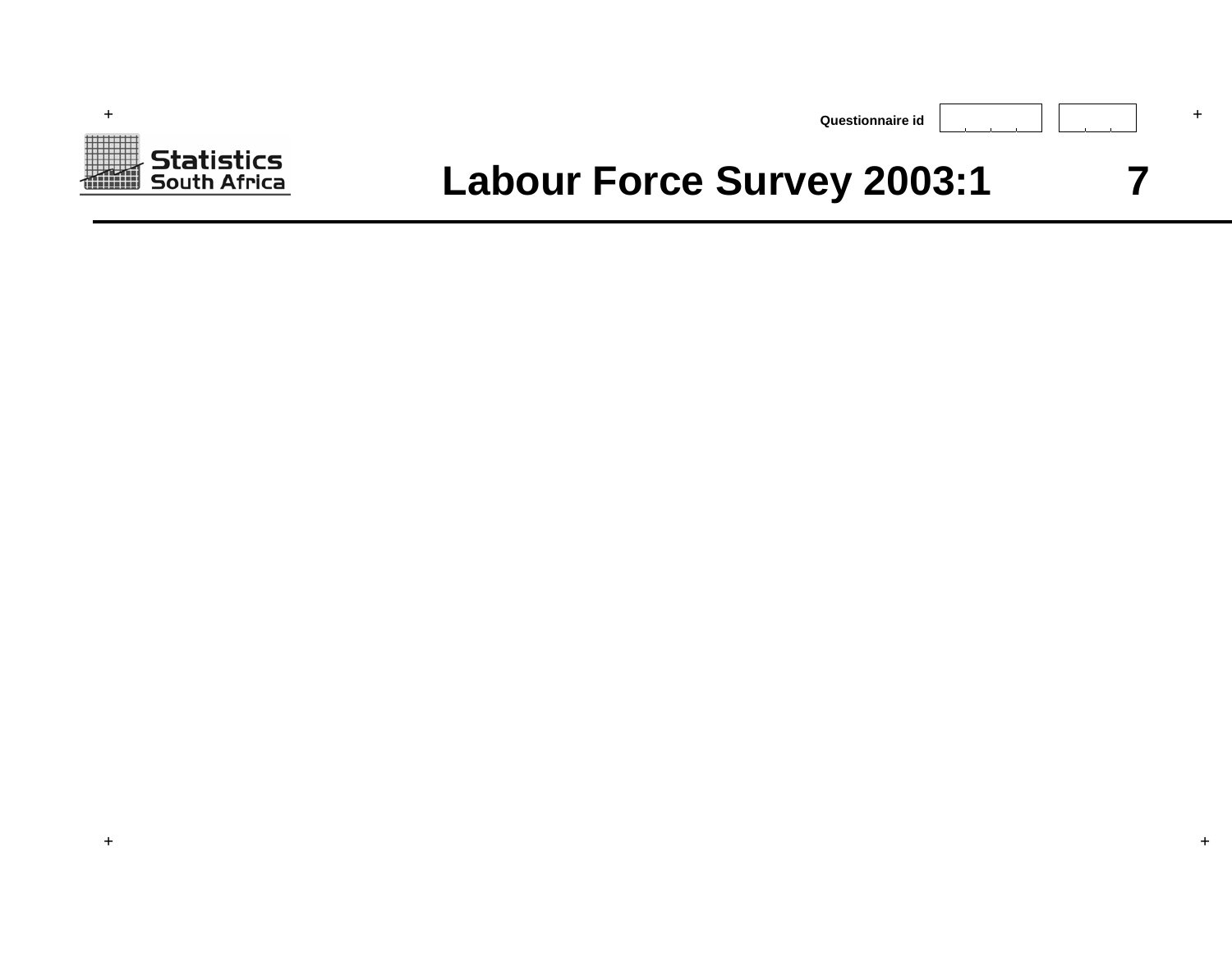Questionnaire id

Statistics South Africa

# Labour Force Survey 2003:1

7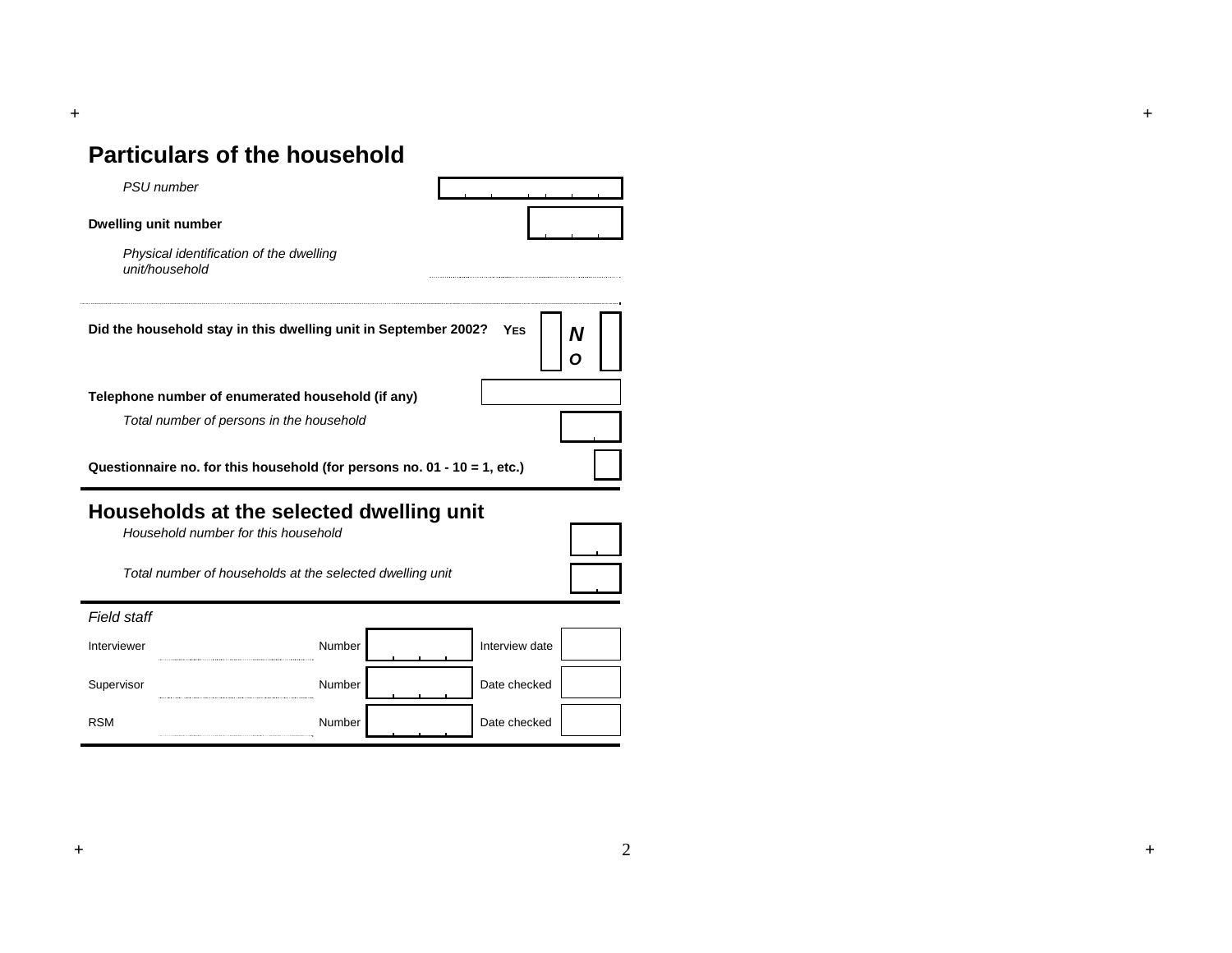## Particulars of the household

*PSU number*

**Dwelling unit number**

*Physical identification of the dwelling unit/household*

**Did the household stay in this dwelling unit in September 2002?** YES  NO

**Telephone number of enumerated household (if any)**

*Total number of persons in the household*

**Questionnaire no. for this household (for persons no. 01 - 10 = 1, etc.)**

## Households at the selected dwelling unit

*Household number for this household*

*Total number of households at the selected dwelling unit*

*Field staff*

| | | | | | |
|---|---|---|---|---|---|
| Interviewer | | Number | | Interview date | |
| Supervisor | | Number | | Date checked | |
| RSM | | Number | | Date checked | |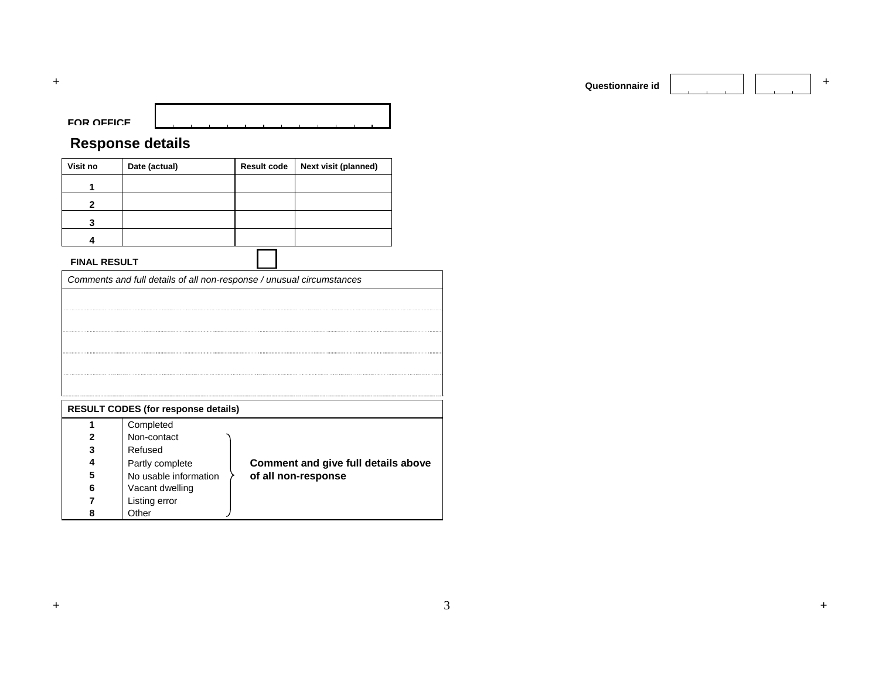**Questionnaire id**

**FOR OFFICE**

## Response details

| Visit no | Date (actual) | Result code | Next visit (planned) |
|---|---|---|---|
| **1** | | | |
| **2** | | | |
| **3** | | | |
| **4** | | | |

**FINAL RESULT**

*Comments and full details of all non-response / unusual circumstances*

| RESULT CODES (for response details) | | |
|---|---|---|
| **1** | Completed | |
| **2** | Non-contact | **Comment and give full details above of all non-response** |
| **3** | Refused | |
| **4** | Partly complete | |
| **5** | No usable information | |
| **6** | Vacant dwelling | |
| **7** | Listing error | |
| **8** | Other | |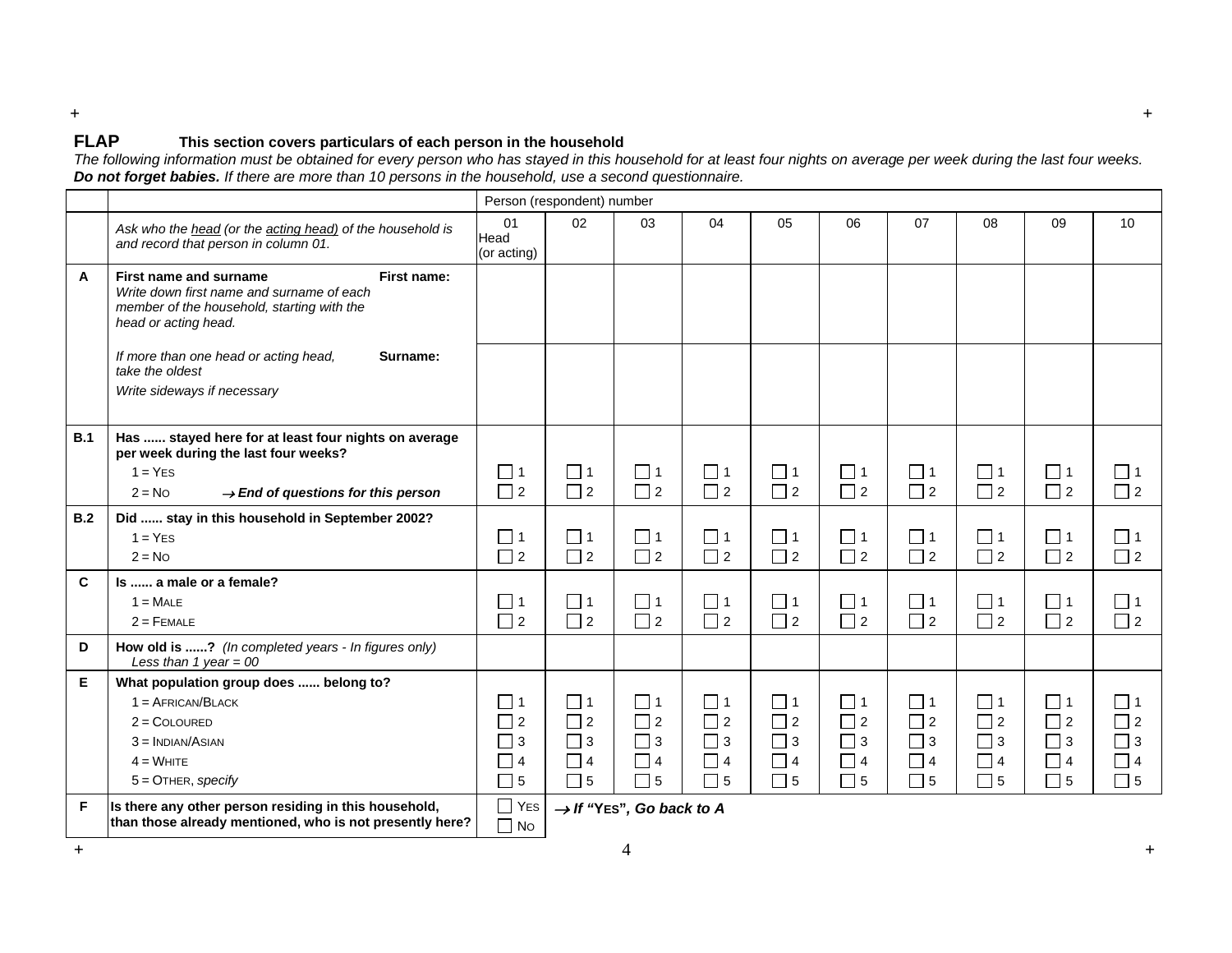**FLAP** **This section covers particulars of each person in the household**

*The following information must be obtained for every person who has stayed in this household for at least four nights on average per week during the last four weeks.* ***Do not forget babies.*** *If there are more than 10 persons in the household, use a second questionnaire.*

| | | Person (respondent) number | | | | | | | | | |
|---|---|---|---|---|---|---|---|---|---|---|---|
| | *Ask who the head (or the acting head) of the household is and record that person in column 01.* | 01 Head (or acting) | 02 | 03 | 04 | 05 | 06 | 07 | 08 | 09 | 10 |
| **A** | **First name and surname** *Write down first name and surname of each member of the household, starting with the head or acting head.* **First name:** | | | | | | | | | | |
| | *If more than one head or acting head, take the oldest* *Write sideways if necessary* **Surname:** | | | | | | | | | | |
| **B.1** | **Has ...... stayed here for at least four nights on average per week during the last four weeks?** 1 = YES 2 = NO → ***End of questions for this person*** | ☐ 1 ☐ 2 | ☐ 1 ☐ 2 | ☐ 1 ☐ 2 | ☐ 1 ☐ 2 | ☐ 1 ☐ 2 | ☐ 1 ☐ 2 | ☐ 1 ☐ 2 | ☐ 1 ☐ 2 | ☐ 1 ☐ 2 | ☐ 1 ☐ 2 |
| **B.2** | **Did ...... stay in this household in September 2002?** 1 = YES 2 = NO | ☐ 1 ☐ 2 | ☐ 1 ☐ 2 | ☐ 1 ☐ 2 | ☐ 1 ☐ 2 | ☐ 1 ☐ 2 | ☐ 1 ☐ 2 | ☐ 1 ☐ 2 | ☐ 1 ☐ 2 | ☐ 1 ☐ 2 | ☐ 1 ☐ 2 |
| **C** | **Is ...... a male or a female?** 1 = MALE 2 = FEMALE | ☐ 1 ☐ 2 | ☐ 1 ☐ 2 | ☐ 1 ☐ 2 | ☐ 1 ☐ 2 | ☐ 1 ☐ 2 | ☐ 1 ☐ 2 | ☐ 1 ☐ 2 | ☐ 1 ☐ 2 | ☐ 1 ☐ 2 | ☐ 1 ☐ 2 |
| **D** | **How old is ......?** *(In completed years - In figures only)* *Less than 1 year = 00* | | | | | | | | | | |
| **E** | **What population group does ...... belong to?** 1 = AFRICAN/BLACK 2 = COLOURED 3 = INDIAN/ASIAN 4 = WHITE 5 = OTHER, *specify* | ☐ 1 ☐ 2 ☐ 3 ☐ 4 ☐ 5 | ☐ 1 ☐ 2 ☐ 3 ☐ 4 ☐ 5 | ☐ 1 ☐ 2 ☐ 3 ☐ 4 ☐ 5 | ☐ 1 ☐ 2 ☐ 3 ☐ 4 ☐ 5 | ☐ 1 ☐ 2 ☐ 3 ☐ 4 ☐ 5 | ☐ 1 ☐ 2 ☐ 3 ☐ 4 ☐ 5 | ☐ 1 ☐ 2 ☐ 3 ☐ 4 ☐ 5 | ☐ 1 ☐ 2 ☐ 3 ☐ 4 ☐ 5 | ☐ 1 ☐ 2 ☐ 3 ☐ 4 ☐ 5 | ☐ 1 ☐ 2 ☐ 3 ☐ 4 ☐ 5 |
| **F** | **Is there any other person residing in this household, than those already mentioned, who is not presently here?** | ☐ YES ☐ NO | → ***If "YES", Go back to A*** | | | | | | | | |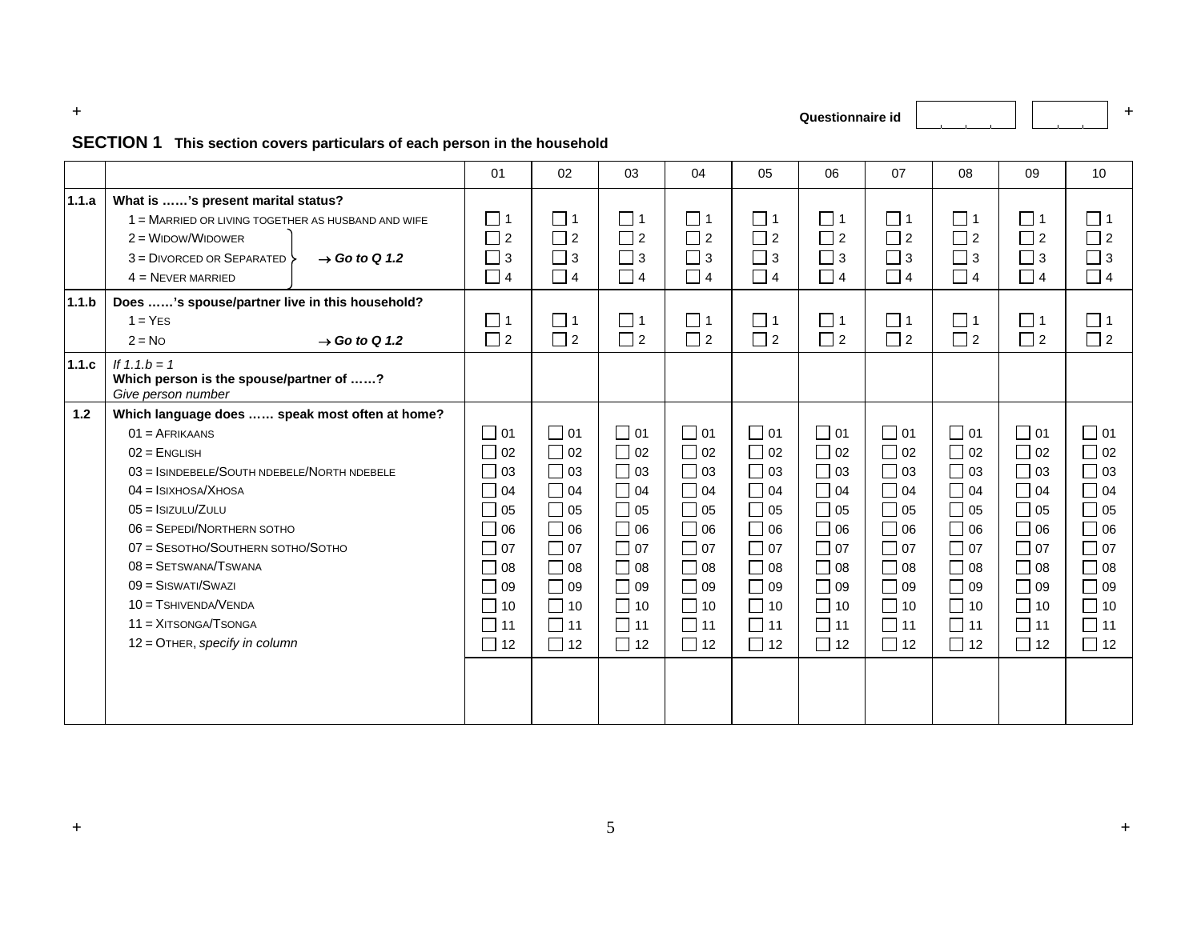Questionnaire id

**SECTION 1** **This section covers particulars of each person in the household**

| | | 01 | 02 | 03 | 04 | 05 | 06 | 07 | 08 | 09 | 10 |
|---|---|---|---|---|---|---|---|---|---|---|---|
| **1.1.a** | **What is ……'s present marital status?**<br>1 = Married or living together as husband and wife<br>2 = Widow/Widower → *Go to Q 1.2*<br>3 = Divorced or Separated → *Go to Q 1.2*<br>4 = Never married → *Go to Q 1.2* | ☐ 1<br>☐ 2<br>☐ 3<br>☐ 4 | ☐ 1<br>☐ 2<br>☐ 3<br>☐ 4 | ☐ 1<br>☐ 2<br>☐ 3<br>☐ 4 | ☐ 1<br>☐ 2<br>☐ 3<br>☐ 4 | ☐ 1<br>☐ 2<br>☐ 3<br>☐ 4 | ☐ 1<br>☐ 2<br>☐ 3<br>☐ 4 | ☐ 1<br>☐ 2<br>☐ 3<br>☐ 4 | ☐ 1<br>☐ 2<br>☐ 3<br>☐ 4 | ☐ 1<br>☐ 2<br>☐ 3<br>☐ 4 | ☐ 1<br>☐ 2<br>☐ 3<br>☐ 4 |
| **1.1.b** | **Does ……'s spouse/partner live in this household?**<br>1 = Yes<br>2 = No → ***Go to Q 1.2*** | ☐ 1<br>☐ 2 | ☐ 1<br>☐ 2 | ☐ 1<br>☐ 2 | ☐ 1<br>☐ 2 | ☐ 1<br>☐ 2 | ☐ 1<br>☐ 2 | ☐ 1<br>☐ 2 | ☐ 1<br>☐ 2 | ☐ 1<br>☐ 2 | ☐ 1<br>☐ 2 |
| **1.1.c** | *If 1.1.b = 1*<br>**Which person is the spouse/partner of ……?**<br>*Give person number* | | | | | | | | | | |
| **1.2** | **Which language does …… speak most often at home?**<br>01 = Afrikaans<br>02 = English<br>03 = Isindebele/South ndebele/North ndebele<br>04 = Isixhosa/Xhosa<br>05 = Isizulu/Zulu<br>06 = Sepedi/Northern sotho<br>07 = Sesotho/Southern sotho/Sotho<br>08 = Setswana/Tswana<br>09 = Siswati/Swazi<br>10 = Tshivenda/Venda<br>11 = Xitsonga/Tsonga<br>12 = Other, *specify in column* | ☐ 01<br>☐ 02<br>☐ 03<br>☐ 04<br>☐ 05<br>☐ 06<br>☐ 07<br>☐ 08<br>☐ 09<br>☐ 10<br>☐ 11<br>☐ 12 | ☐ 01<br>☐ 02<br>☐ 03<br>☐ 04<br>☐ 05<br>☐ 06<br>☐ 07<br>☐ 08<br>☐ 09<br>☐ 10<br>☐ 11<br>☐ 12 | ☐ 01<br>☐ 02<br>☐ 03<br>☐ 04<br>☐ 05<br>☐ 06<br>☐ 07<br>☐ 08<br>☐ 09<br>☐ 10<br>☐ 11<br>☐ 12 | ☐ 01<br>☐ 02<br>☐ 03<br>☐ 04<br>☐ 05<br>☐ 06<br>☐ 07<br>☐ 08<br>☐ 09<br>☐ 10<br>☐ 11<br>☐ 12 | ☐ 01<br>☐ 02<br>☐ 03<br>☐ 04<br>☐ 05<br>☐ 06<br>☐ 07<br>☐ 08<br>☐ 09<br>☐ 10<br>☐ 11<br>☐ 12 | ☐ 01<br>☐ 02<br>☐ 03<br>☐ 04<br>☐ 05<br>☐ 06<br>☐ 07<br>☐ 08<br>☐ 09<br>☐ 10<br>☐ 11<br>☐ 12 | ☐ 01<br>☐ 02<br>☐ 03<br>☐ 04<br>☐ 05<br>☐ 06<br>☐ 07<br>☐ 08<br>☐ 09<br>☐ 10<br>☐ 11<br>☐ 12 | ☐ 01<br>☐ 02<br>☐ 03<br>☐ 04<br>☐ 05<br>☐ 06<br>☐ 07<br>☐ 08<br>☐ 09<br>☐ 10<br>☐ 11<br>☐ 12 | ☐ 01<br>☐ 02<br>☐ 03<br>☐ 04<br>☐ 05<br>☐ 06<br>☐ 07<br>☐ 08<br>☐ 09<br>☐ 10<br>☐ 11<br>☐ 12 | ☐ 01<br>☐ 02<br>☐ 03<br>☐ 04<br>☐ 05<br>☐ 06<br>☐ 07<br>☐ 08<br>☐ 09<br>☐ 10<br>☐ 11<br>☐ 12 |
| | | | | | | | | | | | |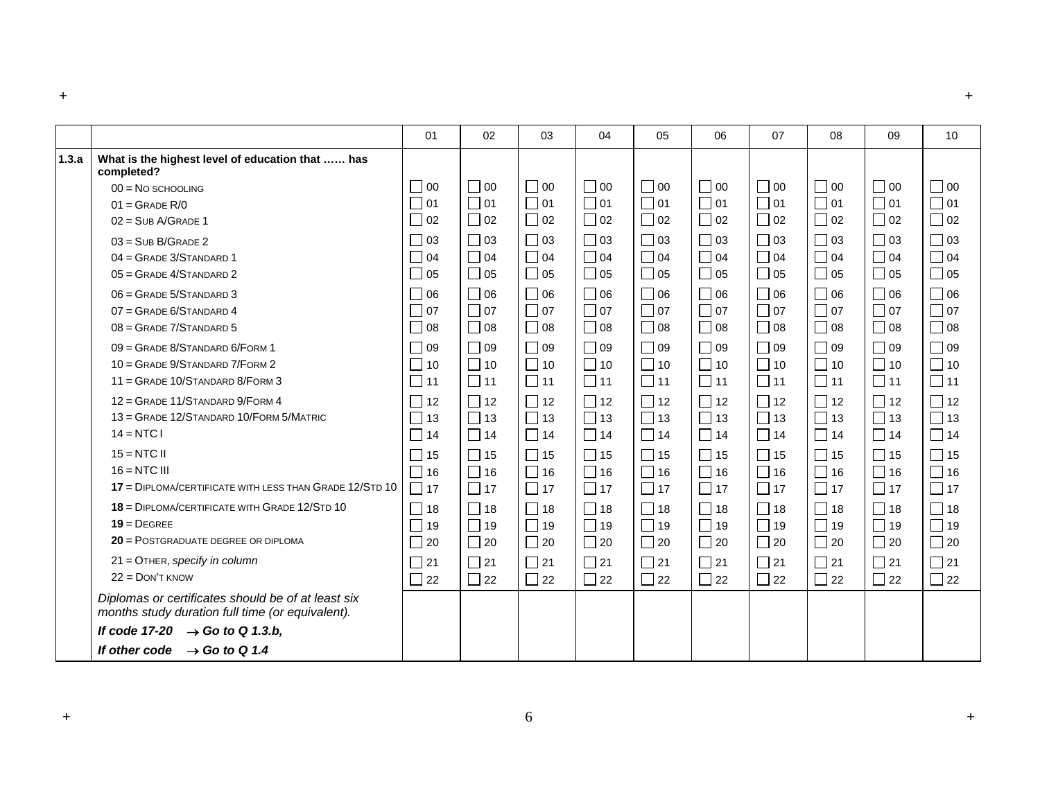| | | 01 | 02 | 03 | 04 | 05 | 06 | 07 | 08 | 09 | 10 |
|---|---|---|---|---|---|---|---|---|---|---|---|
| **1.3.a** | **What is the highest level of education that …… has completed?**<br>00 = NO SCHOOLING<br>01 = GRADE R/0<br>02 = SUB A/GRADE 1<br>03 = SUB B/GRADE 2<br>04 = GRADE 3/STANDARD 1<br>05 = GRADE 4/STANDARD 2<br>06 = GRADE 5/STANDARD 3<br>07 = GRADE 6/STANDARD 4<br>08 = GRADE 7/STANDARD 5<br>09 = GRADE 8/STANDARD 6/FORM 1<br>10 = GRADE 9/STANDARD 7/FORM 2<br>11 = GRADE 10/STANDARD 8/FORM 3<br>12 = GRADE 11/STANDARD 9/FORM 4<br>13 = GRADE 12/STANDARD 10/FORM 5/MATRIC<br>14 = NTC I<br>15 = NTC II<br>16 = NTC III<br>**17** = DIPLOMA/CERTIFICATE WITH LESS THAN GRADE 12/STD 10<br>**18** = DIPLOMA/CERTIFICATE WITH GRADE 12/STD 10<br>**19** = DEGREE<br>**20** = POSTGRADUATE DEGREE OR DIPLOMA<br>21 = OTHER, *specify in column*<br>22 = DON'T KNOW | ☐ 00<br>☐ 01<br>☐ 02<br>☐ 03<br>☐ 04<br>☐ 05<br>☐ 06<br>☐ 07<br>☐ 08<br>☐ 09<br>☐ 10<br>☐ 11<br>☐ 12<br>☐ 13<br>☐ 14<br>☐ 15<br>☐ 16<br>☐ 17<br>☐ 18<br>☐ 19<br>☐ 20<br>☐ 21<br>☐ 22 | ☐ 00<br>☐ 01<br>☐ 02<br>☐ 03<br>☐ 04<br>☐ 05<br>☐ 06<br>☐ 07<br>☐ 08<br>☐ 09<br>☐ 10<br>☐ 11<br>☐ 12<br>☐ 13<br>☐ 14<br>☐ 15<br>☐ 16<br>☐ 17<br>☐ 18<br>☐ 19<br>☐ 20<br>☐ 21<br>☐ 22 | ☐ 00<br>☐ 01<br>☐ 02<br>☐ 03<br>☐ 04<br>☐ 05<br>☐ 06<br>☐ 07<br>☐ 08<br>☐ 09<br>☐ 10<br>☐ 11<br>☐ 12<br>☐ 13<br>☐ 14<br>☐ 15<br>☐ 16<br>☐ 17<br>☐ 18<br>☐ 19<br>☐ 20<br>☐ 21<br>☐ 22 | ☐ 00<br>☐ 01<br>☐ 02<br>☐ 03<br>☐ 04<br>☐ 05<br>☐ 06<br>☐ 07<br>☐ 08<br>☐ 09<br>☐ 10<br>☐ 11<br>☐ 12<br>☐ 13<br>☐ 14<br>☐ 15<br>☐ 16<br>☐ 17<br>☐ 18<br>☐ 19<br>☐ 20<br>☐ 21<br>☐ 22 | ☐ 00<br>☐ 01<br>☐ 02<br>☐ 03<br>☐ 04<br>☐ 05<br>☐ 06<br>☐ 07<br>☐ 08<br>☐ 09<br>☐ 10<br>☐ 11<br>☐ 12<br>☐ 13<br>☐ 14<br>☐ 15<br>☐ 16<br>☐ 17<br>☐ 18<br>☐ 19<br>☐ 20<br>☐ 21<br>☐ 22 | ☐ 00<br>☐ 01<br>☐ 02<br>☐ 03<br>☐ 04<br>☐ 05<br>☐ 06<br>☐ 07<br>☐ 08<br>☐ 09<br>☐ 10<br>☐ 11<br>☐ 12<br>☐ 13<br>☐ 14<br>☐ 15<br>☐ 16<br>☐ 17<br>☐ 18<br>☐ 19<br>☐ 20<br>☐ 21<br>☐ 22 | ☐ 00<br>☐ 01<br>☐ 02<br>☐ 03<br>☐ 04<br>☐ 05<br>☐ 06<br>☐ 07<br>☐ 08<br>☐ 09<br>☐ 10<br>☐ 11<br>☐ 12<br>☐ 13<br>☐ 14<br>☐ 15<br>☐ 16<br>☐ 17<br>☐ 18<br>☐ 19<br>☐ 20<br>☐ 21<br>☐ 22 | ☐ 00<br>☐ 01<br>☐ 02<br>☐ 03<br>☐ 04<br>☐ 05<br>☐ 06<br>☐ 07<br>☐ 08<br>☐ 09<br>☐ 10<br>☐ 11<br>☐ 12<br>☐ 13<br>☐ 14<br>☐ 15<br>☐ 16<br>☐ 17<br>☐ 18<br>☐ 19<br>☐ 20<br>☐ 21<br>☐ 22 | ☐ 00<br>☐ 01<br>☐ 02<br>☐ 03<br>☐ 04<br>☐ 05<br>☐ 06<br>☐ 07<br>☐ 08<br>☐ 09<br>☐ 10<br>☐ 11<br>☐ 12<br>☐ 13<br>☐ 14<br>☐ 15<br>☐ 16<br>☐ 17<br>☐ 18<br>☐ 19<br>☐ 20<br>☐ 21<br>☐ 22 | ☐ 00<br>☐ 01<br>☐ 02<br>☐ 03<br>☐ 04<br>☐ 05<br>☐ 06<br>☐ 07<br>☐ 08<br>☐ 09<br>☐ 10<br>☐ 11<br>☐ 12<br>☐ 13<br>☐ 14<br>☐ 15<br>☐ 16<br>☐ 17<br>☐ 18<br>☐ 19<br>☐ 20<br>☐ 21<br>☐ 22 |
| | *Diplomas or certificates should be of at least six months study duration full time (or equivalent).*<br>***If code 17-20 → Go to Q 1.3.b,***<br>***If other code → Go to Q 1.4*** | | | | | | | | | | |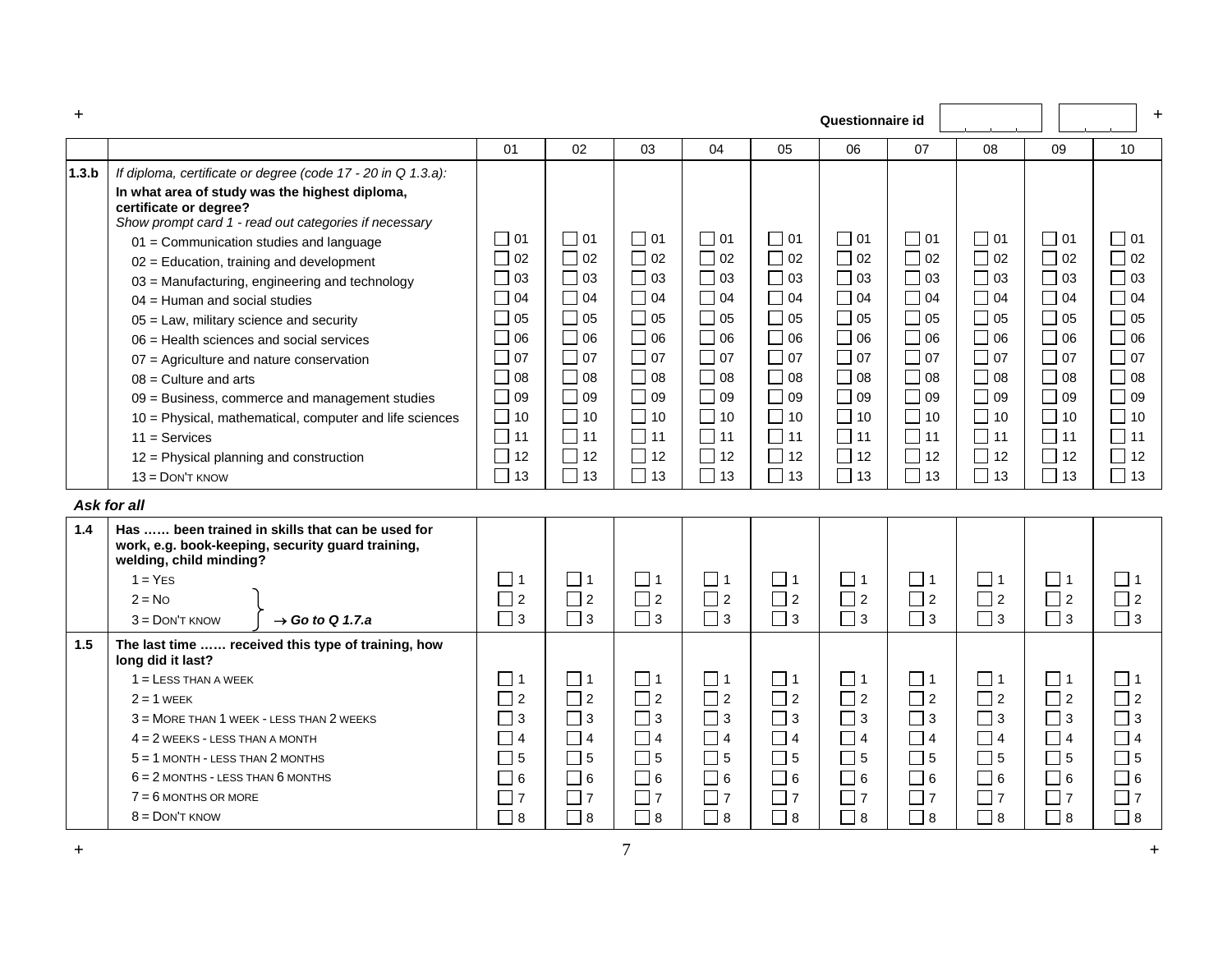Questionnaire id

| | | 01 | 02 | 03 | 04 | 05 | 06 | 07 | 08 | 09 | 10 |
|---|---|---|---|---|---|---|---|---|---|---|---|
| **1.3.b** | *If diploma, certificate or degree (code 17 - 20 in Q 1.3.a):* **In what area of study was the highest diploma, certificate or degree?** *Show prompt card 1 - read out categories if necessary* | | | | | | | | | | |
| | 01 = Communication studies and language | ☐ 01 | ☐ 01 | ☐ 01 | ☐ 01 | ☐ 01 | ☐ 01 | ☐ 01 | ☐ 01 | ☐ 01 | ☐ 01 |
| | 02 = Education, training and development | ☐ 02 | ☐ 02 | ☐ 02 | ☐ 02 | ☐ 02 | ☐ 02 | ☐ 02 | ☐ 02 | ☐ 02 | ☐ 02 |
| | 03 = Manufacturing, engineering and technology | ☐ 03 | ☐ 03 | ☐ 03 | ☐ 03 | ☐ 03 | ☐ 03 | ☐ 03 | ☐ 03 | ☐ 03 | ☐ 03 |
| | 04 = Human and social studies | ☐ 04 | ☐ 04 | ☐ 04 | ☐ 04 | ☐ 04 | ☐ 04 | ☐ 04 | ☐ 04 | ☐ 04 | ☐ 04 |
| | 05 = Law, military science and security | ☐ 05 | ☐ 05 | ☐ 05 | ☐ 05 | ☐ 05 | ☐ 05 | ☐ 05 | ☐ 05 | ☐ 05 | ☐ 05 |
| | 06 = Health sciences and social services | ☐ 06 | ☐ 06 | ☐ 06 | ☐ 06 | ☐ 06 | ☐ 06 | ☐ 06 | ☐ 06 | ☐ 06 | ☐ 06 |
| | 07 = Agriculture and nature conservation | ☐ 07 | ☐ 07 | ☐ 07 | ☐ 07 | ☐ 07 | ☐ 07 | ☐ 07 | ☐ 07 | ☐ 07 | ☐ 07 |
| | 08 = Culture and arts | ☐ 08 | ☐ 08 | ☐ 08 | ☐ 08 | ☐ 08 | ☐ 08 | ☐ 08 | ☐ 08 | ☐ 08 | ☐ 08 |
| | 09 = Business, commerce and management studies | ☐ 09 | ☐ 09 | ☐ 09 | ☐ 09 | ☐ 09 | ☐ 09 | ☐ 09 | ☐ 09 | ☐ 09 | ☐ 09 |
| | 10 = Physical, mathematical, computer and life sciences | ☐ 10 | ☐ 10 | ☐ 10 | ☐ 10 | ☐ 10 | ☐ 10 | ☐ 10 | ☐ 10 | ☐ 10 | ☐ 10 |
| | 11 = Services | ☐ 11 | ☐ 11 | ☐ 11 | ☐ 11 | ☐ 11 | ☐ 11 | ☐ 11 | ☐ 11 | ☐ 11 | ☐ 11 |
| | 12 = Physical planning and construction | ☐ 12 | ☐ 12 | ☐ 12 | ☐ 12 | ☐ 12 | ☐ 12 | ☐ 12 | ☐ 12 | ☐ 12 | ☐ 12 |
| | 13 = DON'T KNOW | ☐ 13 | ☐ 13 | ☐ 13 | ☐ 13 | ☐ 13 | ☐ 13 | ☐ 13 | ☐ 13 | ☐ 13 | ☐ 13 |

***Ask for all***

| | | | | | | | | | | | |
|---|---|---|---|---|---|---|---|---|---|---|---|
| **1.4** | **Has …… been trained in skills that can be used for work, e.g. book-keeping, security guard training, welding, child minding?** | | | | | | | | | | |
| | 1 = YES | ☐ 1 | ☐ 1 | ☐ 1 | ☐ 1 | ☐ 1 | ☐ 1 | ☐ 1 | ☐ 1 | ☐ 1 | ☐ 1 |
| | 2 = NO } | ☐ 2 | ☐ 2 | ☐ 2 | ☐ 2 | ☐ 2 | ☐ 2 | ☐ 2 | ☐ 2 | ☐ 2 | ☐ 2 |
| | 3 = DON'T KNOW } → ***Go to Q 1.7.a*** | ☐ 3 | ☐ 3 | ☐ 3 | ☐ 3 | ☐ 3 | ☐ 3 | ☐ 3 | ☐ 3 | ☐ 3 | ☐ 3 |
| **1.5** | **The last time …… received this type of training, how long did it last?** | | | | | | | | | | |
| | 1 = LESS THAN A WEEK | ☐ 1 | ☐ 1 | ☐ 1 | ☐ 1 | ☐ 1 | ☐ 1 | ☐ 1 | ☐ 1 | ☐ 1 | ☐ 1 |
| | 2 = 1 WEEK | ☐ 2 | ☐ 2 | ☐ 2 | ☐ 2 | ☐ 2 | ☐ 2 | ☐ 2 | ☐ 2 | ☐ 2 | ☐ 2 |
| | 3 = MORE THAN 1 WEEK - LESS THAN 2 WEEKS | ☐ 3 | ☐ 3 | ☐ 3 | ☐ 3 | ☐ 3 | ☐ 3 | ☐ 3 | ☐ 3 | ☐ 3 | ☐ 3 |
| | 4 = 2 WEEKS - LESS THAN A MONTH | ☐ 4 | ☐ 4 | ☐ 4 | ☐ 4 | ☐ 4 | ☐ 4 | ☐ 4 | ☐ 4 | ☐ 4 | ☐ 4 |
| | 5 = 1 MONTH - LESS THAN 2 MONTHS | ☐ 5 | ☐ 5 | ☐ 5 | ☐ 5 | ☐ 5 | ☐ 5 | ☐ 5 | ☐ 5 | ☐ 5 | ☐ 5 |
| | 6 = 2 MONTHS - LESS THAN 6 MONTHS | ☐ 6 | ☐ 6 | ☐ 6 | ☐ 6 | ☐ 6 | ☐ 6 | ☐ 6 | ☐ 6 | ☐ 6 | ☐ 6 |
| | 7 = 6 MONTHS OR MORE | ☐ 7 | ☐ 7 | ☐ 7 | ☐ 7 | ☐ 7 | ☐ 7 | ☐ 7 | ☐ 7 | ☐ 7 | ☐ 7 |
| | 8 = DON'T KNOW | ☐ 8 | ☐ 8 | ☐ 8 | ☐ 8 | ☐ 8 | ☐ 8 | ☐ 8 | ☐ 8 | ☐ 8 | ☐ 8 |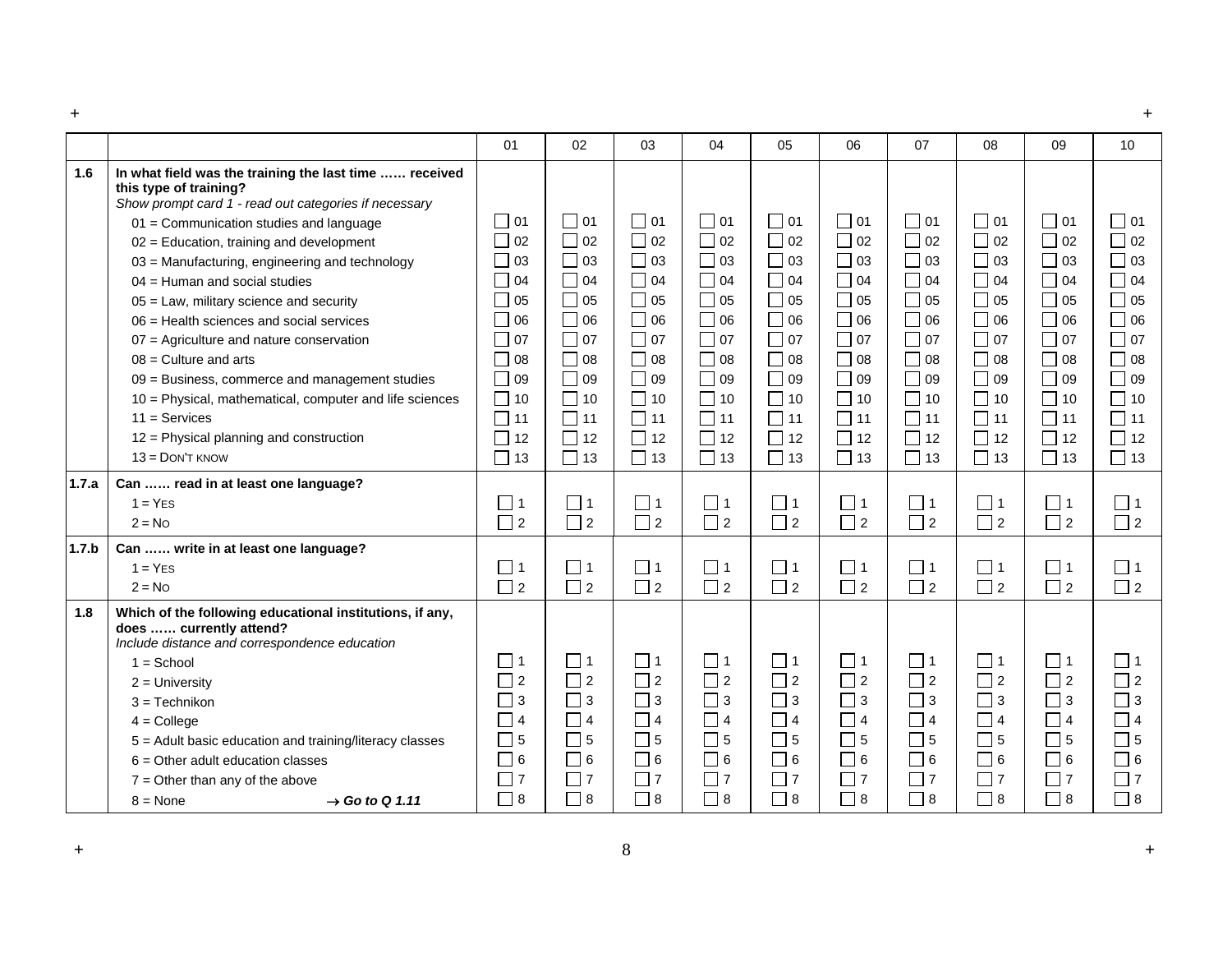| | | 01 | 02 | 03 | 04 | 05 | 06 | 07 | 08 | 09 | 10 |
|---|---|---|---|---|---|---|---|---|---|---|---|
| **1.6** | **In what field was the training the last time …… received this type of training?** *Show prompt card 1 - read out categories if necessary* | | | | | | | | | | |
| | 01 = Communication studies and language | ☐ 01 | ☐ 01 | ☐ 01 | ☐ 01 | ☐ 01 | ☐ 01 | ☐ 01 | ☐ 01 | ☐ 01 | ☐ 01 |
| | 02 = Education, training and development | ☐ 02 | ☐ 02 | ☐ 02 | ☐ 02 | ☐ 02 | ☐ 02 | ☐ 02 | ☐ 02 | ☐ 02 | ☐ 02 |
| | 03 = Manufacturing, engineering and technology | ☐ 03 | ☐ 03 | ☐ 03 | ☐ 03 | ☐ 03 | ☐ 03 | ☐ 03 | ☐ 03 | ☐ 03 | ☐ 03 |
| | 04 = Human and social studies | ☐ 04 | ☐ 04 | ☐ 04 | ☐ 04 | ☐ 04 | ☐ 04 | ☐ 04 | ☐ 04 | ☐ 04 | ☐ 04 |
| | 05 = Law, military science and security | ☐ 05 | ☐ 05 | ☐ 05 | ☐ 05 | ☐ 05 | ☐ 05 | ☐ 05 | ☐ 05 | ☐ 05 | ☐ 05 |
| | 06 = Health sciences and social services | ☐ 06 | ☐ 06 | ☐ 06 | ☐ 06 | ☐ 06 | ☐ 06 | ☐ 06 | ☐ 06 | ☐ 06 | ☐ 06 |
| | 07 = Agriculture and nature conservation | ☐ 07 | ☐ 07 | ☐ 07 | ☐ 07 | ☐ 07 | ☐ 07 | ☐ 07 | ☐ 07 | ☐ 07 | ☐ 07 |
| | 08 = Culture and arts | ☐ 08 | ☐ 08 | ☐ 08 | ☐ 08 | ☐ 08 | ☐ 08 | ☐ 08 | ☐ 08 | ☐ 08 | ☐ 08 |
| | 09 = Business, commerce and management studies | ☐ 09 | ☐ 09 | ☐ 09 | ☐ 09 | ☐ 09 | ☐ 09 | ☐ 09 | ☐ 09 | ☐ 09 | ☐ 09 |
| | 10 = Physical, mathematical, computer and life sciences | ☐ 10 | ☐ 10 | ☐ 10 | ☐ 10 | ☐ 10 | ☐ 10 | ☐ 10 | ☐ 10 | ☐ 10 | ☐ 10 |
| | 11 = Services | ☐ 11 | ☐ 11 | ☐ 11 | ☐ 11 | ☐ 11 | ☐ 11 | ☐ 11 | ☐ 11 | ☐ 11 | ☐ 11 |
| | 12 = Physical planning and construction | ☐ 12 | ☐ 12 | ☐ 12 | ☐ 12 | ☐ 12 | ☐ 12 | ☐ 12 | ☐ 12 | ☐ 12 | ☐ 12 |
| | 13 = DON'T KNOW | ☐ 13 | ☐ 13 | ☐ 13 | ☐ 13 | ☐ 13 | ☐ 13 | ☐ 13 | ☐ 13 | ☐ 13 | ☐ 13 |
| **1.7.a** | **Can …… read in at least one language?** | | | | | | | | | | |
| | 1 = YES | ☐ 1 | ☐ 1 | ☐ 1 | ☐ 1 | ☐ 1 | ☐ 1 | ☐ 1 | ☐ 1 | ☐ 1 | ☐ 1 |
| | 2 = NO | ☐ 2 | ☐ 2 | ☐ 2 | ☐ 2 | ☐ 2 | ☐ 2 | ☐ 2 | ☐ 2 | ☐ 2 | ☐ 2 |
| **1.7.b** | **Can …… write in at least one language?** | | | | | | | | | | |
| | 1 = YES | ☐ 1 | ☐ 1 | ☐ 1 | ☐ 1 | ☐ 1 | ☐ 1 | ☐ 1 | ☐ 1 | ☐ 1 | ☐ 1 |
| | 2 = NO | ☐ 2 | ☐ 2 | ☐ 2 | ☐ 2 | ☐ 2 | ☐ 2 | ☐ 2 | ☐ 2 | ☐ 2 | ☐ 2 |
| **1.8** | **Which of the following educational institutions, if any, does …… currently attend?** *Include distance and correspondence education* | | | | | | | | | | |
| | 1 = School | ☐ 1 | ☐ 1 | ☐ 1 | ☐ 1 | ☐ 1 | ☐ 1 | ☐ 1 | ☐ 1 | ☐ 1 | ☐ 1 |
| | 2 = University | ☐ 2 | ☐ 2 | ☐ 2 | ☐ 2 | ☐ 2 | ☐ 2 | ☐ 2 | ☐ 2 | ☐ 2 | ☐ 2 |
| | 3 = Technikon | ☐ 3 | ☐ 3 | ☐ 3 | ☐ 3 | ☐ 3 | ☐ 3 | ☐ 3 | ☐ 3 | ☐ 3 | ☐ 3 |
| | 4 = College | ☐ 4 | ☐ 4 | ☐ 4 | ☐ 4 | ☐ 4 | ☐ 4 | ☐ 4 | ☐ 4 | ☐ 4 | ☐ 4 |
| | 5 = Adult basic education and training/literacy classes | ☐ 5 | ☐ 5 | ☐ 5 | ☐ 5 | ☐ 5 | ☐ 5 | ☐ 5 | ☐ 5 | ☐ 5 | ☐ 5 |
| | 6 = Other adult education classes | ☐ 6 | ☐ 6 | ☐ 6 | ☐ 6 | ☐ 6 | ☐ 6 | ☐ 6 | ☐ 6 | ☐ 6 | ☐ 6 |
| | 7 = Other than any of the above | ☐ 7 | ☐ 7 | ☐ 7 | ☐ 7 | ☐ 7 | ☐ 7 | ☐ 7 | ☐ 7 | ☐ 7 | ☐ 7 |
| | 8 = None → ***Go to Q 1.11*** | ☐ 8 | ☐ 8 | ☐ 8 | ☐ 8 | ☐ 8 | ☐ 8 | ☐ 8 | ☐ 8 | ☐ 8 | ☐ 8 |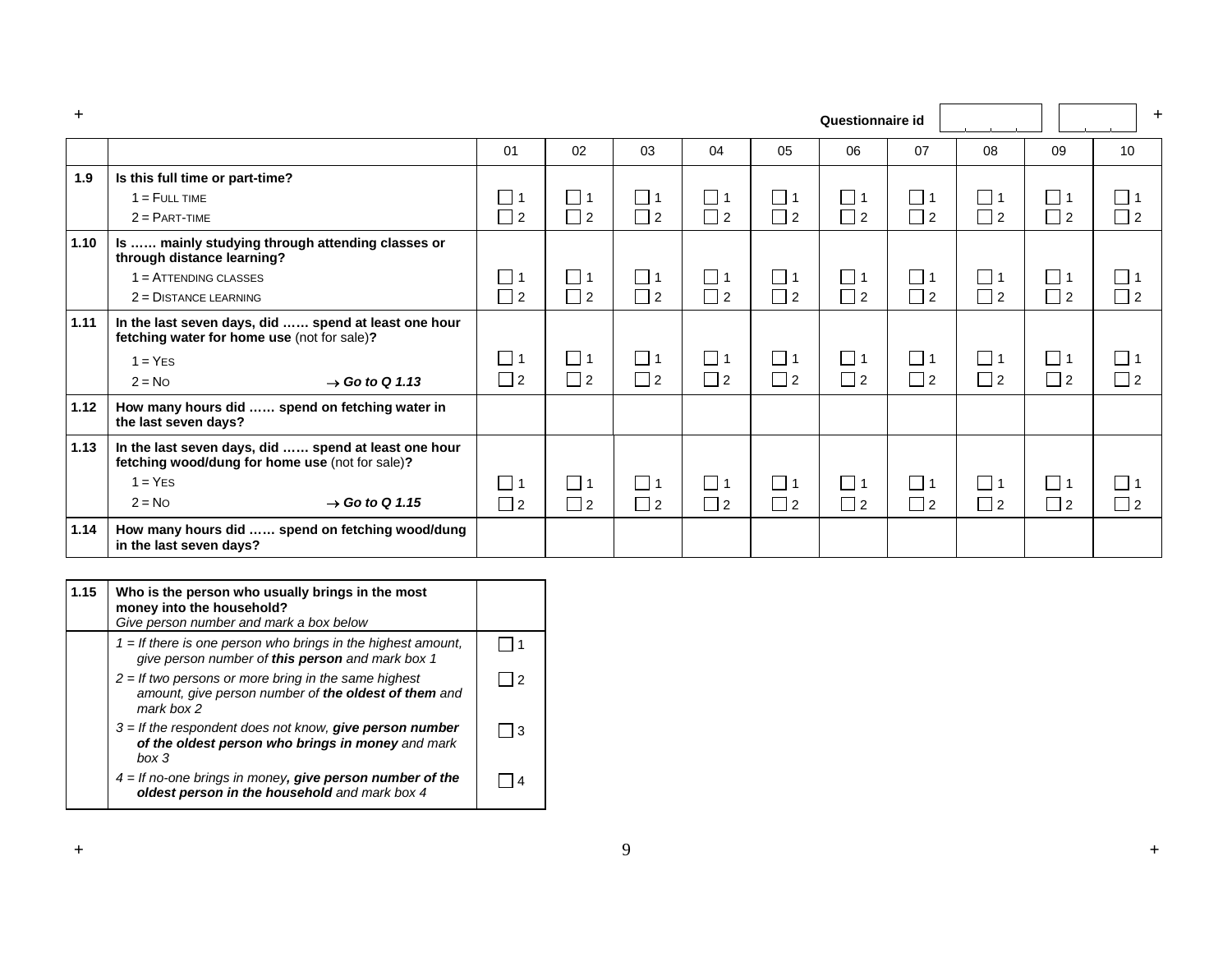Questionnaire id

| | | 01 | 02 | 03 | 04 | 05 | 06 | 07 | 08 | 09 | 10 |
|---|---|---|---|---|---|---|---|---|---|---|---|
| **1.9** | **Is this full time or part-time?**<br>1 = FULL TIME<br>2 = PART-TIME | ☐ 1<br>☐ 2 | ☐ 1<br>☐ 2 | ☐ 1<br>☐ 2 | ☐ 1<br>☐ 2 | ☐ 1<br>☐ 2 | ☐ 1<br>☐ 2 | ☐ 1<br>☐ 2 | ☐ 1<br>☐ 2 | ☐ 1<br>☐ 2 | ☐ 1<br>☐ 2 |
| **1.10** | **Is …… mainly studying through attending classes or through distance learning?**<br>1 = ATTENDING CLASSES<br>2 = DISTANCE LEARNING | ☐ 1<br>☐ 2 | ☐ 1<br>☐ 2 | ☐ 1<br>☐ 2 | ☐ 1<br>☐ 2 | ☐ 1<br>☐ 2 | ☐ 1<br>☐ 2 | ☐ 1<br>☐ 2 | ☐ 1<br>☐ 2 | ☐ 1<br>☐ 2 | ☐ 1<br>☐ 2 |
| **1.11** | **In the last seven days, did …… spend at least one hour fetching water for home use** (not for sale)**?**<br>1 = YES<br>2 = NO → ***Go to Q 1.13*** | ☐ 1<br>☐ 2 | ☐ 1<br>☐ 2 | ☐ 1<br>☐ 2 | ☐ 1<br>☐ 2 | ☐ 1<br>☐ 2 | ☐ 1<br>☐ 2 | ☐ 1<br>☐ 2 | ☐ 1<br>☐ 2 | ☐ 1<br>☐ 2 | ☐ 1<br>☐ 2 |
| **1.12** | **How many hours did …… spend on fetching water in the last seven days?** | | | | | | | | | | |
| **1.13** | **In the last seven days, did …… spend at least one hour fetching wood/dung for home use** (not for sale)**?**<br>1 = YES<br>2 = NO → ***Go to Q 1.15*** | ☐ 1<br>☐ 2 | ☐ 1<br>☐ 2 | ☐ 1<br>☐ 2 | ☐ 1<br>☐ 2 | ☐ 1<br>☐ 2 | ☐ 1<br>☐ 2 | ☐ 1<br>☐ 2 | ☐ 1<br>☐ 2 | ☐ 1<br>☐ 2 | ☐ 1<br>☐ 2 |
| **1.14** | **How many hours did …… spend on fetching wood/dung in the last seven days?** | | | | | | | | | | |

| | | |
|---|---|---|
| **1.15** | **Who is the person who usually brings in the most money into the household?**<br>*Give person number and mark a box below* | |
| | *1 = If there is one person who brings in the highest amount, give person number of **this person** and mark box 1* | ☐ 1 |
| | *2 = If two persons or more bring in the same highest amount, give person number of **the oldest of them** and mark box 2* | ☐ 2 |
| | *3 = If the respondent does not know, **give person number of the oldest person who brings in money** and mark box 3* | ☐ 3 |
| | *4 = If no-one brings in money**, give person number of the oldest person in the household** and mark box 4* | ☐ 4 |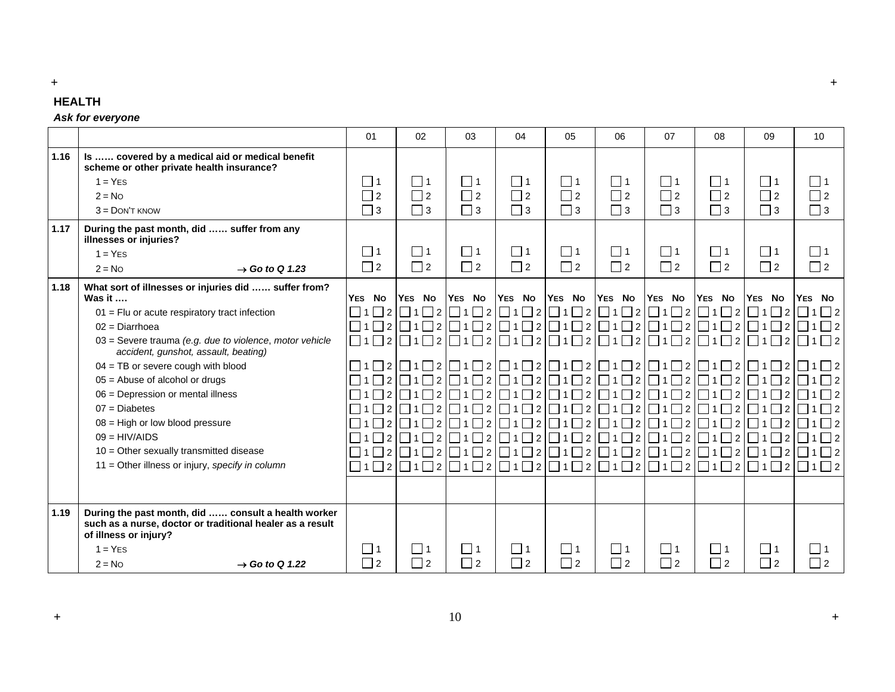## HEALTH

***Ask for everyone***

| | | 01 | 02 | 03 | 04 | 05 | 06 | 07 | 08 | 09 | 10 |
|---|---|---|---|---|---|---|---|---|---|---|---|
| **1.16** | **Is …… covered by a medical aid or medical benefit scheme or other private health insurance?** | | | | | | | | | | |
| | 1 = YES | ☐ 1 | ☐ 1 | ☐ 1 | ☐ 1 | ☐ 1 | ☐ 1 | ☐ 1 | ☐ 1 | ☐ 1 | ☐ 1 |
| | 2 = NO | ☐ 2 | ☐ 2 | ☐ 2 | ☐ 2 | ☐ 2 | ☐ 2 | ☐ 2 | ☐ 2 | ☐ 2 | ☐ 2 |
| | 3 = DON'T KNOW | ☐ 3 | ☐ 3 | ☐ 3 | ☐ 3 | ☐ 3 | ☐ 3 | ☐ 3 | ☐ 3 | ☐ 3 | ☐ 3 |
| **1.17** | **During the past month, did …… suffer from any illnesses or injuries?** | | | | | | | | | | |
| | 1 = YES | ☐ 1 | ☐ 1 | ☐ 1 | ☐ 1 | ☐ 1 | ☐ 1 | ☐ 1 | ☐ 1 | ☐ 1 | ☐ 1 |
| | 2 = NO → ***Go to Q 1.23*** | ☐ 2 | ☐ 2 | ☐ 2 | ☐ 2 | ☐ 2 | ☐ 2 | ☐ 2 | ☐ 2 | ☐ 2 | ☐ 2 |
| **1.18** | **What sort of illnesses or injuries did …… suffer from? Was it ….** | YES NO | YES NO | YES NO | YES NO | YES NO | YES NO | YES NO | YES NO | YES NO | YES NO |
| | 01 = Flu or acute respiratory tract infection | ☐ 1 ☐ 2 | ☐ 1 ☐ 2 | ☐ 1 ☐ 2 | ☐ 1 ☐ 2 | ☐ 1 ☐ 2 | ☐ 1 ☐ 2 | ☐ 1 ☐ 2 | ☐ 1 ☐ 2 | ☐ 1 ☐ 2 | ☐ 1 ☐ 2 |
| | 02 = Diarrhoea | ☐ 1 ☐ 2 | ☐ 1 ☐ 2 | ☐ 1 ☐ 2 | ☐ 1 ☐ 2 | ☐ 1 ☐ 2 | ☐ 1 ☐ 2 | ☐ 1 ☐ 2 | ☐ 1 ☐ 2 | ☐ 1 ☐ 2 | ☐ 1 ☐ 2 |
| | 03 = Severe trauma *(e.g. due to violence, motor vehicle accident, gunshot, assault, beating)* | ☐ 1 ☐ 2 | ☐ 1 ☐ 2 | ☐ 1 ☐ 2 | ☐ 1 ☐ 2 | ☐ 1 ☐ 2 | ☐ 1 ☐ 2 | ☐ 1 ☐ 2 | ☐ 1 ☐ 2 | ☐ 1 ☐ 2 | ☐ 1 ☐ 2 |
| | 04 = TB or severe cough with blood | ☐ 1 ☐ 2 | ☐ 1 ☐ 2 | ☐ 1 ☐ 2 | ☐ 1 ☐ 2 | ☐ 1 ☐ 2 | ☐ 1 ☐ 2 | ☐ 1 ☐ 2 | ☐ 1 ☐ 2 | ☐ 1 ☐ 2 | ☐ 1 ☐ 2 |
| | 05 = Abuse of alcohol or drugs | ☐ 1 ☐ 2 | ☐ 1 ☐ 2 | ☐ 1 ☐ 2 | ☐ 1 ☐ 2 | ☐ 1 ☐ 2 | ☐ 1 ☐ 2 | ☐ 1 ☐ 2 | ☐ 1 ☐ 2 | ☐ 1 ☐ 2 | ☐ 1 ☐ 2 |
| | 06 = Depression or mental illness | ☐ 1 ☐ 2 | ☐ 1 ☐ 2 | ☐ 1 ☐ 2 | ☐ 1 ☐ 2 | ☐ 1 ☐ 2 | ☐ 1 ☐ 2 | ☐ 1 ☐ 2 | ☐ 1 ☐ 2 | ☐ 1 ☐ 2 | ☐ 1 ☐ 2 |
| | 07 = Diabetes | ☐ 1 ☐ 2 | ☐ 1 ☐ 2 | ☐ 1 ☐ 2 | ☐ 1 ☐ 2 | ☐ 1 ☐ 2 | ☐ 1 ☐ 2 | ☐ 1 ☐ 2 | ☐ 1 ☐ 2 | ☐ 1 ☐ 2 | ☐ 1 ☐ 2 |
| | 08 = High or low blood pressure | ☐ 1 ☐ 2 | ☐ 1 ☐ 2 | ☐ 1 ☐ 2 | ☐ 1 ☐ 2 | ☐ 1 ☐ 2 | ☐ 1 ☐ 2 | ☐ 1 ☐ 2 | ☐ 1 ☐ 2 | ☐ 1 ☐ 2 | ☐ 1 ☐ 2 |
| | 09 = HIV/AIDS | ☐ 1 ☐ 2 | ☐ 1 ☐ 2 | ☐ 1 ☐ 2 | ☐ 1 ☐ 2 | ☐ 1 ☐ 2 | ☐ 1 ☐ 2 | ☐ 1 ☐ 2 | ☐ 1 ☐ 2 | ☐ 1 ☐ 2 | ☐ 1 ☐ 2 |
| | 10 = Other sexually transmitted disease | ☐ 1 ☐ 2 | ☐ 1 ☐ 2 | ☐ 1 ☐ 2 | ☐ 1 ☐ 2 | ☐ 1 ☐ 2 | ☐ 1 ☐ 2 | ☐ 1 ☐ 2 | ☐ 1 ☐ 2 | ☐ 1 ☐ 2 | ☐ 1 ☐ 2 |
| | 11 = Other illness or injury, *specify in column* | ☐ 1 ☐ 2 | ☐ 1 ☐ 2 | ☐ 1 ☐ 2 | ☐ 1 ☐ 2 | ☐ 1 ☐ 2 | ☐ 1 ☐ 2 | ☐ 1 ☐ 2 | ☐ 1 ☐ 2 | ☐ 1 ☐ 2 | ☐ 1 ☐ 2 |
| | | | | | | | | | | | |
| **1.19** | **During the past month, did …… consult a health worker such as a nurse, doctor or traditional healer as a result of illness or injury?** | | | | | | | | | | |
| | 1 = YES | ☐ 1 | ☐ 1 | ☐ 1 | ☐ 1 | ☐ 1 | ☐ 1 | ☐ 1 | ☐ 1 | ☐ 1 | ☐ 1 |
| | 2 = NO → ***Go to Q 1.22*** | ☐ 2 | ☐ 2 | ☐ 2 | ☐ 2 | ☐ 2 | ☐ 2 | ☐ 2 | ☐ 2 | ☐ 2 | ☐ 2 |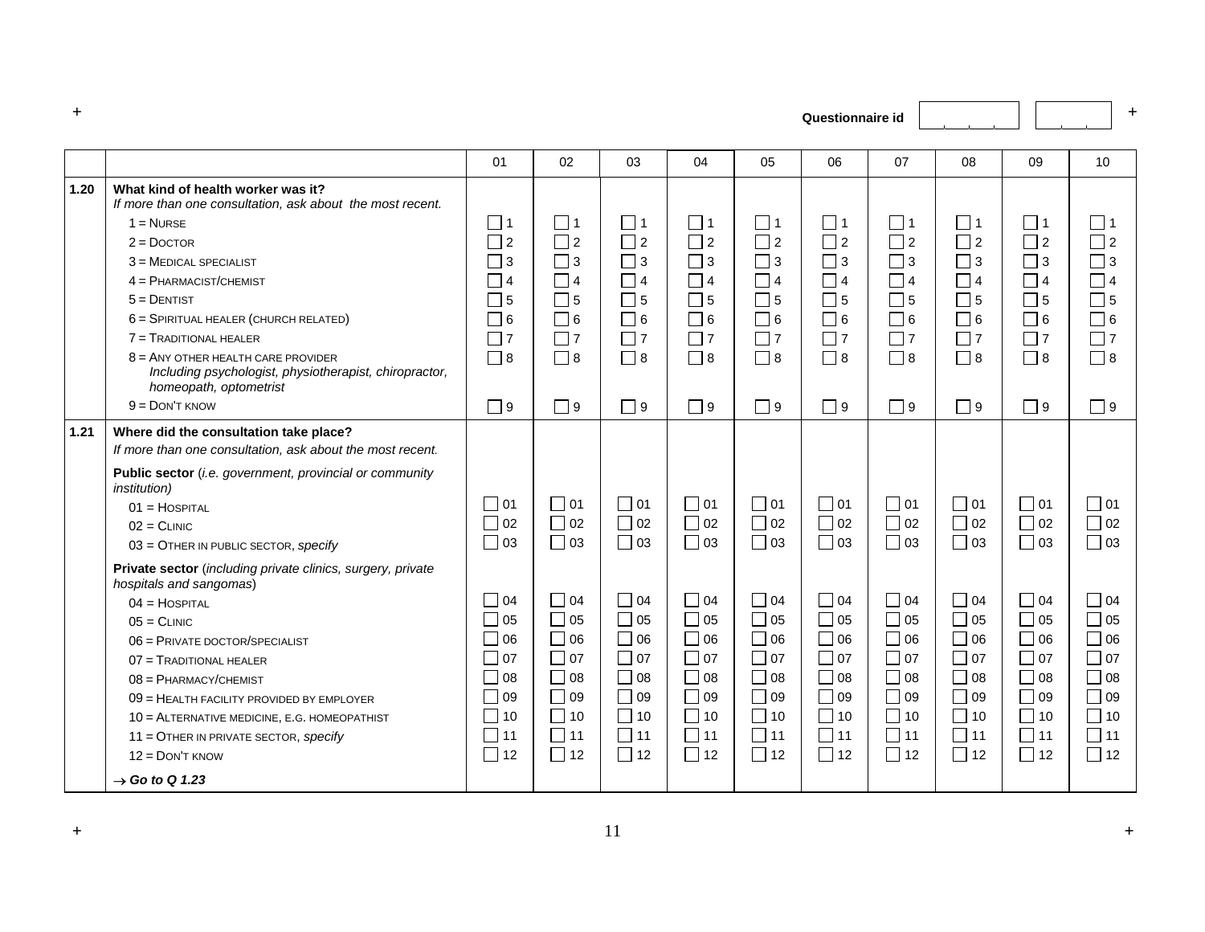Questionnaire id

| | | 01 | 02 | 03 | 04 | 05 | 06 | 07 | 08 | 09 | 10 |
|---|---|---|---|---|---|---|---|---|---|---|---|
| **1.20** | **What kind of health worker was it?** *If more than one consultation, ask about the most recent.* | | | | | | | | | | |
| | 1 = NURSE | ☐ 1 | ☐ 1 | ☐ 1 | ☐ 1 | ☐ 1 | ☐ 1 | ☐ 1 | ☐ 1 | ☐ 1 | ☐ 1 |
| | 2 = DOCTOR | ☐ 2 | ☐ 2 | ☐ 2 | ☐ 2 | ☐ 2 | ☐ 2 | ☐ 2 | ☐ 2 | ☐ 2 | ☐ 2 |
| | 3 = MEDICAL SPECIALIST | ☐ 3 | ☐ 3 | ☐ 3 | ☐ 3 | ☐ 3 | ☐ 3 | ☐ 3 | ☐ 3 | ☐ 3 | ☐ 3 |
| | 4 = PHARMACIST/CHEMIST | ☐ 4 | ☐ 4 | ☐ 4 | ☐ 4 | ☐ 4 | ☐ 4 | ☐ 4 | ☐ 4 | ☐ 4 | ☐ 4 |
| | 5 = DENTIST | ☐ 5 | ☐ 5 | ☐ 5 | ☐ 5 | ☐ 5 | ☐ 5 | ☐ 5 | ☐ 5 | ☐ 5 | ☐ 5 |
| | 6 = SPIRITUAL HEALER (CHURCH RELATED) | ☐ 6 | ☐ 6 | ☐ 6 | ☐ 6 | ☐ 6 | ☐ 6 | ☐ 6 | ☐ 6 | ☐ 6 | ☐ 6 |
| | 7 = TRADITIONAL HEALER | ☐ 7 | ☐ 7 | ☐ 7 | ☐ 7 | ☐ 7 | ☐ 7 | ☐ 7 | ☐ 7 | ☐ 7 | ☐ 7 |
| | 8 = ANY OTHER HEALTH CARE PROVIDER *Including psychologist, physiotherapist, chiropractor, homeopath, optometrist* | ☐ 8 | ☐ 8 | ☐ 8 | ☐ 8 | ☐ 8 | ☐ 8 | ☐ 8 | ☐ 8 | ☐ 8 | ☐ 8 |
| | 9 = DON'T KNOW | ☐ 9 | ☐ 9 | ☐ 9 | ☐ 9 | ☐ 9 | ☐ 9 | ☐ 9 | ☐ 9 | ☐ 9 | ☐ 9 |
| **1.21** | **Where did the consultation take place?** *If more than one consultation, ask about the most recent.* | | | | | | | | | | |
| | **Public sector** (*i.e. government, provincial or community institution)* | | | | | | | | | | |
| | 01 = HOSPITAL | ☐ 01 | ☐ 01 | ☐ 01 | ☐ 01 | ☐ 01 | ☐ 01 | ☐ 01 | ☐ 01 | ☐ 01 | ☐ 01 |
| | 02 = CLINIC | ☐ 02 | ☐ 02 | ☐ 02 | ☐ 02 | ☐ 02 | ☐ 02 | ☐ 02 | ☐ 02 | ☐ 02 | ☐ 02 |
| | 03 = OTHER IN PUBLIC SECTOR, *specify* | ☐ 03 | ☐ 03 | ☐ 03 | ☐ 03 | ☐ 03 | ☐ 03 | ☐ 03 | ☐ 03 | ☐ 03 | ☐ 03 |
| | **Private sector** (*including private clinics, surgery, private hospitals and sangomas*) | | | | | | | | | | |
| | 04 = HOSPITAL | ☐ 04 | ☐ 04 | ☐ 04 | ☐ 04 | ☐ 04 | ☐ 04 | ☐ 04 | ☐ 04 | ☐ 04 | ☐ 04 |
| | 05 = CLINIC | ☐ 05 | ☐ 05 | ☐ 05 | ☐ 05 | ☐ 05 | ☐ 05 | ☐ 05 | ☐ 05 | ☐ 05 | ☐ 05 |
| | 06 = PRIVATE DOCTOR/SPECIALIST | ☐ 06 | ☐ 06 | ☐ 06 | ☐ 06 | ☐ 06 | ☐ 06 | ☐ 06 | ☐ 06 | ☐ 06 | ☐ 06 |
| | 07 = TRADITIONAL HEALER | ☐ 07 | ☐ 07 | ☐ 07 | ☐ 07 | ☐ 07 | ☐ 07 | ☐ 07 | ☐ 07 | ☐ 07 | ☐ 07 |
| | 08 = PHARMACY/CHEMIST | ☐ 08 | ☐ 08 | ☐ 08 | ☐ 08 | ☐ 08 | ☐ 08 | ☐ 08 | ☐ 08 | ☐ 08 | ☐ 08 |
| | 09 = HEALTH FACILITY PROVIDED BY EMPLOYER | ☐ 09 | ☐ 09 | ☐ 09 | ☐ 09 | ☐ 09 | ☐ 09 | ☐ 09 | ☐ 09 | ☐ 09 | ☐ 09 |
| | 10 = ALTERNATIVE MEDICINE, E.G. HOMEOPATHIST | ☐ 10 | ☐ 10 | ☐ 10 | ☐ 10 | ☐ 10 | ☐ 10 | ☐ 10 | ☐ 10 | ☐ 10 | ☐ 10 |
| | 11 = OTHER IN PRIVATE SECTOR, *specify* | ☐ 11 | ☐ 11 | ☐ 11 | ☐ 11 | ☐ 11 | ☐ 11 | ☐ 11 | ☐ 11 | ☐ 11 | ☐ 11 |
| | 12 = DON'T KNOW | ☐ 12 | ☐ 12 | ☐ 12 | ☐ 12 | ☐ 12 | ☐ 12 | ☐ 12 | ☐ 12 | ☐ 12 | ☐ 12 |
| | → ***Go to Q 1.23*** | | | | | | | | | | |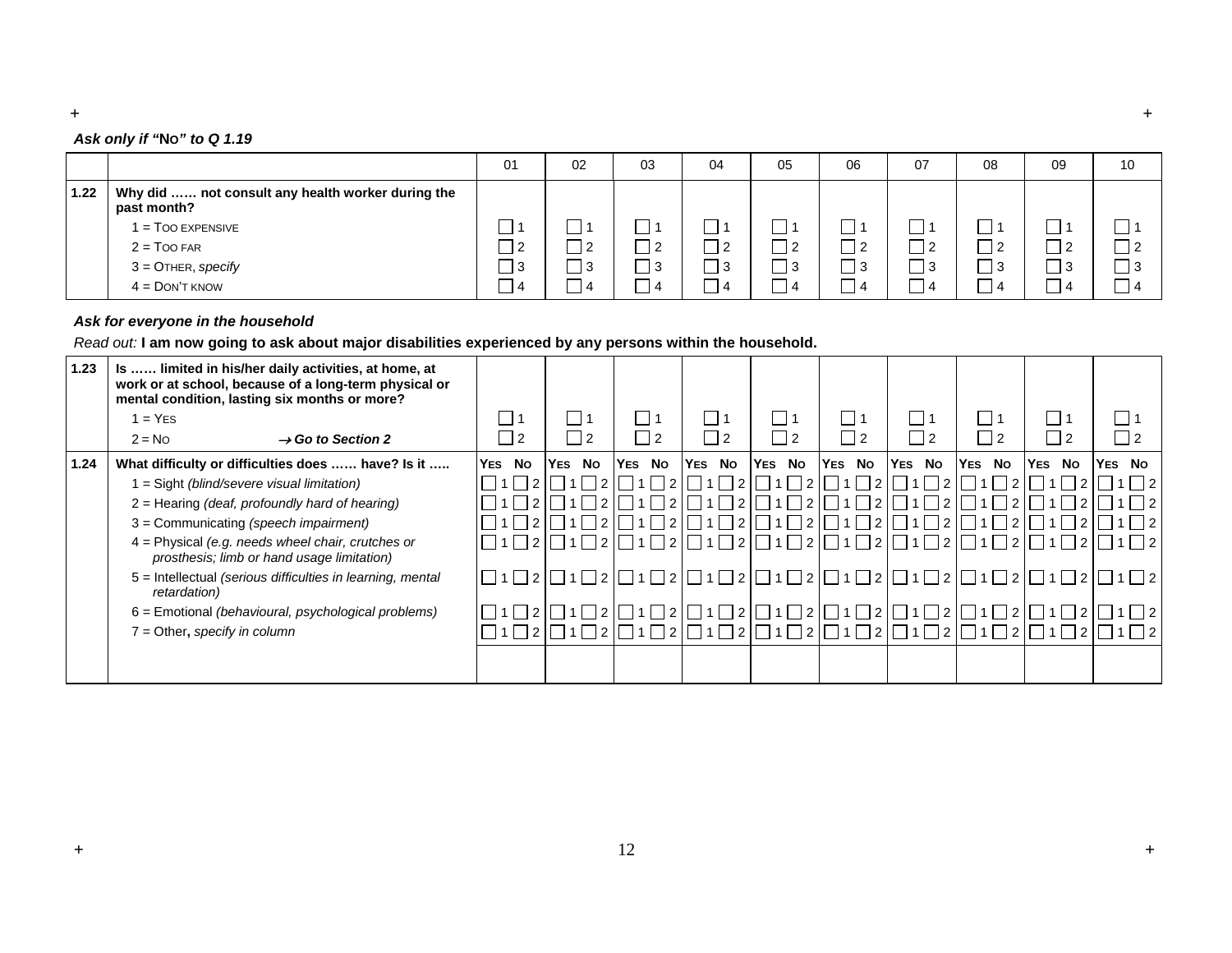*Ask only if "NO" to Q 1.19*

| | | 01 | 02 | 03 | 04 | 05 | 06 | 07 | 08 | 09 | 10 |
|---|---|---|---|---|---|---|---|---|---|---|---|
| **1.22** | **Why did …… not consult any health worker during the past month?** | | | | | | | | | | |
| | 1 = TOO EXPENSIVE | ☐ 1 | ☐ 1 | ☐ 1 | ☐ 1 | ☐ 1 | ☐ 1 | ☐ 1 | ☐ 1 | ☐ 1 | ☐ 1 |
| | 2 = TOO FAR | ☐ 2 | ☐ 2 | ☐ 2 | ☐ 2 | ☐ 2 | ☐ 2 | ☐ 2 | ☐ 2 | ☐ 2 | ☐ 2 |
| | 3 = OTHER, *specify* | ☐ 3 | ☐ 3 | ☐ 3 | ☐ 3 | ☐ 3 | ☐ 3 | ☐ 3 | ☐ 3 | ☐ 3 | ☐ 3 |
| | 4 = DON'T KNOW | ☐ 4 | ☐ 4 | ☐ 4 | ☐ 4 | ☐ 4 | ☐ 4 | ☐ 4 | ☐ 4 | ☐ 4 | ☐ 4 |

*Ask for everyone in the household*

*Read out:* **I am now going to ask about major disabilities experienced by any persons within the household.**

| | | | | | | | | | | | |
|---|---|---|---|---|---|---|---|---|---|---|---|
| **1.23** | **Is …… limited in his/her daily activities, at home, at work or at school, because of a long-term physical or mental condition, lasting six months or more?** | | | | | | | | | | |
| | 1 = YES | ☐ 1 | ☐ 1 | ☐ 1 | ☐ 1 | ☐ 1 | ☐ 1 | ☐ 1 | ☐ 1 | ☐ 1 | ☐ 1 |
| | 2 = NO → ***Go to Section 2*** | ☐ 2 | ☐ 2 | ☐ 2 | ☐ 2 | ☐ 2 | ☐ 2 | ☐ 2 | ☐ 2 | ☐ 2 | ☐ 2 |
| **1.24** | **What difficulty or difficulties does …… have? Is it …..** | **YES NO** | **YES NO** | **YES NO** | **YES NO** | **YES NO** | **YES NO** | **YES NO** | **YES NO** | **YES NO** | **YES NO** |
| | 1 = Sight *(blind/severe visual limitation)* | ☐ 1 ☐ 2 | ☐ 1 ☐ 2 | ☐ 1 ☐ 2 | ☐ 1 ☐ 2 | ☐ 1 ☐ 2 | ☐ 1 ☐ 2 | ☐ 1 ☐ 2 | ☐ 1 ☐ 2 | ☐ 1 ☐ 2 | ☐ 1 ☐ 2 |
| | 2 = Hearing *(deaf, profoundly hard of hearing)* | ☐ 1 ☐ 2 | ☐ 1 ☐ 2 | ☐ 1 ☐ 2 | ☐ 1 ☐ 2 | ☐ 1 ☐ 2 | ☐ 1 ☐ 2 | ☐ 1 ☐ 2 | ☐ 1 ☐ 2 | ☐ 1 ☐ 2 | ☐ 1 ☐ 2 |
| | 3 = Communicating *(speech impairment)* | ☐ 1 ☐ 2 | ☐ 1 ☐ 2 | ☐ 1 ☐ 2 | ☐ 1 ☐ 2 | ☐ 1 ☐ 2 | ☐ 1 ☐ 2 | ☐ 1 ☐ 2 | ☐ 1 ☐ 2 | ☐ 1 ☐ 2 | ☐ 1 ☐ 2 |
| | 4 = Physical *(e.g. needs wheel chair, crutches or prosthesis; limb or hand usage limitation)* | ☐ 1 ☐ 2 | ☐ 1 ☐ 2 | ☐ 1 ☐ 2 | ☐ 1 ☐ 2 | ☐ 1 ☐ 2 | ☐ 1 ☐ 2 | ☐ 1 ☐ 2 | ☐ 1 ☐ 2 | ☐ 1 ☐ 2 | ☐ 1 ☐ 2 |
| | 5 = Intellectual *(serious difficulties in learning, mental retardation)* | ☐ 1 ☐ 2 | ☐ 1 ☐ 2 | ☐ 1 ☐ 2 | ☐ 1 ☐ 2 | ☐ 1 ☐ 2 | ☐ 1 ☐ 2 | ☐ 1 ☐ 2 | ☐ 1 ☐ 2 | ☐ 1 ☐ 2 | ☐ 1 ☐ 2 |
| | 6 = Emotional *(behavioural, psychological problems)* | ☐ 1 ☐ 2 | ☐ 1 ☐ 2 | ☐ 1 ☐ 2 | ☐ 1 ☐ 2 | ☐ 1 ☐ 2 | ☐ 1 ☐ 2 | ☐ 1 ☐ 2 | ☐ 1 ☐ 2 | ☐ 1 ☐ 2 | ☐ 1 ☐ 2 |
| | 7 = Other**,** *specify in column* | ☐ 1 ☐ 2 | ☐ 1 ☐ 2 | ☐ 1 ☐ 2 | ☐ 1 ☐ 2 | ☐ 1 ☐ 2 | ☐ 1 ☐ 2 | ☐ 1 ☐ 2 | ☐ 1 ☐ 2 | ☐ 1 ☐ 2 | ☐ 1 ☐ 2 |
| | | | | | | | | | | | |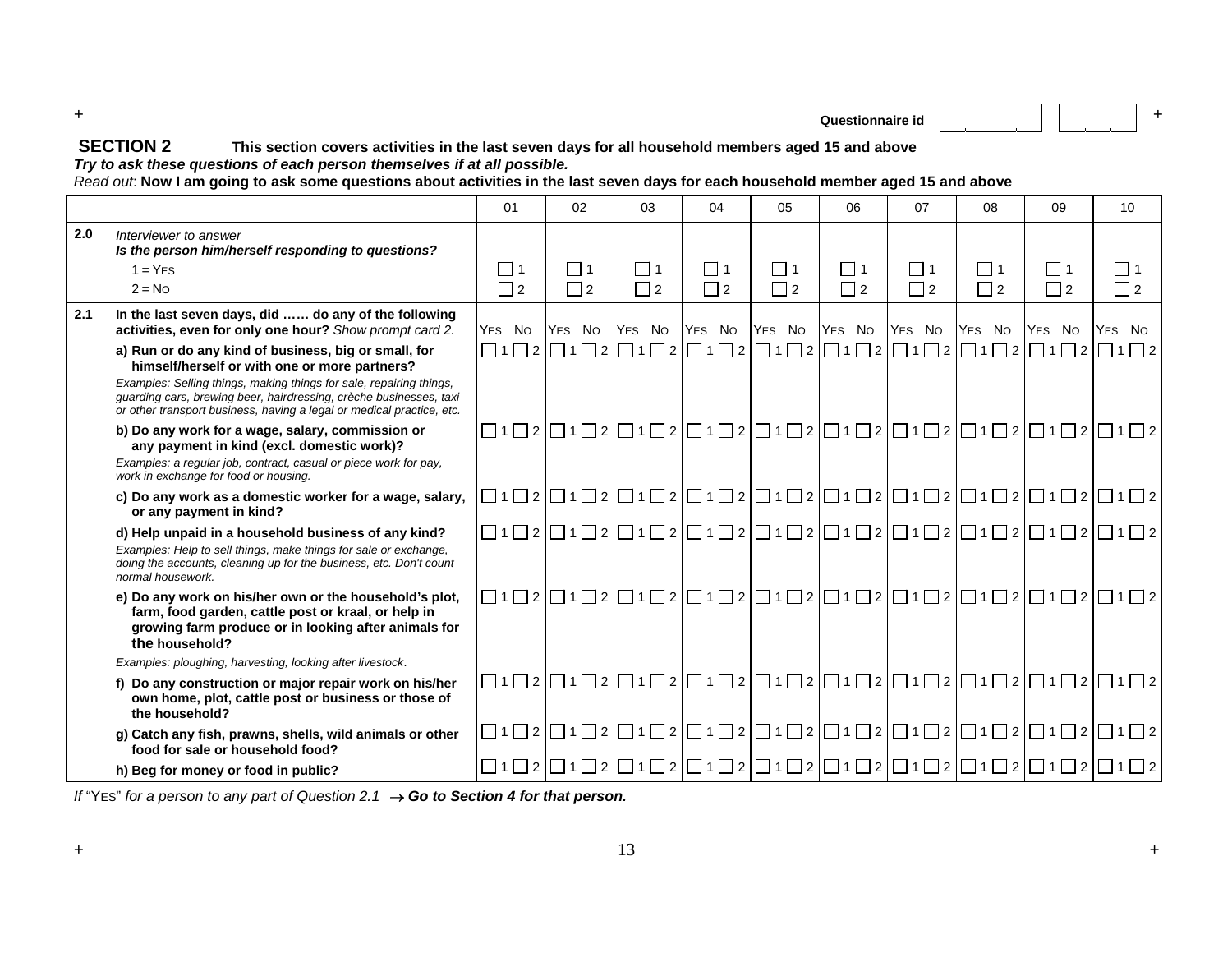Questionnaire id

**SECTION 2** **This section covers activities in the last seven days for all household members aged 15 and above**

***Try to ask these questions of each person themselves if at all possible.***

*Read out*: **Now I am going to ask some questions about activities in the last seven days for each household member aged 15 and above**

| | | 01 | 02 | 03 | 04 | 05 | 06 | 07 | 08 | 09 | 10 |
|---|---|---|---|---|---|---|---|---|---|---|---|
| **2.0** | *Interviewer to answer* ***Is the person him/herself responding to questions?*** 1 = YES 2 = NO | ☐ 1 ☐ 2 | ☐ 1 ☐ 2 | ☐ 1 ☐ 2 | ☐ 1 ☐ 2 | ☐ 1 ☐ 2 | ☐ 1 ☐ 2 | ☐ 1 ☐ 2 | ☐ 1 ☐ 2 | ☐ 1 ☐ 2 | ☐ 1 ☐ 2 |
| **2.1** | **In the last seven days, did …… do any of the following activities, even for only one hour?** *Show prompt card 2.* | YES NO | YES NO | YES NO | YES NO | YES NO | YES NO | YES NO | YES NO | YES NO | YES NO |
| | **a) Run or do any kind of business, big or small, for himself/herself or with one or more partners?** *Examples: Selling things, making things for sale, repairing things, guarding cars, brewing beer, hairdressing, crèche businesses, taxi or other transport business, having a legal or medical practice, etc.* | ☐ 1 ☐ 2 | ☐ 1 ☐ 2 | ☐ 1 ☐ 2 | ☐ 1 ☐ 2 | ☐ 1 ☐ 2 | ☐ 1 ☐ 2 | ☐ 1 ☐ 2 | ☐ 1 ☐ 2 | ☐ 1 ☐ 2 | ☐ 1 ☐ 2 |
| | **b) Do any work for a wage, salary, commission or any payment in kind (excl. domestic work)?** *Examples: a regular job, contract, casual or piece work for pay, work in exchange for food or housing.* | ☐ 1 ☐ 2 | ☐ 1 ☐ 2 | ☐ 1 ☐ 2 | ☐ 1 ☐ 2 | ☐ 1 ☐ 2 | ☐ 1 ☐ 2 | ☐ 1 ☐ 2 | ☐ 1 ☐ 2 | ☐ 1 ☐ 2 | ☐ 1 ☐ 2 |
| | **c) Do any work as a domestic worker for a wage, salary, or any payment in kind?** | ☐ 1 ☐ 2 | ☐ 1 ☐ 2 | ☐ 1 ☐ 2 | ☐ 1 ☐ 2 | ☐ 1 ☐ 2 | ☐ 1 ☐ 2 | ☐ 1 ☐ 2 | ☐ 1 ☐ 2 | ☐ 1 ☐ 2 | ☐ 1 ☐ 2 |
| | **d) Help unpaid in a household business of any kind?** *Examples: Help to sell things, make things for sale or exchange, doing the accounts, cleaning up for the business, etc. Don't count normal housework.* | ☐ 1 ☐ 2 | ☐ 1 ☐ 2 | ☐ 1 ☐ 2 | ☐ 1 ☐ 2 | ☐ 1 ☐ 2 | ☐ 1 ☐ 2 | ☐ 1 ☐ 2 | ☐ 1 ☐ 2 | ☐ 1 ☐ 2 | ☐ 1 ☐ 2 |
| | **e) Do any work on his/her own or the household's plot, farm, food garden, cattle post or kraal, or help in growing farm produce or in looking after animals for the household?** *Examples: ploughing, harvesting, looking after livestock.* | ☐ 1 ☐ 2 | ☐ 1 ☐ 2 | ☐ 1 ☐ 2 | ☐ 1 ☐ 2 | ☐ 1 ☐ 2 | ☐ 1 ☐ 2 | ☐ 1 ☐ 2 | ☐ 1 ☐ 2 | ☐ 1 ☐ 2 | ☐ 1 ☐ 2 |
| | **f) Do any construction or major repair work on his/her own home, plot, cattle post or business or those of the household?** | ☐ 1 ☐ 2 | ☐ 1 ☐ 2 | ☐ 1 ☐ 2 | ☐ 1 ☐ 2 | ☐ 1 ☐ 2 | ☐ 1 ☐ 2 | ☐ 1 ☐ 2 | ☐ 1 ☐ 2 | ☐ 1 ☐ 2 | ☐ 1 ☐ 2 |
| | **g) Catch any fish, prawns, shells, wild animals or other food for sale or household food?** | ☐ 1 ☐ 2 | ☐ 1 ☐ 2 | ☐ 1 ☐ 2 | ☐ 1 ☐ 2 | ☐ 1 ☐ 2 | ☐ 1 ☐ 2 | ☐ 1 ☐ 2 | ☐ 1 ☐ 2 | ☐ 1 ☐ 2 | ☐ 1 ☐ 2 |
| | **h) Beg for money or food in public?** | ☐ 1 ☐ 2 | ☐ 1 ☐ 2 | ☐ 1 ☐ 2 | ☐ 1 ☐ 2 | ☐ 1 ☐ 2 | ☐ 1 ☐ 2 | ☐ 1 ☐ 2 | ☐ 1 ☐ 2 | ☐ 1 ☐ 2 | ☐ 1 ☐ 2 |

*If "YES" for a person to any part of Question 2.1 → **Go to Section 4 for that person.***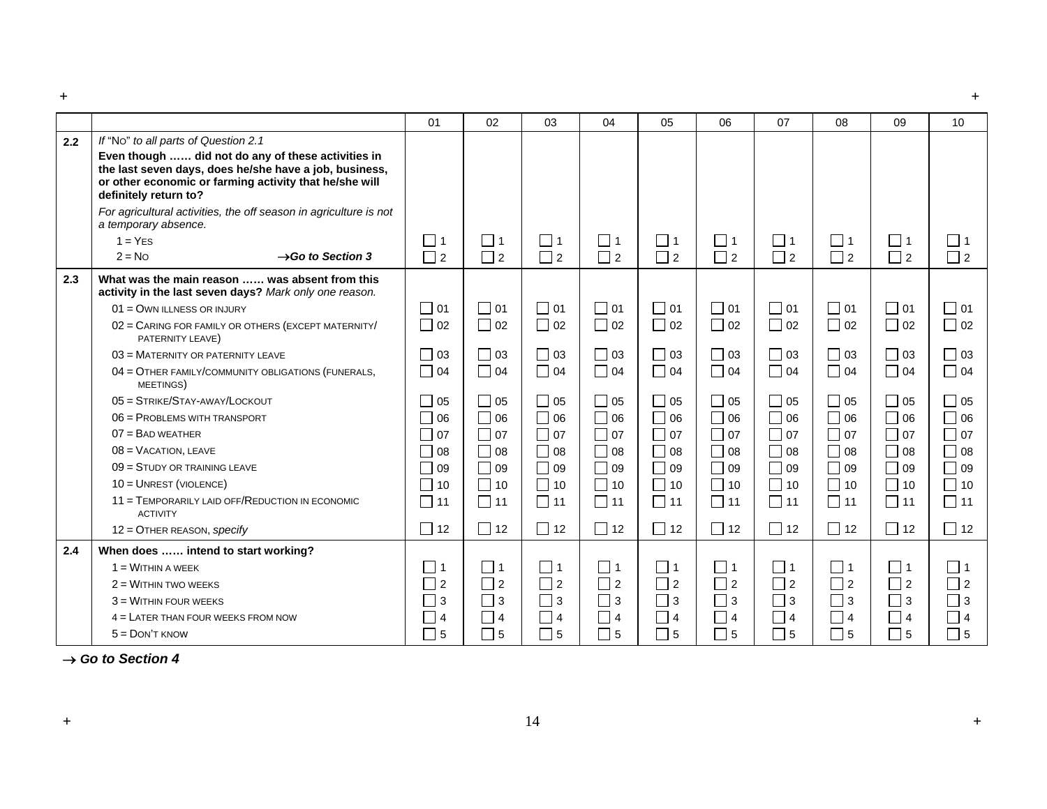| | | 01 | 02 | 03 | 04 | 05 | 06 | 07 | 08 | 09 | 10 |
|---|---|---|---|---|---|---|---|---|---|---|---|
| **2.2** | *If* "NO" *to all parts of Question 2.1*<br>**Even though …… did not do any of these activities in the last seven days, does he/she have a job, business, or other economic or farming activity that he/she will definitely return to?**<br>*For agricultural activities, the off season in agriculture is not a temporary absence.* | | | | | | | | | | |
| | 1 = YES | ☐ 1 | ☐ 1 | ☐ 1 | ☐ 1 | ☐ 1 | ☐ 1 | ☐ 1 | ☐ 1 | ☐ 1 | ☐ 1 |
| | 2 = NO →***Go to Section 3*** | ☐ 2 | ☐ 2 | ☐ 2 | ☐ 2 | ☐ 2 | ☐ 2 | ☐ 2 | ☐ 2 | ☐ 2 | ☐ 2 |
| **2.3** | **What was the main reason …… was absent from this activity in the last seven days?** *Mark only one reason.* | | | | | | | | | | |
| | 01 = OWN ILLNESS OR INJURY | ☐ 01 | ☐ 01 | ☐ 01 | ☐ 01 | ☐ 01 | ☐ 01 | ☐ 01 | ☐ 01 | ☐ 01 | ☐ 01 |
| | 02 = CARING FOR FAMILY OR OTHERS (EXCEPT MATERNITY/ PATERNITY LEAVE) | ☐ 02 | ☐ 02 | ☐ 02 | ☐ 02 | ☐ 02 | ☐ 02 | ☐ 02 | ☐ 02 | ☐ 02 | ☐ 02 |
| | 03 = MATERNITY OR PATERNITY LEAVE | ☐ 03 | ☐ 03 | ☐ 03 | ☐ 03 | ☐ 03 | ☐ 03 | ☐ 03 | ☐ 03 | ☐ 03 | ☐ 03 |
| | 04 = OTHER FAMILY/COMMUNITY OBLIGATIONS (FUNERALS, MEETINGS) | ☐ 04 | ☐ 04 | ☐ 04 | ☐ 04 | ☐ 04 | ☐ 04 | ☐ 04 | ☐ 04 | ☐ 04 | ☐ 04 |
| | 05 = STRIKE/STAY-AWAY/LOCKOUT | ☐ 05 | ☐ 05 | ☐ 05 | ☐ 05 | ☐ 05 | ☐ 05 | ☐ 05 | ☐ 05 | ☐ 05 | ☐ 05 |
| | 06 = PROBLEMS WITH TRANSPORT | ☐ 06 | ☐ 06 | ☐ 06 | ☐ 06 | ☐ 06 | ☐ 06 | ☐ 06 | ☐ 06 | ☐ 06 | ☐ 06 |
| | 07 = BAD WEATHER | ☐ 07 | ☐ 07 | ☐ 07 | ☐ 07 | ☐ 07 | ☐ 07 | ☐ 07 | ☐ 07 | ☐ 07 | ☐ 07 |
| | 08 = VACATION, LEAVE | ☐ 08 | ☐ 08 | ☐ 08 | ☐ 08 | ☐ 08 | ☐ 08 | ☐ 08 | ☐ 08 | ☐ 08 | ☐ 08 |
| | 09 = STUDY OR TRAINING LEAVE | ☐ 09 | ☐ 09 | ☐ 09 | ☐ 09 | ☐ 09 | ☐ 09 | ☐ 09 | ☐ 09 | ☐ 09 | ☐ 09 |
| | 10 = UNREST (VIOLENCE) | ☐ 10 | ☐ 10 | ☐ 10 | ☐ 10 | ☐ 10 | ☐ 10 | ☐ 10 | ☐ 10 | ☐ 10 | ☐ 10 |
| | 11 = TEMPORARILY LAID OFF/REDUCTION IN ECONOMIC ACTIVITY | ☐ 11 | ☐ 11 | ☐ 11 | ☐ 11 | ☐ 11 | ☐ 11 | ☐ 11 | ☐ 11 | ☐ 11 | ☐ 11 |
| | 12 = OTHER REASON, *specify* | ☐ 12 | ☐ 12 | ☐ 12 | ☐ 12 | ☐ 12 | ☐ 12 | ☐ 12 | ☐ 12 | ☐ 12 | ☐ 12 |
| **2.4** | **When does …… intend to start working?** | | | | | | | | | | |
| | 1 = WITHIN A WEEK | ☐ 1 | ☐ 1 | ☐ 1 | ☐ 1 | ☐ 1 | ☐ 1 | ☐ 1 | ☐ 1 | ☐ 1 | ☐ 1 |
| | 2 = WITHIN TWO WEEKS | ☐ 2 | ☐ 2 | ☐ 2 | ☐ 2 | ☐ 2 | ☐ 2 | ☐ 2 | ☐ 2 | ☐ 2 | ☐ 2 |
| | 3 = WITHIN FOUR WEEKS | ☐ 3 | ☐ 3 | ☐ 3 | ☐ 3 | ☐ 3 | ☐ 3 | ☐ 3 | ☐ 3 | ☐ 3 | ☐ 3 |
| | 4 = LATER THAN FOUR WEEKS FROM NOW | ☐ 4 | ☐ 4 | ☐ 4 | ☐ 4 | ☐ 4 | ☐ 4 | ☐ 4 | ☐ 4 | ☐ 4 | ☐ 4 |
| | 5 = DON'T KNOW | ☐ 5 | ☐ 5 | ☐ 5 | ☐ 5 | ☐ 5 | ☐ 5 | ☐ 5 | ☐ 5 | ☐ 5 | ☐ 5 |

→ ***Go to Section 4***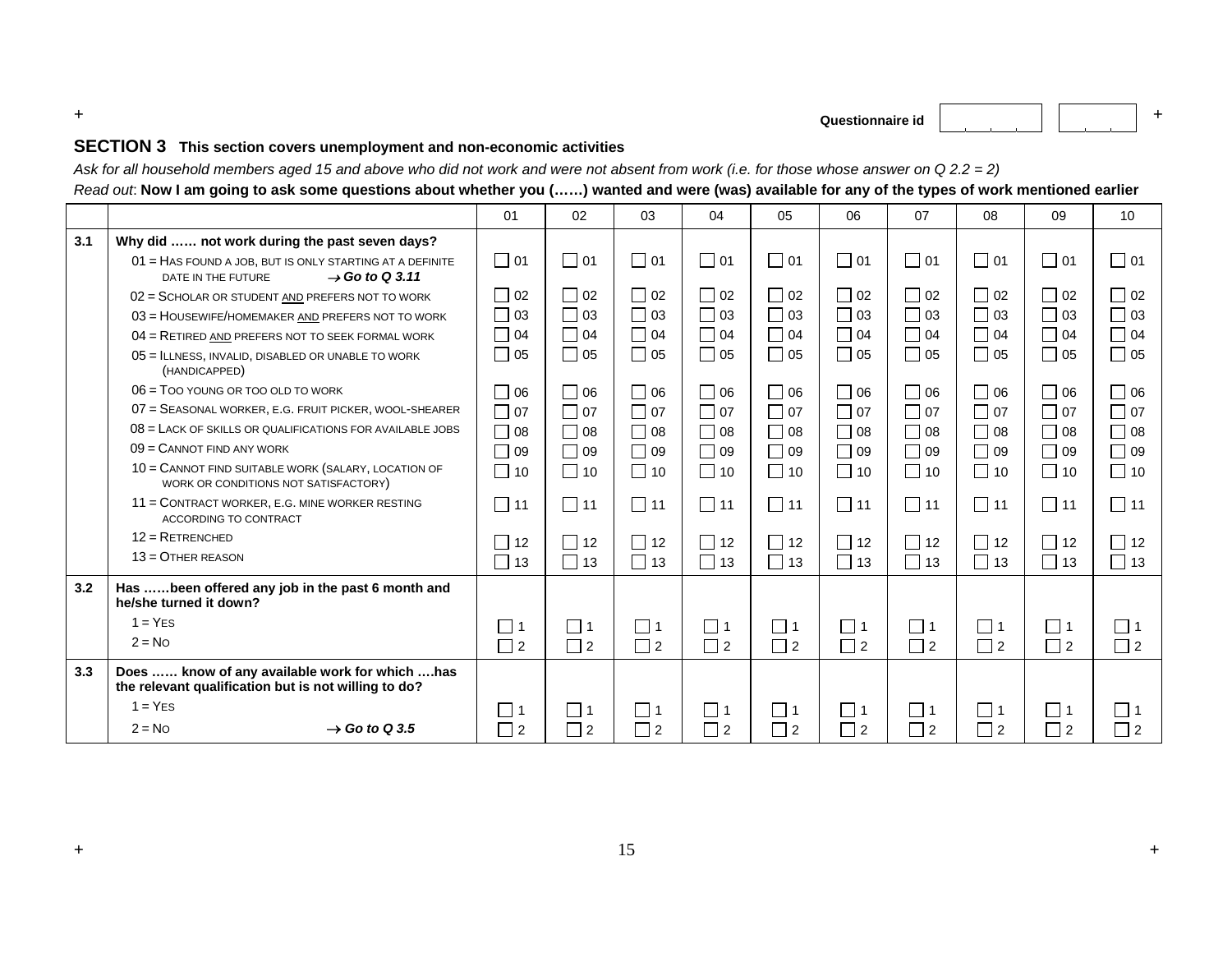Questionnaire id

## SECTION 3 This section covers unemployment and non-economic activities

*Ask for all household members aged 15 and above who did not work and were not absent from work (i.e. for those whose answer on Q 2.2 = 2)*

*Read out*: **Now I am going to ask some questions about whether you (……) wanted and were (was) available for any of the types of work mentioned earlier**

| | | 01 | 02 | 03 | 04 | 05 | 06 | 07 | 08 | 09 | 10 |
|---|---|---|---|---|---|---|---|---|---|---|---|
| **3.1** | **Why did …… not work during the past seven days?** | | | | | | | | | | |
| | 01 = HAS FOUND A JOB, BUT IS ONLY STARTING AT A DEFINITE DATE IN THE FUTURE → ***Go to Q 3.11*** | ☐ 01 | ☐ 01 | ☐ 01 | ☐ 01 | ☐ 01 | ☐ 01 | ☐ 01 | ☐ 01 | ☐ 01 | ☐ 01 |
| | 02 = SCHOLAR OR STUDENT AND PREFERS NOT TO WORK | ☐ 02 | ☐ 02 | ☐ 02 | ☐ 02 | ☐ 02 | ☐ 02 | ☐ 02 | ☐ 02 | ☐ 02 | ☐ 02 |
| | 03 = HOUSEWIFE/HOMEMAKER AND PREFERS NOT TO WORK | ☐ 03 | ☐ 03 | ☐ 03 | ☐ 03 | ☐ 03 | ☐ 03 | ☐ 03 | ☐ 03 | ☐ 03 | ☐ 03 |
| | 04 = RETIRED AND PREFERS NOT TO SEEK FORMAL WORK | ☐ 04 | ☐ 04 | ☐ 04 | ☐ 04 | ☐ 04 | ☐ 04 | ☐ 04 | ☐ 04 | ☐ 04 | ☐ 04 |
| | 05 = ILLNESS, INVALID, DISABLED OR UNABLE TO WORK (HANDICAPPED) | ☐ 05 | ☐ 05 | ☐ 05 | ☐ 05 | ☐ 05 | ☐ 05 | ☐ 05 | ☐ 05 | ☐ 05 | ☐ 05 |
| | 06 = TOO YOUNG OR TOO OLD TO WORK | ☐ 06 | ☐ 06 | ☐ 06 | ☐ 06 | ☐ 06 | ☐ 06 | ☐ 06 | ☐ 06 | ☐ 06 | ☐ 06 |
| | 07 = SEASONAL WORKER, E.G. FRUIT PICKER, WOOL-SHEARER | ☐ 07 | ☐ 07 | ☐ 07 | ☐ 07 | ☐ 07 | ☐ 07 | ☐ 07 | ☐ 07 | ☐ 07 | ☐ 07 |
| | 08 = LACK OF SKILLS OR QUALIFICATIONS FOR AVAILABLE JOBS | ☐ 08 | ☐ 08 | ☐ 08 | ☐ 08 | ☐ 08 | ☐ 08 | ☐ 08 | ☐ 08 | ☐ 08 | ☐ 08 |
| | 09 = CANNOT FIND ANY WORK | ☐ 09 | ☐ 09 | ☐ 09 | ☐ 09 | ☐ 09 | ☐ 09 | ☐ 09 | ☐ 09 | ☐ 09 | ☐ 09 |
| | 10 = CANNOT FIND SUITABLE WORK (SALARY, LOCATION OF WORK OR CONDITIONS NOT SATISFACTORY) | ☐ 10 | ☐ 10 | ☐ 10 | ☐ 10 | ☐ 10 | ☐ 10 | ☐ 10 | ☐ 10 | ☐ 10 | ☐ 10 |
| | 11 = CONTRACT WORKER, E.G. MINE WORKER RESTING ACCORDING TO CONTRACT | ☐ 11 | ☐ 11 | ☐ 11 | ☐ 11 | ☐ 11 | ☐ 11 | ☐ 11 | ☐ 11 | ☐ 11 | ☐ 11 |
| | 12 = RETRENCHED | ☐ 12 | ☐ 12 | ☐ 12 | ☐ 12 | ☐ 12 | ☐ 12 | ☐ 12 | ☐ 12 | ☐ 12 | ☐ 12 |
| | 13 = OTHER REASON | ☐ 13 | ☐ 13 | ☐ 13 | ☐ 13 | ☐ 13 | ☐ 13 | ☐ 13 | ☐ 13 | ☐ 13 | ☐ 13 |
| **3.2** | **Has ……been offered any job in the past 6 month and he/she turned it down?** | | | | | | | | | | |
| | 1 = YES | ☐ 1 | ☐ 1 | ☐ 1 | ☐ 1 | ☐ 1 | ☐ 1 | ☐ 1 | ☐ 1 | ☐ 1 | ☐ 1 |
| | 2 = NO | ☐ 2 | ☐ 2 | ☐ 2 | ☐ 2 | ☐ 2 | ☐ 2 | ☐ 2 | ☐ 2 | ☐ 2 | ☐ 2 |
| **3.3** | **Does …… know of any available work for which ….has the relevant qualification but is not willing to do?** | | | | | | | | | | |
| | 1 = YES | ☐ 1 | ☐ 1 | ☐ 1 | ☐ 1 | ☐ 1 | ☐ 1 | ☐ 1 | ☐ 1 | ☐ 1 | ☐ 1 |
| | 2 = NO → ***Go to Q 3.5*** | ☐ 2 | ☐ 2 | ☐ 2 | ☐ 2 | ☐ 2 | ☐ 2 | ☐ 2 | ☐ 2 | ☐ 2 | ☐ 2 |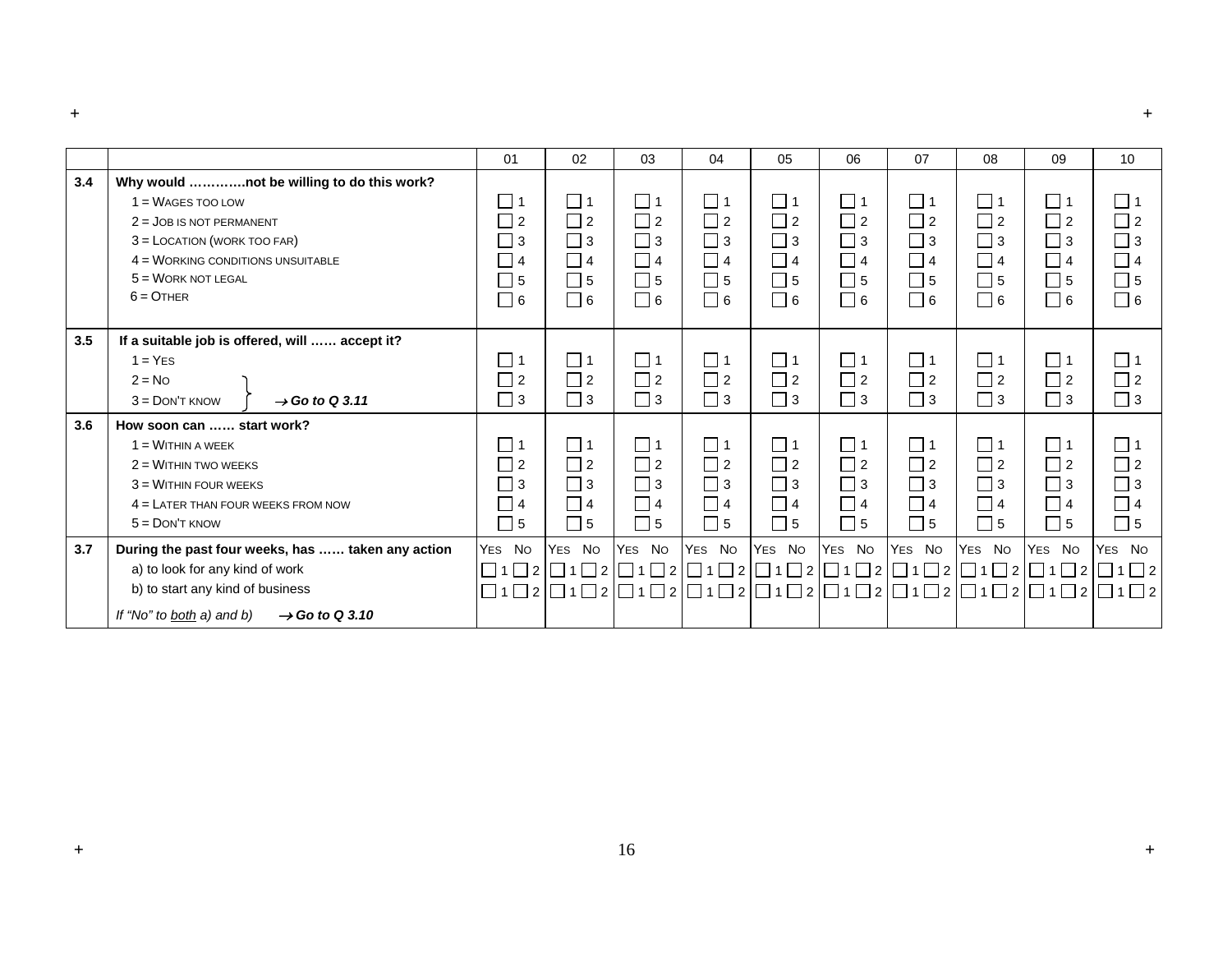| | | 01 | 02 | 03 | 04 | 05 | 06 | 07 | 08 | 09 | 10 |
|---|---|---|---|---|---|---|---|---|---|---|---|
| **3.4** | **Why would …………not be willing to do this work?**<br>1 = WAGES TOO LOW<br>2 = JOB IS NOT PERMANENT<br>3 = LOCATION (WORK TOO FAR)<br>4 = WORKING CONDITIONS UNSUITABLE<br>5 = WORK NOT LEGAL<br>6 = OTHER | ☐ 1<br>☐ 2<br>☐ 3<br>☐ 4<br>☐ 5<br>☐ 6 | ☐ 1<br>☐ 2<br>☐ 3<br>☐ 4<br>☐ 5<br>☐ 6 | ☐ 1<br>☐ 2<br>☐ 3<br>☐ 4<br>☐ 5<br>☐ 6 | ☐ 1<br>☐ 2<br>☐ 3<br>☐ 4<br>☐ 5<br>☐ 6 | ☐ 1<br>☐ 2<br>☐ 3<br>☐ 4<br>☐ 5<br>☐ 6 | ☐ 1<br>☐ 2<br>☐ 3<br>☐ 4<br>☐ 5<br>☐ 6 | ☐ 1<br>☐ 2<br>☐ 3<br>☐ 4<br>☐ 5<br>☐ 6 | ☐ 1<br>☐ 2<br>☐ 3<br>☐ 4<br>☐ 5<br>☐ 6 | ☐ 1<br>☐ 2<br>☐ 3<br>☐ 4<br>☐ 5<br>☐ 6 | ☐ 1<br>☐ 2<br>☐ 3<br>☐ 4<br>☐ 5<br>☐ 6 |
| **3.5** | **If a suitable job is offered, will …… accept it?**<br>1 = YES<br>2 = NO<br>3 = DON'T KNOW } → ***Go to Q 3.11*** | ☐ 1<br>☐ 2<br>☐ 3 | ☐ 1<br>☐ 2<br>☐ 3 | ☐ 1<br>☐ 2<br>☐ 3 | ☐ 1<br>☐ 2<br>☐ 3 | ☐ 1<br>☐ 2<br>☐ 3 | ☐ 1<br>☐ 2<br>☐ 3 | ☐ 1<br>☐ 2<br>☐ 3 | ☐ 1<br>☐ 2<br>☐ 3 | ☐ 1<br>☐ 2<br>☐ 3 | ☐ 1<br>☐ 2<br>☐ 3 |
| **3.6** | **How soon can …… start work?**<br>1 = WITHIN A WEEK<br>2 = WITHIN TWO WEEKS<br>3 = WITHIN FOUR WEEKS<br>4 = LATER THAN FOUR WEEKS FROM NOW<br>5 = DON'T KNOW | ☐ 1<br>☐ 2<br>☐ 3<br>☐ 4<br>☐ 5 | ☐ 1<br>☐ 2<br>☐ 3<br>☐ 4<br>☐ 5 | ☐ 1<br>☐ 2<br>☐ 3<br>☐ 4<br>☐ 5 | ☐ 1<br>☐ 2<br>☐ 3<br>☐ 4<br>☐ 5 | ☐ 1<br>☐ 2<br>☐ 3<br>☐ 4<br>☐ 5 | ☐ 1<br>☐ 2<br>☐ 3<br>☐ 4<br>☐ 5 | ☐ 1<br>☐ 2<br>☐ 3<br>☐ 4<br>☐ 5 | ☐ 1<br>☐ 2<br>☐ 3<br>☐ 4<br>☐ 5 | ☐ 1<br>☐ 2<br>☐ 3<br>☐ 4<br>☐ 5 | ☐ 1<br>☐ 2<br>☐ 3<br>☐ 4<br>☐ 5 |
| **3.7** | **During the past four weeks, has …… taken any action**<br>a) to look for any kind of work<br>b) to start any kind of business<br>*If "No" to both a) and b)* → ***Go to Q 3.10*** | YES NO<br>☐ 1 ☐ 2<br>☐ 1 ☐ 2 | YES NO<br>☐ 1 ☐ 2<br>☐ 1 ☐ 2 | YES NO<br>☐ 1 ☐ 2<br>☐ 1 ☐ 2 | YES NO<br>☐ 1 ☐ 2<br>☐ 1 ☐ 2 | YES NO<br>☐ 1 ☐ 2<br>☐ 1 ☐ 2 | YES NO<br>☐ 1 ☐ 2<br>☐ 1 ☐ 2 | YES NO<br>☐ 1 ☐ 2<br>☐ 1 ☐ 2 | YES NO<br>☐ 1 ☐ 2<br>☐ 1 ☐ 2 | YES NO<br>☐ 1 ☐ 2<br>☐ 1 ☐ 2 | YES NO<br>☐ 1 ☐ 2<br>☐ 1 ☐ 2 |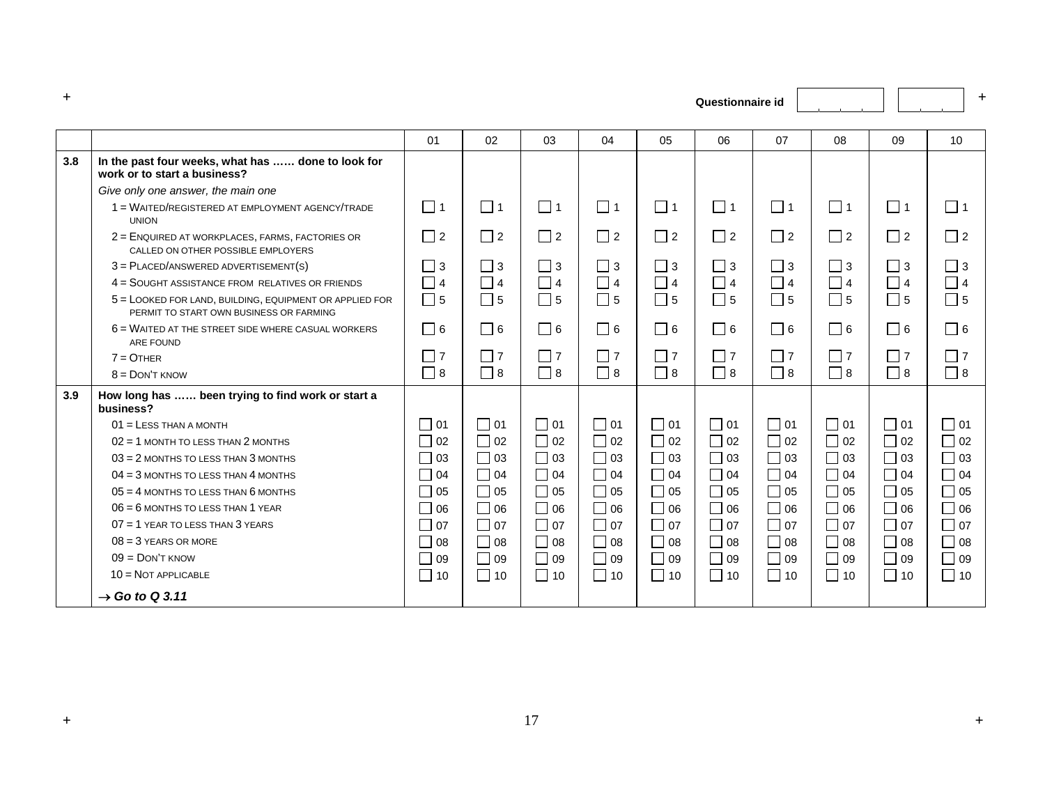Questionnaire id

| | | 01 | 02 | 03 | 04 | 05 | 06 | 07 | 08 | 09 | 10 |
|---|---|---|---|---|---|---|---|---|---|---|---|
| **3.8** | **In the past four weeks, what has …… done to look for work or to start a business?** | | | | | | | | | | |
| | *Give only one answer, the main one* | | | | | | | | | | |
| | 1 = WAITED/REGISTERED AT EMPLOYMENT AGENCY/TRADE UNION | ☐ 1 | ☐ 1 | ☐ 1 | ☐ 1 | ☐ 1 | ☐ 1 | ☐ 1 | ☐ 1 | ☐ 1 | ☐ 1 |
| | 2 = ENQUIRED AT WORKPLACES, FARMS, FACTORIES OR CALLED ON OTHER POSSIBLE EMPLOYERS | ☐ 2 | ☐ 2 | ☐ 2 | ☐ 2 | ☐ 2 | ☐ 2 | ☐ 2 | ☐ 2 | ☐ 2 | ☐ 2 |
| | 3 = PLACED/ANSWERED ADVERTISEMENT(S) | ☐ 3 | ☐ 3 | ☐ 3 | ☐ 3 | ☐ 3 | ☐ 3 | ☐ 3 | ☐ 3 | ☐ 3 | ☐ 3 |
| | 4 = SOUGHT ASSISTANCE FROM RELATIVES OR FRIENDS | ☐ 4 | ☐ 4 | ☐ 4 | ☐ 4 | ☐ 4 | ☐ 4 | ☐ 4 | ☐ 4 | ☐ 4 | ☐ 4 |
| | 5 = LOOKED FOR LAND, BUILDING, EQUIPMENT OR APPLIED FOR PERMIT TO START OWN BUSINESS OR FARMING | ☐ 5 | ☐ 5 | ☐ 5 | ☐ 5 | ☐ 5 | ☐ 5 | ☐ 5 | ☐ 5 | ☐ 5 | ☐ 5 |
| | 6 = WAITED AT THE STREET SIDE WHERE CASUAL WORKERS ARE FOUND | ☐ 6 | ☐ 6 | ☐ 6 | ☐ 6 | ☐ 6 | ☐ 6 | ☐ 6 | ☐ 6 | ☐ 6 | ☐ 6 |
| | 7 = OTHER | ☐ 7 | ☐ 7 | ☐ 7 | ☐ 7 | ☐ 7 | ☐ 7 | ☐ 7 | ☐ 7 | ☐ 7 | ☐ 7 |
| | 8 = DON'T KNOW | ☐ 8 | ☐ 8 | ☐ 8 | ☐ 8 | ☐ 8 | ☐ 8 | ☐ 8 | ☐ 8 | ☐ 8 | ☐ 8 |
| **3.9** | **How long has …… been trying to find work or start a business?** | | | | | | | | | | |
| | 01 = LESS THAN A MONTH | ☐ 01 | ☐ 01 | ☐ 01 | ☐ 01 | ☐ 01 | ☐ 01 | ☐ 01 | ☐ 01 | ☐ 01 | ☐ 01 |
| | 02 = 1 MONTH TO LESS THAN 2 MONTHS | ☐ 02 | ☐ 02 | ☐ 02 | ☐ 02 | ☐ 02 | ☐ 02 | ☐ 02 | ☐ 02 | ☐ 02 | ☐ 02 |
| | 03 = 2 MONTHS TO LESS THAN 3 MONTHS | ☐ 03 | ☐ 03 | ☐ 03 | ☐ 03 | ☐ 03 | ☐ 03 | ☐ 03 | ☐ 03 | ☐ 03 | ☐ 03 |
| | 04 = 3 MONTHS TO LESS THAN 4 MONTHS | ☐ 04 | ☐ 04 | ☐ 04 | ☐ 04 | ☐ 04 | ☐ 04 | ☐ 04 | ☐ 04 | ☐ 04 | ☐ 04 |
| | 05 = 4 MONTHS TO LESS THAN 6 MONTHS | ☐ 05 | ☐ 05 | ☐ 05 | ☐ 05 | ☐ 05 | ☐ 05 | ☐ 05 | ☐ 05 | ☐ 05 | ☐ 05 |
| | 06 = 6 MONTHS TO LESS THAN 1 YEAR | ☐ 06 | ☐ 06 | ☐ 06 | ☐ 06 | ☐ 06 | ☐ 06 | ☐ 06 | ☐ 06 | ☐ 06 | ☐ 06 |
| | 07 = 1 YEAR TO LESS THAN 3 YEARS | ☐ 07 | ☐ 07 | ☐ 07 | ☐ 07 | ☐ 07 | ☐ 07 | ☐ 07 | ☐ 07 | ☐ 07 | ☐ 07 |
| | 08 = 3 YEARS OR MORE | ☐ 08 | ☐ 08 | ☐ 08 | ☐ 08 | ☐ 08 | ☐ 08 | ☐ 08 | ☐ 08 | ☐ 08 | ☐ 08 |
| | 09 = DON'T KNOW | ☐ 09 | ☐ 09 | ☐ 09 | ☐ 09 | ☐ 09 | ☐ 09 | ☐ 09 | ☐ 09 | ☐ 09 | ☐ 09 |
| | 10 = NOT APPLICABLE | ☐ 10 | ☐ 10 | ☐ 10 | ☐ 10 | ☐ 10 | ☐ 10 | ☐ 10 | ☐ 10 | ☐ 10 | ☐ 10 |
| | → ***Go to Q 3.11*** | | | | | | | | | | |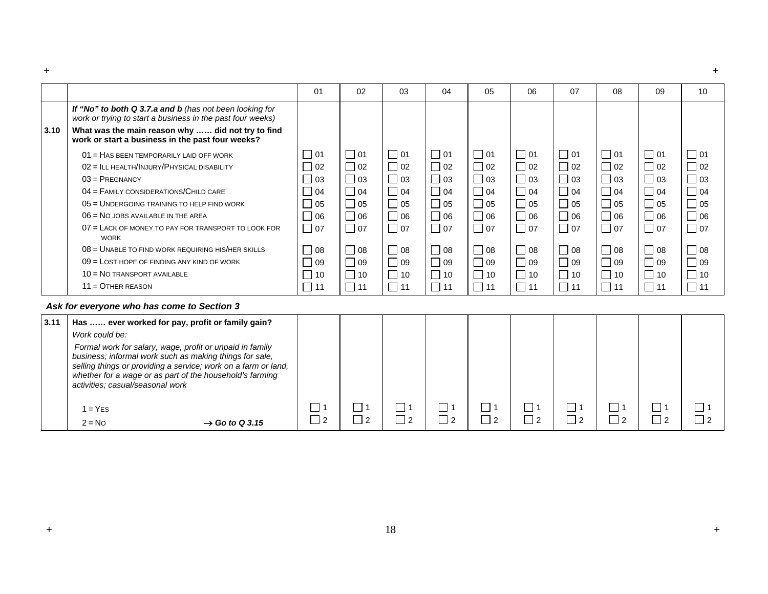| | | 01 | 02 | 03 | 04 | 05 | 06 | 07 | 08 | 09 | 10 |
|---|---|---|---|---|---|---|---|---|---|---|---|
| 3.10 | ***If "No" to both Q 3.7.a and b** (has not been looking for work or trying to start a business in the past four weeks)* **What was the main reason why …… did not try to find work or start a business in the past four weeks?** | | | | | | | | | | |
| | 01 = Has been temporarily laid off work | ☐ 01 | ☐ 01 | ☐ 01 | ☐ 01 | ☐ 01 | ☐ 01 | ☐ 01 | ☐ 01 | ☐ 01 | ☐ 01 |
| | 02 = Ill health/Injury/Physical disability | ☐ 02 | ☐ 02 | ☐ 02 | ☐ 02 | ☐ 02 | ☐ 02 | ☐ 02 | ☐ 02 | ☐ 02 | ☐ 02 |
| | 03 = Pregnancy | ☐ 03 | ☐ 03 | ☐ 03 | ☐ 03 | ☐ 03 | ☐ 03 | ☐ 03 | ☐ 03 | ☐ 03 | ☐ 03 |
| | 04 = Family considerations/Child care | ☐ 04 | ☐ 04 | ☐ 04 | ☐ 04 | ☐ 04 | ☐ 04 | ☐ 04 | ☐ 04 | ☐ 04 | ☐ 04 |
| | 05 = Undergoing training to help find work | ☐ 05 | ☐ 05 | ☐ 05 | ☐ 05 | ☐ 05 | ☐ 05 | ☐ 05 | ☐ 05 | ☐ 05 | ☐ 05 |
| | 06 = No jobs available in the area | ☐ 06 | ☐ 06 | ☐ 06 | ☐ 06 | ☐ 06 | ☐ 06 | ☐ 06 | ☐ 06 | ☐ 06 | ☐ 06 |
| | 07 = Lack of money to pay for transport to look for work | ☐ 07 | ☐ 07 | ☐ 07 | ☐ 07 | ☐ 07 | ☐ 07 | ☐ 07 | ☐ 07 | ☐ 07 | ☐ 07 |
| | 08 = Unable to find work requiring his/her skills | ☐ 08 | ☐ 08 | ☐ 08 | ☐ 08 | ☐ 08 | ☐ 08 | ☐ 08 | ☐ 08 | ☐ 08 | ☐ 08 |
| | 09 = Lost hope of finding any kind of work | ☐ 09 | ☐ 09 | ☐ 09 | ☐ 09 | ☐ 09 | ☐ 09 | ☐ 09 | ☐ 09 | ☐ 09 | ☐ 09 |
| | 10 = No transport available | ☐ 10 | ☐ 10 | ☐ 10 | ☐ 10 | ☐ 10 | ☐ 10 | ☐ 10 | ☐ 10 | ☐ 10 | ☐ 10 |
| | 11 = Other reason | ☐ 11 | ☐ 11 | ☐ 11 | ☐ 11 | ☐ 11 | ☐ 11 | ☐ 11 | ☐ 11 | ☐ 11 | ☐ 11 |

***Ask for everyone who has come to Section 3***

| | | | | | | | | | | | |
|---|---|---|---|---|---|---|---|---|---|---|---|
| 3.11 | **Has …… ever worked for pay, profit or family gain?** *Work could be:* *Formal work for salary, wage, profit or unpaid in family business; informal work such as making things for sale, selling things or providing a service; work on a farm or land, whether for a wage or as part of the household's farming activities; casual/seasonal work* | | | | | | | | | | |
| | 1 = Yes | ☐ 1 | ☐ 1 | ☐ 1 | ☐ 1 | ☐ 1 | ☐ 1 | ☐ 1 | ☐ 1 | ☐ 1 | ☐ 1 |
| | 2 = No → ***Go to Q 3.15*** | ☐ 2 | ☐ 2 | ☐ 2 | ☐ 2 | ☐ 2 | ☐ 2 | ☐ 2 | ☐ 2 | ☐ 2 | ☐ 2 |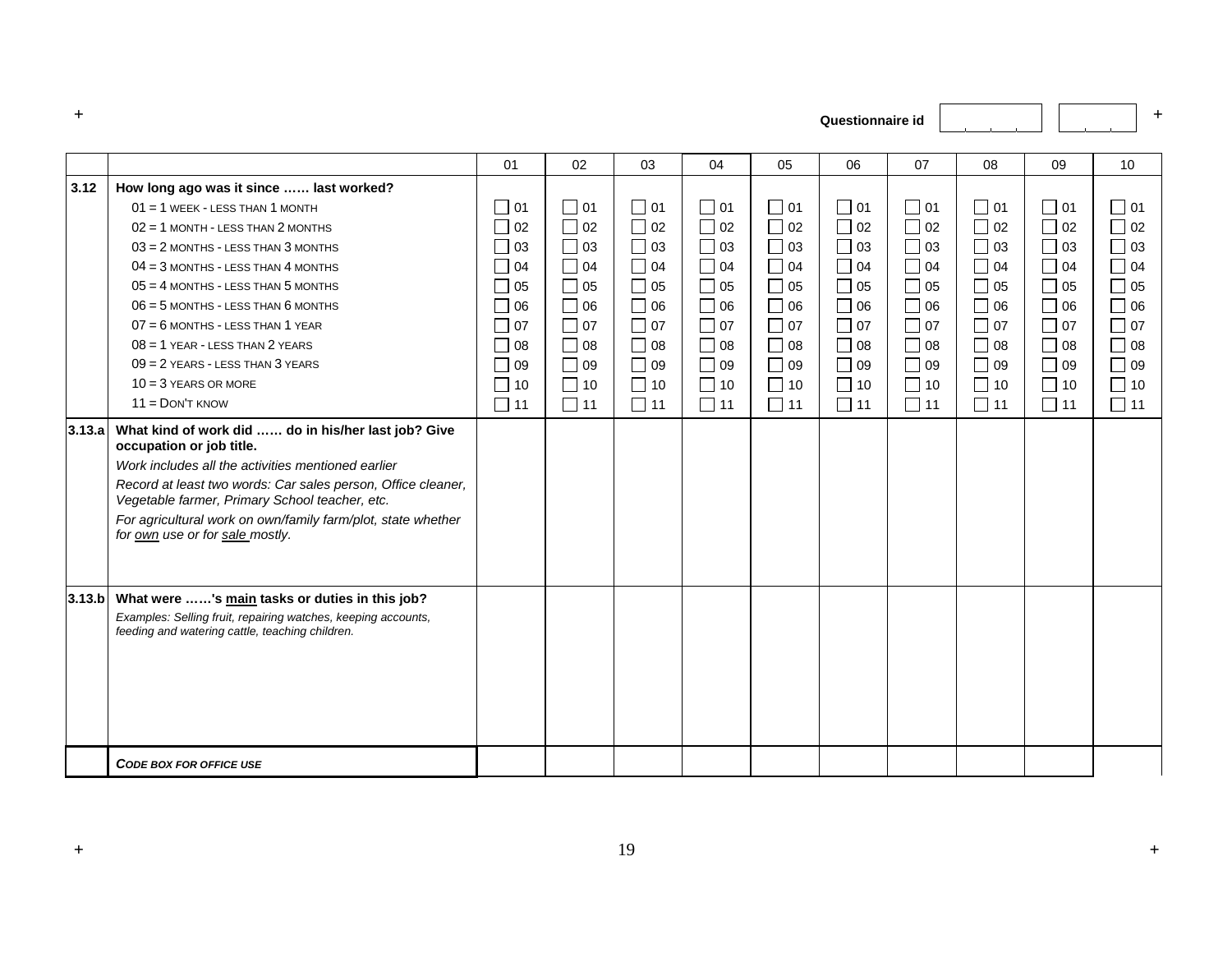Questionnaire id

| | | 01 | 02 | 03 | 04 | 05 | 06 | 07 | 08 | 09 | 10 |
|---|---|---|---|---|---|---|---|---|---|---|---|
| **3.12** | **How long ago was it since …… last worked?**<br>01 = 1 WEEK - LESS THAN 1 MONTH<br>02 = 1 MONTH - LESS THAN 2 MONTHS<br>03 = 2 MONTHS - LESS THAN 3 MONTHS<br>04 = 3 MONTHS - LESS THAN 4 MONTHS<br>05 = 4 MONTHS - LESS THAN 5 MONTHS<br>06 = 5 MONTHS - LESS THAN 6 MONTHS<br>07 = 6 MONTHS - LESS THAN 1 YEAR<br>08 = 1 YEAR - LESS THAN 2 YEARS<br>09 = 2 YEARS - LESS THAN 3 YEARS<br>10 = 3 YEARS OR MORE<br>11 = DON'T KNOW | ☐ 01<br>☐ 02<br>☐ 03<br>☐ 04<br>☐ 05<br>☐ 06<br>☐ 07<br>☐ 08<br>☐ 09<br>☐ 10<br>☐ 11 | ☐ 01<br>☐ 02<br>☐ 03<br>☐ 04<br>☐ 05<br>☐ 06<br>☐ 07<br>☐ 08<br>☐ 09<br>☐ 10<br>☐ 11 | ☐ 01<br>☐ 02<br>☐ 03<br>☐ 04<br>☐ 05<br>☐ 06<br>☐ 07<br>☐ 08<br>☐ 09<br>☐ 10<br>☐ 11 | ☐ 01<br>☐ 02<br>☐ 03<br>☐ 04<br>☐ 05<br>☐ 06<br>☐ 07<br>☐ 08<br>☐ 09<br>☐ 10<br>☐ 11 | ☐ 01<br>☐ 02<br>☐ 03<br>☐ 04<br>☐ 05<br>☐ 06<br>☐ 07<br>☐ 08<br>☐ 09<br>☐ 10<br>☐ 11 | ☐ 01<br>☐ 02<br>☐ 03<br>☐ 04<br>☐ 05<br>☐ 06<br>☐ 07<br>☐ 08<br>☐ 09<br>☐ 10<br>☐ 11 | ☐ 01<br>☐ 02<br>☐ 03<br>☐ 04<br>☐ 05<br>☐ 06<br>☐ 07<br>☐ 08<br>☐ 09<br>☐ 10<br>☐ 11 | ☐ 01<br>☐ 02<br>☐ 03<br>☐ 04<br>☐ 05<br>☐ 06<br>☐ 07<br>☐ 08<br>☐ 09<br>☐ 10<br>☐ 11 | ☐ 01<br>☐ 02<br>☐ 03<br>☐ 04<br>☐ 05<br>☐ 06<br>☐ 07<br>☐ 08<br>☐ 09<br>☐ 10<br>☐ 11 | ☐ 01<br>☐ 02<br>☐ 03<br>☐ 04<br>☐ 05<br>☐ 06<br>☐ 07<br>☐ 08<br>☐ 09<br>☐ 10<br>☐ 11 |
| **3.13.a** | **What kind of work did …… do in his/her last job? Give occupation or job title.**<br>*Work includes all the activities mentioned earlier*<br>*Record at least two words: Car sales person, Office cleaner, Vegetable farmer, Primary School teacher, etc.*<br>*For agricultural work on own/family farm/plot, state whether for own use or for sale mostly.* | | | | | | | | | | |
| **3.13.b** | **What were ……'s main tasks or duties in this job?**<br>*Examples: Selling fruit, repairing watches, keeping accounts, feeding and watering cattle, teaching children.* | | | | | | | | | | |
| | ***CODE BOX FOR OFFICE USE*** | | | | | | | | | | |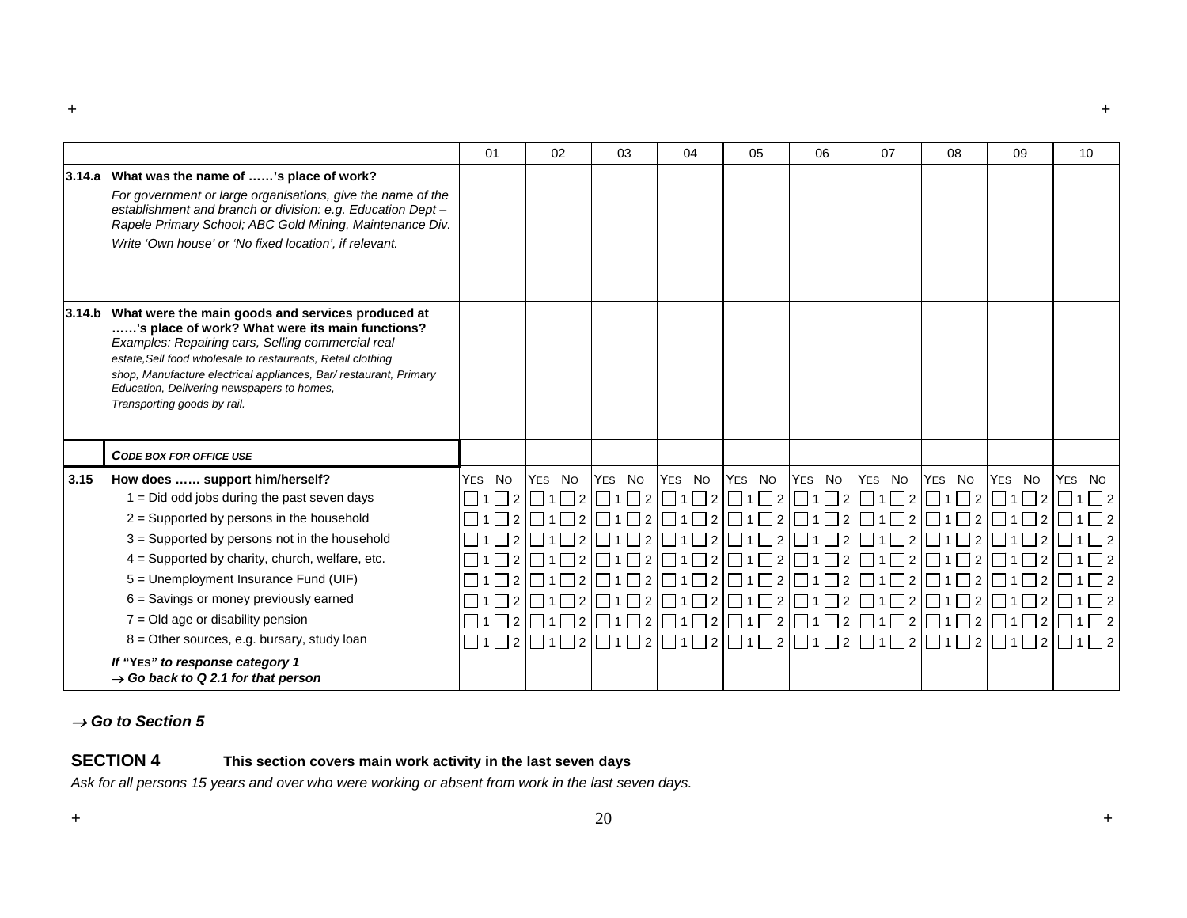| | | 01 | 02 | 03 | 04 | 05 | 06 | 07 | 08 | 09 | 10 |
|---|---|---|---|---|---|---|---|---|---|---|---|
| **3.14.a** | **What was the name of ……'s place of work?**<br>*For government or large organisations, give the name of the establishment and branch or division: e.g. Education Dept – Rapele Primary School; ABC Gold Mining, Maintenance Div.*<br>*Write 'Own house' or 'No fixed location', if relevant.* | | | | | | | | | | |
| **3.14.b** | **What were the main goods and services produced at ……'s place of work? What were its main functions?**<br>*Examples: Repairing cars, Selling commercial real estate, Sell food wholesale to restaurants, Retail clothing shop, Manufacture electrical appliances, Bar/ restaurant, Primary Education, Delivering newspapers to homes, Transporting goods by rail.* | | | | | | | | | | |
| | ***CODE BOX FOR OFFICE USE*** | | | | | | | | | | |
| **3.15** | **How does …… support him/herself?** | YES NO | YES NO | YES NO | YES NO | YES NO | YES NO | YES NO | YES NO | YES NO | YES NO |
| | 1 = Did odd jobs during the past seven days | ☐1 ☐2 | ☐1 ☐2 | ☐1 ☐2 | ☐1 ☐2 | ☐1 ☐2 | ☐1 ☐2 | ☐1 ☐2 | ☐1 ☐2 | ☐1 ☐2 | ☐1 ☐2 |
| | 2 = Supported by persons in the household | ☐1 ☐2 | ☐1 ☐2 | ☐1 ☐2 | ☐1 ☐2 | ☐1 ☐2 | ☐1 ☐2 | ☐1 ☐2 | ☐1 ☐2 | ☐1 ☐2 | ☐1 ☐2 |
| | 3 = Supported by persons not in the household | ☐1 ☐2 | ☐1 ☐2 | ☐1 ☐2 | ☐1 ☐2 | ☐1 ☐2 | ☐1 ☐2 | ☐1 ☐2 | ☐1 ☐2 | ☐1 ☐2 | ☐1 ☐2 |
| | 4 = Supported by charity, church, welfare, etc. | ☐1 ☐2 | ☐1 ☐2 | ☐1 ☐2 | ☐1 ☐2 | ☐1 ☐2 | ☐1 ☐2 | ☐1 ☐2 | ☐1 ☐2 | ☐1 ☐2 | ☐1 ☐2 |
| | 5 = Unemployment Insurance Fund (UIF) | ☐1 ☐2 | ☐1 ☐2 | ☐1 ☐2 | ☐1 ☐2 | ☐1 ☐2 | ☐1 ☐2 | ☐1 ☐2 | ☐1 ☐2 | ☐1 ☐2 | ☐1 ☐2 |
| | 6 = Savings or money previously earned | ☐1 ☐2 | ☐1 ☐2 | ☐1 ☐2 | ☐1 ☐2 | ☐1 ☐2 | ☐1 ☐2 | ☐1 ☐2 | ☐1 ☐2 | ☐1 ☐2 | ☐1 ☐2 |
| | 7 = Old age or disability pension | ☐1 ☐2 | ☐1 ☐2 | ☐1 ☐2 | ☐1 ☐2 | ☐1 ☐2 | ☐1 ☐2 | ☐1 ☐2 | ☐1 ☐2 | ☐1 ☐2 | ☐1 ☐2 |
| | 8 = Other sources, e.g. bursary, study loan | ☐1 ☐2 | ☐1 ☐2 | ☐1 ☐2 | ☐1 ☐2 | ☐1 ☐2 | ☐1 ☐2 | ☐1 ☐2 | ☐1 ☐2 | ☐1 ☐2 | ☐1 ☐2 |
| | ***If "YES" to response category 1***<br>***→ Go back to Q 2.1 for that person*** | | | | | | | | | | |

***→ Go to Section 5***

## SECTION 4 — This section covers main work activity in the last seven days

*Ask for all persons 15 years and over who were working or absent from work in the last seven days.*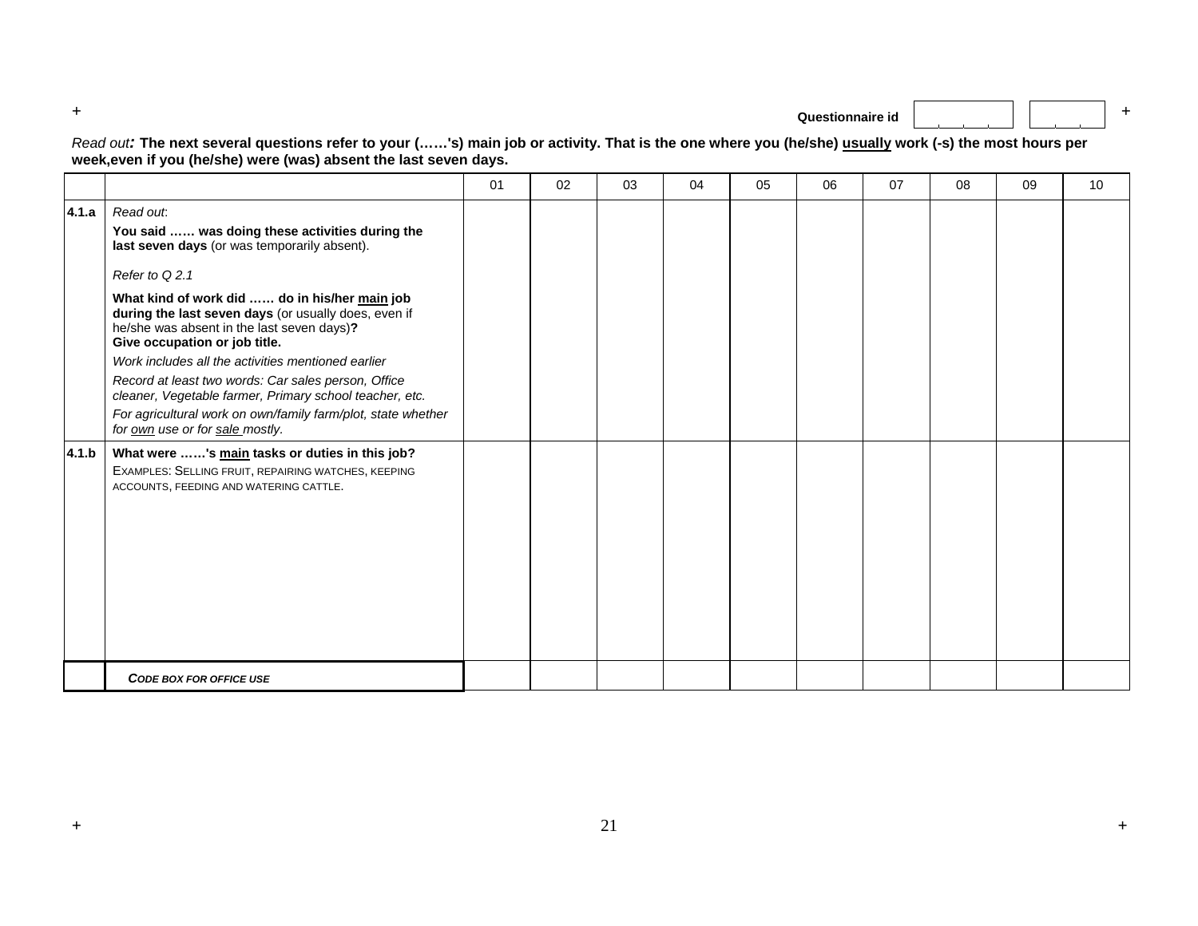Questionnaire id

*Read out:* **The next several questions refer to your (……'s) main job or activity. That is the one where you (he/she) usually work (-s) the most hours per week,even if you (he/she) were (was) absent the last seven days.**

| | | 01 | 02 | 03 | 04 | 05 | 06 | 07 | 08 | 09 | 10 |
|---|---|---|---|---|---|---|---|---|---|---|---|
| **4.1.a** | *Read out*:<br>**You said …… was doing these activities during the last seven days** (or was temporarily absent).<br>*Refer to Q 2.1*<br>**What kind of work did …… do in his/her main job during the last seven days** (or usually does, even if he/she was absent in the last seven days)**?**<br>**Give occupation or job title.**<br>*Work includes all the activities mentioned earlier*<br>*Record at least two words: Car sales person, Office cleaner, Vegetable farmer, Primary school teacher, etc.*<br>*For agricultural work on own/family farm/plot, state whether for own use or for sale mostly.* | | | | | | | | | | |
| **4.1.b** | **What were ……'s main tasks or duties in this job?**<br>EXAMPLES: SELLING FRUIT, REPAIRING WATCHES, KEEPING ACCOUNTS, FEEDING AND WATERING CATTLE. | | | | | | | | | | |
| | ***CODE BOX FOR OFFICE USE*** | | | | | | | | | | |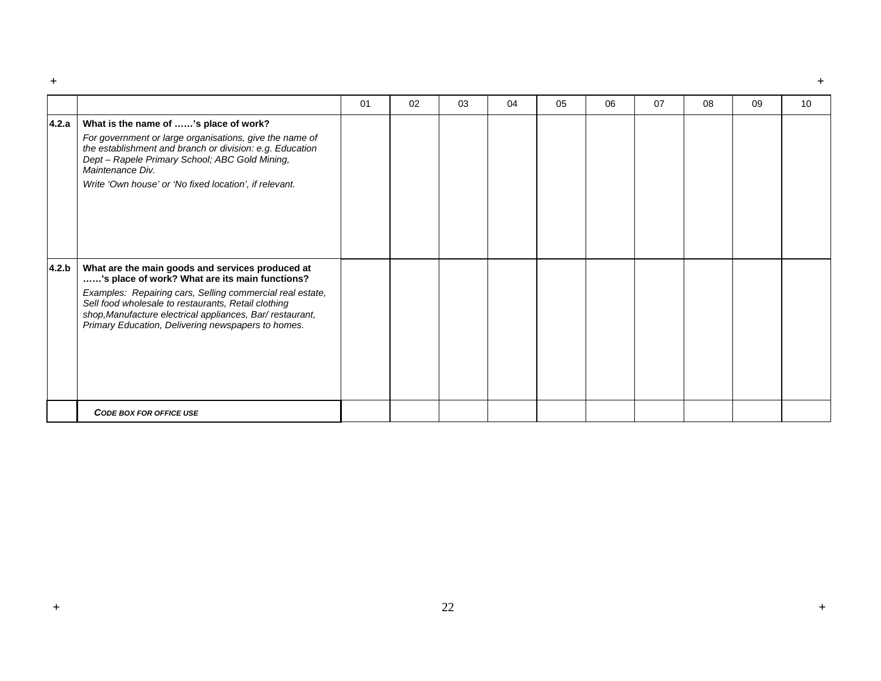| | | 01 | 02 | 03 | 04 | 05 | 06 | 07 | 08 | 09 | 10 |
|---|---|---|---|---|---|---|---|---|---|---|---|
| **4.2.a** | **What is the name of ……'s place of work?**<br>*For government or large organisations, give the name of the establishment and branch or division: e.g. Education Dept – Rapele Primary School; ABC Gold Mining, Maintenance Div.*<br>*Write 'Own house' or 'No fixed location', if relevant.* | | | | | | | | | | |
| **4.2.b** | **What are the main goods and services produced at ……'s place of work? What are its main functions?**<br>*Examples: Repairing cars, Selling commercial real estate, Sell food wholesale to restaurants, Retail clothing shop,Manufacture electrical appliances, Bar/ restaurant, Primary Education, Delivering newspapers to homes.* | | | | | | | | | | |
| | ***CODE BOX FOR OFFICE USE*** | | | | | | | | | | |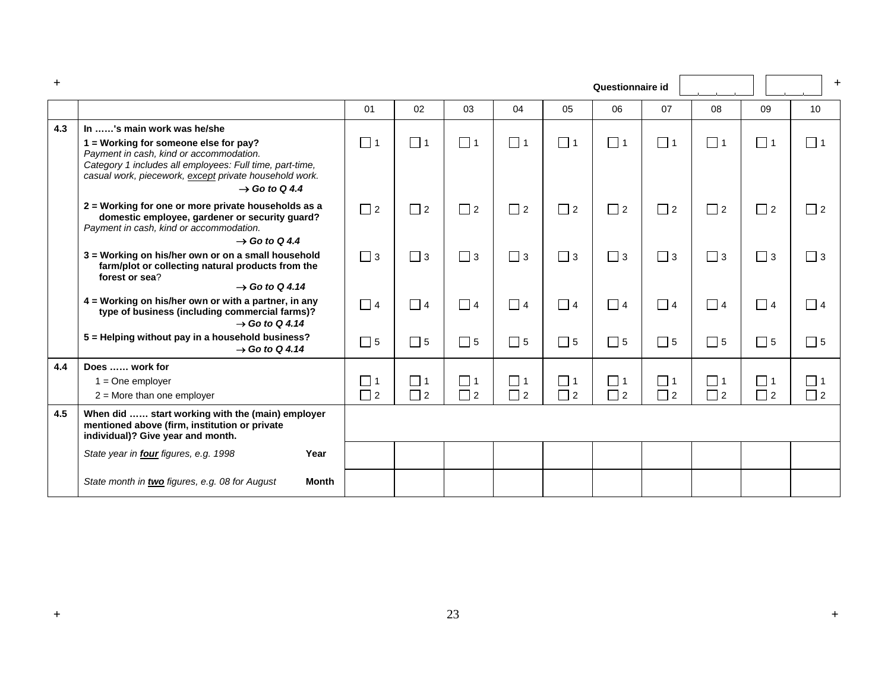Questionnaire id

| | | 01 | 02 | 03 | 04 | 05 | 06 | 07 | 08 | 09 | 10 |
|---|---|---|---|---|---|---|---|---|---|---|---|
| **4.3** | **In ……'s main work was he/she** | | | | | | | | | | |
| | **1 = Working for someone else for pay?** *Payment in cash, kind or accommodation. Category 1 includes all employees: Full time, part-time, casual work, piecework, except private household work.* **→ *Go to Q 4.4*** | ☐ 1 | ☐ 1 | ☐ 1 | ☐ 1 | ☐ 1 | ☐ 1 | ☐ 1 | ☐ 1 | ☐ 1 | ☐ 1 |
| | **2 = Working for one or more private households as a domestic employee, gardener or security guard?** *Payment in cash, kind or accommodation.* **→ *Go to Q 4.4*** | ☐ 2 | ☐ 2 | ☐ 2 | ☐ 2 | ☐ 2 | ☐ 2 | ☐ 2 | ☐ 2 | ☐ 2 | ☐ 2 |
| | **3 = Working on his/her own or on a small household farm/plot or collecting natural products from the forest or sea**? **→ *Go to Q 4.14*** | ☐ 3 | ☐ 3 | ☐ 3 | ☐ 3 | ☐ 3 | ☐ 3 | ☐ 3 | ☐ 3 | ☐ 3 | ☐ 3 |
| | **4 = Working on his/her own or with a partner, in any type of business (including commercial farms)?** **→ *Go to Q 4.14*** | ☐ 4 | ☐ 4 | ☐ 4 | ☐ 4 | ☐ 4 | ☐ 4 | ☐ 4 | ☐ 4 | ☐ 4 | ☐ 4 |
| | **5 = Helping without pay in a household business?** **→ *Go to Q 4.14*** | ☐ 5 | ☐ 5 | ☐ 5 | ☐ 5 | ☐ 5 | ☐ 5 | ☐ 5 | ☐ 5 | ☐ 5 | ☐ 5 |
| **4.4** | **Does …… work for** | | | | | | | | | | |
| | 1 = One employer | ☐ 1 | ☐ 1 | ☐ 1 | ☐ 1 | ☐ 1 | ☐ 1 | ☐ 1 | ☐ 1 | ☐ 1 | ☐ 1 |
| | 2 = More than one employer | ☐ 2 | ☐ 2 | ☐ 2 | ☐ 2 | ☐ 2 | ☐ 2 | ☐ 2 | ☐ 2 | ☐ 2 | ☐ 2 |
| **4.5** | **When did …… start working with the (main) employer mentioned above (firm, institution or private individual)? Give year and month.** | | | | | | | | | | |
| | *State year in **four** figures, e.g. 1998* **Year** | | | | | | | | | | |
| | *State month in **two** figures, e.g. 08 for August* **Month** | | | | | | | | | | |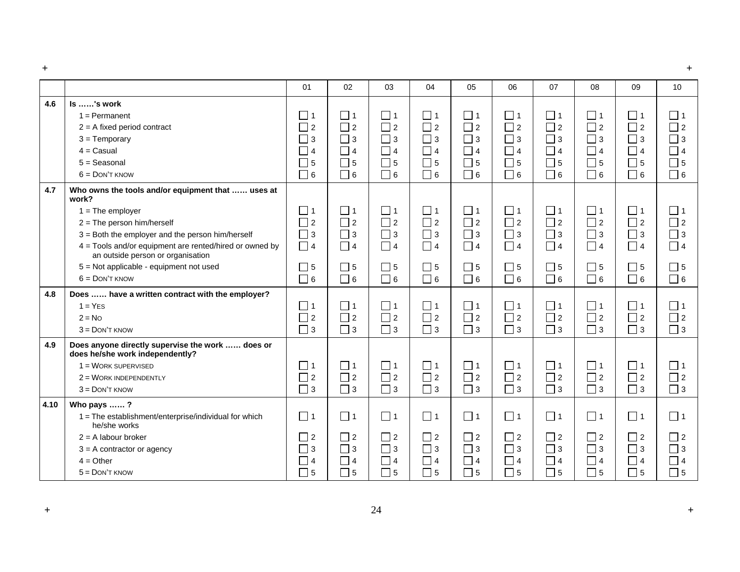| | | 01 | 02 | 03 | 04 | 05 | 06 | 07 | 08 | 09 | 10 |
|---|---|---|---|---|---|---|---|---|---|---|---|
| **4.6** | **Is ……'s work** | | | | | | | | | | |
| | 1 = Permanent | ☐ 1 | ☐ 1 | ☐ 1 | ☐ 1 | ☐ 1 | ☐ 1 | ☐ 1 | ☐ 1 | ☐ 1 | ☐ 1 |
| | 2 = A fixed period contract | ☐ 2 | ☐ 2 | ☐ 2 | ☐ 2 | ☐ 2 | ☐ 2 | ☐ 2 | ☐ 2 | ☐ 2 | ☐ 2 |
| | 3 = Temporary | ☐ 3 | ☐ 3 | ☐ 3 | ☐ 3 | ☐ 3 | ☐ 3 | ☐ 3 | ☐ 3 | ☐ 3 | ☐ 3 |
| | 4 = Casual | ☐ 4 | ☐ 4 | ☐ 4 | ☐ 4 | ☐ 4 | ☐ 4 | ☐ 4 | ☐ 4 | ☐ 4 | ☐ 4 |
| | 5 = Seasonal | ☐ 5 | ☐ 5 | ☐ 5 | ☐ 5 | ☐ 5 | ☐ 5 | ☐ 5 | ☐ 5 | ☐ 5 | ☐ 5 |
| | 6 = DON'T KNOW | ☐ 6 | ☐ 6 | ☐ 6 | ☐ 6 | ☐ 6 | ☐ 6 | ☐ 6 | ☐ 6 | ☐ 6 | ☐ 6 |
| **4.7** | **Who owns the tools and/or equipment that …… uses at work?** | | | | | | | | | | |
| | 1 = The employer | ☐ 1 | ☐ 1 | ☐ 1 | ☐ 1 | ☐ 1 | ☐ 1 | ☐ 1 | ☐ 1 | ☐ 1 | ☐ 1 |
| | 2 = The person him/herself | ☐ 2 | ☐ 2 | ☐ 2 | ☐ 2 | ☐ 2 | ☐ 2 | ☐ 2 | ☐ 2 | ☐ 2 | ☐ 2 |
| | 3 = Both the employer and the person him/herself | ☐ 3 | ☐ 3 | ☐ 3 | ☐ 3 | ☐ 3 | ☐ 3 | ☐ 3 | ☐ 3 | ☐ 3 | ☐ 3 |
| | 4 = Tools and/or equipment are rented/hired or owned by an outside person or organisation | ☐ 4 | ☐ 4 | ☐ 4 | ☐ 4 | ☐ 4 | ☐ 4 | ☐ 4 | ☐ 4 | ☐ 4 | ☐ 4 |
| | 5 = Not applicable - equipment not used | ☐ 5 | ☐ 5 | ☐ 5 | ☐ 5 | ☐ 5 | ☐ 5 | ☐ 5 | ☐ 5 | ☐ 5 | ☐ 5 |
| | 6 = DON'T KNOW | ☐ 6 | ☐ 6 | ☐ 6 | ☐ 6 | ☐ 6 | ☐ 6 | ☐ 6 | ☐ 6 | ☐ 6 | ☐ 6 |
| **4.8** | **Does …… have a written contract with the employer?** | | | | | | | | | | |
| | 1 = YES | ☐ 1 | ☐ 1 | ☐ 1 | ☐ 1 | ☐ 1 | ☐ 1 | ☐ 1 | ☐ 1 | ☐ 1 | ☐ 1 |
| | 2 = NO | ☐ 2 | ☐ 2 | ☐ 2 | ☐ 2 | ☐ 2 | ☐ 2 | ☐ 2 | ☐ 2 | ☐ 2 | ☐ 2 |
| | 3 = DON'T KNOW | ☐ 3 | ☐ 3 | ☐ 3 | ☐ 3 | ☐ 3 | ☐ 3 | ☐ 3 | ☐ 3 | ☐ 3 | ☐ 3 |
| **4.9** | **Does anyone directly supervise the work …… does or does he/she work independently?** | | | | | | | | | | |
| | 1 = WORK SUPERVISED | ☐ 1 | ☐ 1 | ☐ 1 | ☐ 1 | ☐ 1 | ☐ 1 | ☐ 1 | ☐ 1 | ☐ 1 | ☐ 1 |
| | 2 = WORK INDEPENDENTLY | ☐ 2 | ☐ 2 | ☐ 2 | ☐ 2 | ☐ 2 | ☐ 2 | ☐ 2 | ☐ 2 | ☐ 2 | ☐ 2 |
| | 3 = DON'T KNOW | ☐ 3 | ☐ 3 | ☐ 3 | ☐ 3 | ☐ 3 | ☐ 3 | ☐ 3 | ☐ 3 | ☐ 3 | ☐ 3 |
| **4.10** | **Who pays …… ?** | | | | | | | | | | |
| | 1 = The establishment/enterprise/individual for which he/she works | ☐ 1 | ☐ 1 | ☐ 1 | ☐ 1 | ☐ 1 | ☐ 1 | ☐ 1 | ☐ 1 | ☐ 1 | ☐ 1 |
| | 2 = A labour broker | ☐ 2 | ☐ 2 | ☐ 2 | ☐ 2 | ☐ 2 | ☐ 2 | ☐ 2 | ☐ 2 | ☐ 2 | ☐ 2 |
| | 3 = A contractor or agency | ☐ 3 | ☐ 3 | ☐ 3 | ☐ 3 | ☐ 3 | ☐ 3 | ☐ 3 | ☐ 3 | ☐ 3 | ☐ 3 |
| | 4 = Other | ☐ 4 | ☐ 4 | ☐ 4 | ☐ 4 | ☐ 4 | ☐ 4 | ☐ 4 | ☐ 4 | ☐ 4 | ☐ 4 |
| | 5 = DON'T KNOW | ☐ 5 | ☐ 5 | ☐ 5 | ☐ 5 | ☐ 5 | ☐ 5 | ☐ 5 | ☐ 5 | ☐ 5 | ☐ 5 |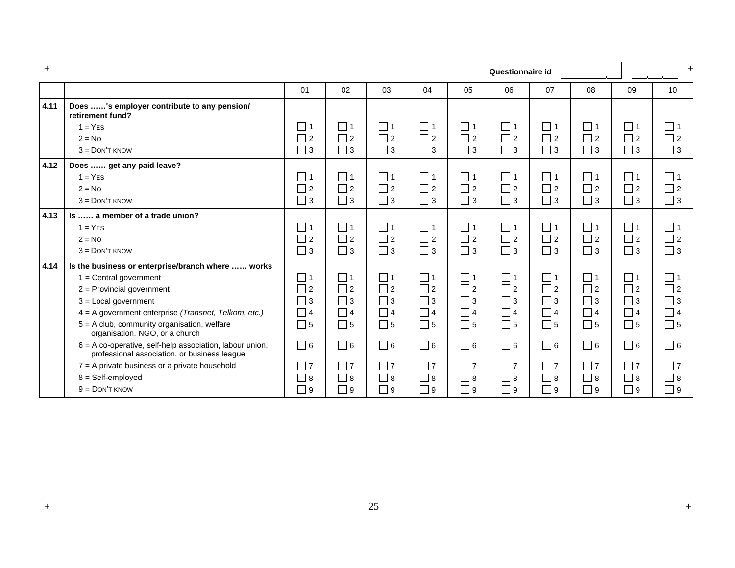Questionnaire id

| | | 01 | 02 | 03 | 04 | 05 | 06 | 07 | 08 | 09 | 10 |
|---|---|---|---|---|---|---|---|---|---|---|---|
| **4.11** | **Does ……'s employer contribute to any pension/ retirement fund?** | | | | | | | | | | |
| | 1 = YES | ☐ 1 | ☐ 1 | ☐ 1 | ☐ 1 | ☐ 1 | ☐ 1 | ☐ 1 | ☐ 1 | ☐ 1 | ☐ 1 |
| | 2 = NO | ☐ 2 | ☐ 2 | ☐ 2 | ☐ 2 | ☐ 2 | ☐ 2 | ☐ 2 | ☐ 2 | ☐ 2 | ☐ 2 |
| | 3 = DON'T KNOW | ☐ 3 | ☐ 3 | ☐ 3 | ☐ 3 | ☐ 3 | ☐ 3 | ☐ 3 | ☐ 3 | ☐ 3 | ☐ 3 |
| **4.12** | **Does …… get any paid leave?** | | | | | | | | | | |
| | 1 = YES | ☐ 1 | ☐ 1 | ☐ 1 | ☐ 1 | ☐ 1 | ☐ 1 | ☐ 1 | ☐ 1 | ☐ 1 | ☐ 1 |
| | 2 = NO | ☐ 2 | ☐ 2 | ☐ 2 | ☐ 2 | ☐ 2 | ☐ 2 | ☐ 2 | ☐ 2 | ☐ 2 | ☐ 2 |
| | 3 = DON'T KNOW | ☐ 3 | ☐ 3 | ☐ 3 | ☐ 3 | ☐ 3 | ☐ 3 | ☐ 3 | ☐ 3 | ☐ 3 | ☐ 3 |
| **4.13** | **Is …… a member of a trade union?** | | | | | | | | | | |
| | 1 = YES | ☐ 1 | ☐ 1 | ☐ 1 | ☐ 1 | ☐ 1 | ☐ 1 | ☐ 1 | ☐ 1 | ☐ 1 | ☐ 1 |
| | 2 = NO | ☐ 2 | ☐ 2 | ☐ 2 | ☐ 2 | ☐ 2 | ☐ 2 | ☐ 2 | ☐ 2 | ☐ 2 | ☐ 2 |
| | 3 = DON'T KNOW | ☐ 3 | ☐ 3 | ☐ 3 | ☐ 3 | ☐ 3 | ☐ 3 | ☐ 3 | ☐ 3 | ☐ 3 | ☐ 3 |
| **4.14** | **Is the business or enterprise/branch where …… works** | | | | | | | | | | |
| | 1 = Central government | ☐ 1 | ☐ 1 | ☐ 1 | ☐ 1 | ☐ 1 | ☐ 1 | ☐ 1 | ☐ 1 | ☐ 1 | ☐ 1 |
| | 2 = Provincial government | ☐ 2 | ☐ 2 | ☐ 2 | ☐ 2 | ☐ 2 | ☐ 2 | ☐ 2 | ☐ 2 | ☐ 2 | ☐ 2 |
| | 3 = Local government | ☐ 3 | ☐ 3 | ☐ 3 | ☐ 3 | ☐ 3 | ☐ 3 | ☐ 3 | ☐ 3 | ☐ 3 | ☐ 3 |
| | 4 = A government enterprise *(Transnet, Telkom, etc.)* | ☐ 4 | ☐ 4 | ☐ 4 | ☐ 4 | ☐ 4 | ☐ 4 | ☐ 4 | ☐ 4 | ☐ 4 | ☐ 4 |
| | 5 = A club, community organisation, welfare organisation, NGO, or a church | ☐ 5 | ☐ 5 | ☐ 5 | ☐ 5 | ☐ 5 | ☐ 5 | ☐ 5 | ☐ 5 | ☐ 5 | ☐ 5 |
| | 6 = A co-operative, self-help association, labour union, professional association, or business league | ☐ 6 | ☐ 6 | ☐ 6 | ☐ 6 | ☐ 6 | ☐ 6 | ☐ 6 | ☐ 6 | ☐ 6 | ☐ 6 |
| | 7 = A private business or a private household | ☐ 7 | ☐ 7 | ☐ 7 | ☐ 7 | ☐ 7 | ☐ 7 | ☐ 7 | ☐ 7 | ☐ 7 | ☐ 7 |
| | 8 = Self-employed | ☐ 8 | ☐ 8 | ☐ 8 | ☐ 8 | ☐ 8 | ☐ 8 | ☐ 8 | ☐ 8 | ☐ 8 | ☐ 8 |
| | 9 = DON'T KNOW | ☐ 9 | ☐ 9 | ☐ 9 | ☐ 9 | ☐ 9 | ☐ 9 | ☐ 9 | ☐ 9 | ☐ 9 | ☐ 9 |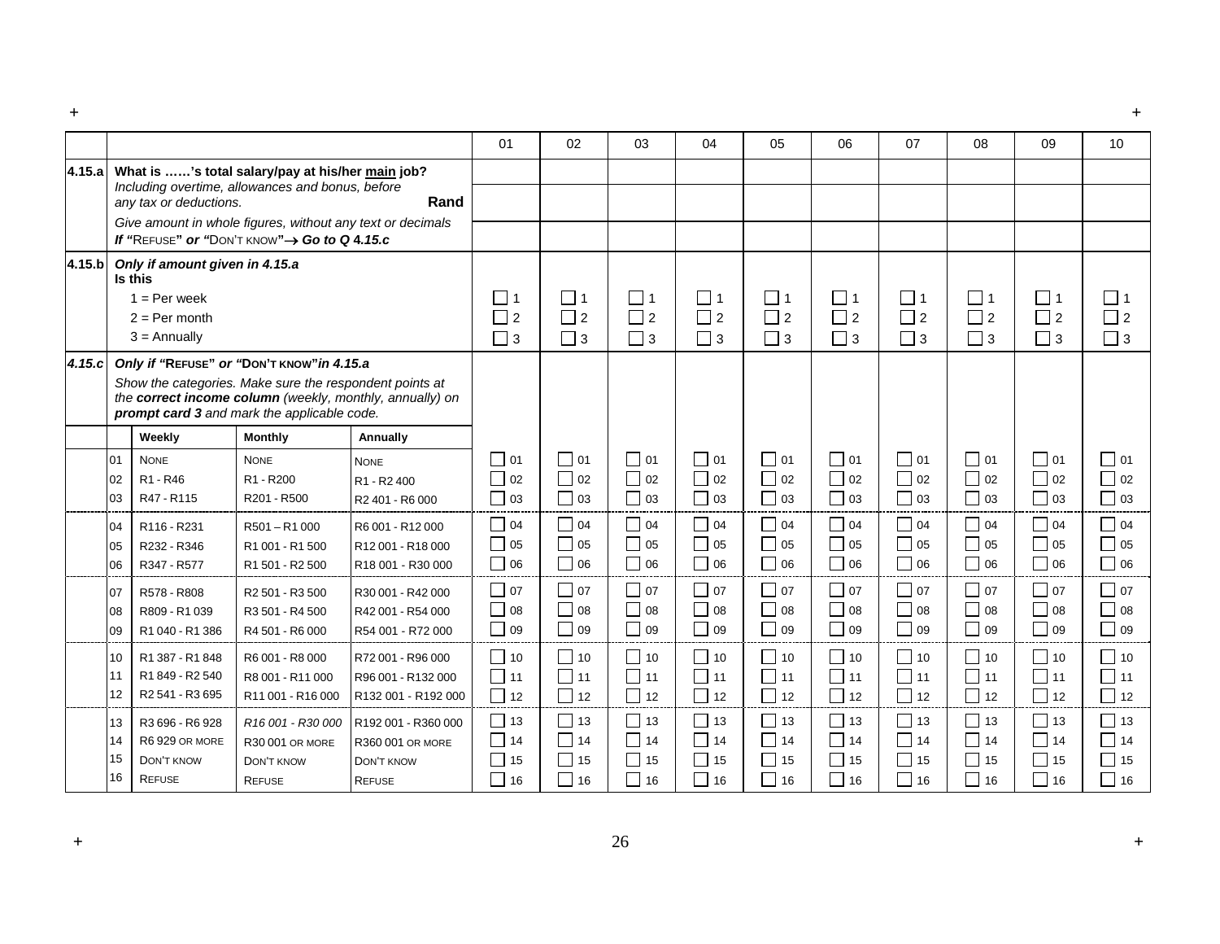| | | 01 | 02 | 03 | 04 | 05 | 06 | 07 | 08 | 09 | 10 |
|---|---|---|---|---|---|---|---|---|---|---|---|
| **4.15.a** | **What is ……'s total salary/pay at his/her main job?**<br>*Including overtime, allowances and bonus, before any tax or deductions.* **Rand**<br>*Give amount in whole figures, without any text or decimals*<br>***If "Refuse" or "Don't know"→ Go to Q 4.15.c*** | | | | | | | | | | |
| **4.15.b** | ***Only if amount given in 4.15.a***<br>**Is this**<br>1 = Per week<br>2 = Per month<br>3 = Annually | ☐ 1<br>☐ 2<br>☐ 3 | ☐ 1<br>☐ 2<br>☐ 3 | ☐ 1<br>☐ 2<br>☐ 3 | ☐ 1<br>☐ 2<br>☐ 3 | ☐ 1<br>☐ 2<br>☐ 3 | ☐ 1<br>☐ 2<br>☐ 3 | ☐ 1<br>☐ 2<br>☐ 3 | ☐ 1<br>☐ 2<br>☐ 3 | ☐ 1<br>☐ 2<br>☐ 3 | ☐ 1<br>☐ 2<br>☐ 3 |
| ***4.15.c*** | ***Only if "Refuse" or "Don't know" in 4.15.a***<br>*Show the categories. Make sure the respondent points at the* ***correct income column*** *(weekly, monthly, annually) on* ***prompt card 3*** *and mark the applicable code.* | | | | | | | | | | |

| | Code | Weekly | Monthly | Annually | 01 | 02 | 03 | 04 | 05 | 06 | 07 | 08 | 09 | 10 |
|---|---|---|---|---|---|---|---|---|---|---|---|---|---|---|
| | 01 | None | None | None | ☐ 01 | ☐ 01 | ☐ 01 | ☐ 01 | ☐ 01 | ☐ 01 | ☐ 01 | ☐ 01 | ☐ 01 | ☐ 01 |
| | 02 | R1 - R46 | R1 - R200 | R1 - R2 400 | ☐ 02 | ☐ 02 | ☐ 02 | ☐ 02 | ☐ 02 | ☐ 02 | ☐ 02 | ☐ 02 | ☐ 02 | ☐ 02 |
| | 03 | R47 - R115 | R201 - R500 | R2 401 - R6 000 | ☐ 03 | ☐ 03 | ☐ 03 | ☐ 03 | ☐ 03 | ☐ 03 | ☐ 03 | ☐ 03 | ☐ 03 | ☐ 03 |
| | 04 | R116 - R231 | R501 – R1 000 | R6 001 - R12 000 | ☐ 04 | ☐ 04 | ☐ 04 | ☐ 04 | ☐ 04 | ☐ 04 | ☐ 04 | ☐ 04 | ☐ 04 | ☐ 04 |
| | 05 | R232 - R346 | R1 001 - R1 500 | R12 001 - R18 000 | ☐ 05 | ☐ 05 | ☐ 05 | ☐ 05 | ☐ 05 | ☐ 05 | ☐ 05 | ☐ 05 | ☐ 05 | ☐ 05 |
| | 06 | R347 - R577 | R1 501 - R2 500 | R18 001 - R30 000 | ☐ 06 | ☐ 06 | ☐ 06 | ☐ 06 | ☐ 06 | ☐ 06 | ☐ 06 | ☐ 06 | ☐ 06 | ☐ 06 |
| | 07 | R578 - R808 | R2 501 - R3 500 | R30 001 - R42 000 | ☐ 07 | ☐ 07 | ☐ 07 | ☐ 07 | ☐ 07 | ☐ 07 | ☐ 07 | ☐ 07 | ☐ 07 | ☐ 07 |
| | 08 | R809 - R1 039 | R3 501 - R4 500 | R42 001 - R54 000 | ☐ 08 | ☐ 08 | ☐ 08 | ☐ 08 | ☐ 08 | ☐ 08 | ☐ 08 | ☐ 08 | ☐ 08 | ☐ 08 |
| | 09 | R1 040 - R1 386 | R4 501 - R6 000 | R54 001 - R72 000 | ☐ 09 | ☐ 09 | ☐ 09 | ☐ 09 | ☐ 09 | ☐ 09 | ☐ 09 | ☐ 09 | ☐ 09 | ☐ 09 |
| | 10 | R1 387 - R1 848 | R6 001 - R8 000 | R72 001 - R96 000 | ☐ 10 | ☐ 10 | ☐ 10 | ☐ 10 | ☐ 10 | ☐ 10 | ☐ 10 | ☐ 10 | ☐ 10 | ☐ 10 |
| | 11 | R1 849 - R2 540 | R8 001 - R11 000 | R96 001 - R132 000 | ☐ 11 | ☐ 11 | ☐ 11 | ☐ 11 | ☐ 11 | ☐ 11 | ☐ 11 | ☐ 11 | ☐ 11 | ☐ 11 |
| | 12 | R2 541 - R3 695 | R11 001 - R16 000 | R132 001 - R192 000 | ☐ 12 | ☐ 12 | ☐ 12 | ☐ 12 | ☐ 12 | ☐ 12 | ☐ 12 | ☐ 12 | ☐ 12 | ☐ 12 |
| | 13 | R3 696 - R6 928 | *R16 001 - R30 000* | R192 001 - R360 000 | ☐ 13 | ☐ 13 | ☐ 13 | ☐ 13 | ☐ 13 | ☐ 13 | ☐ 13 | ☐ 13 | ☐ 13 | ☐ 13 |
| | 14 | R6 929 or more | R30 001 or more | R360 001 or more | ☐ 14 | ☐ 14 | ☐ 14 | ☐ 14 | ☐ 14 | ☐ 14 | ☐ 14 | ☐ 14 | ☐ 14 | ☐ 14 |
| | 15 | Don't know | Don't know | Don't know | ☐ 15 | ☐ 15 | ☐ 15 | ☐ 15 | ☐ 15 | ☐ 15 | ☐ 15 | ☐ 15 | ☐ 15 | ☐ 15 |
| | 16 | Refuse | Refuse | Refuse | ☐ 16 | ☐ 16 | ☐ 16 | ☐ 16 | ☐ 16 | ☐ 16 | ☐ 16 | ☐ 16 | ☐ 16 | ☐ 16 |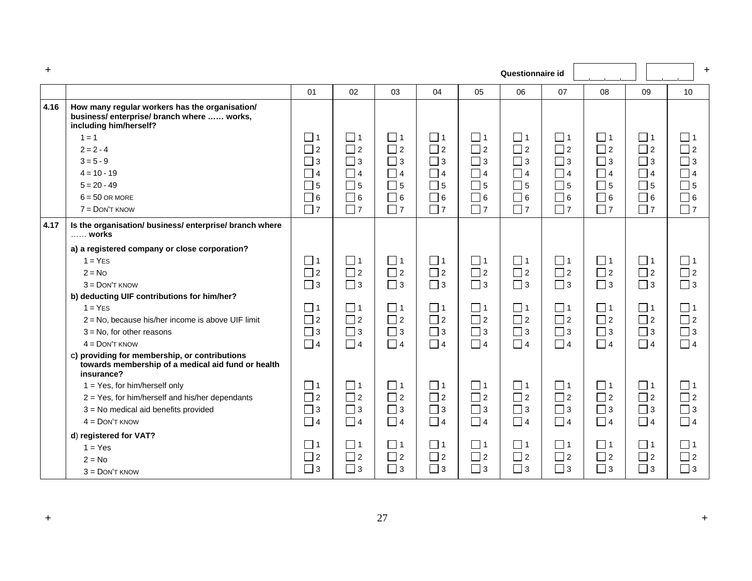Questionnaire id

| | | 01 | 02 | 03 | 04 | 05 | 06 | 07 | 08 | 09 | 10 |
|---|---|---|---|---|---|---|---|---|---|---|---|
| **4.16** | **How many regular workers has the organisation/ business/ enterprise/ branch where …… works, including him/herself?** | | | | | | | | | | |
| | 1 = 1 | ☐ 1 | ☐ 1 | ☐ 1 | ☐ 1 | ☐ 1 | ☐ 1 | ☐ 1 | ☐ 1 | ☐ 1 | ☐ 1 |
| | 2 = 2 - 4 | ☐ 2 | ☐ 2 | ☐ 2 | ☐ 2 | ☐ 2 | ☐ 2 | ☐ 2 | ☐ 2 | ☐ 2 | ☐ 2 |
| | 3 = 5 - 9 | ☐ 3 | ☐ 3 | ☐ 3 | ☐ 3 | ☐ 3 | ☐ 3 | ☐ 3 | ☐ 3 | ☐ 3 | ☐ 3 |
| | 4 = 10 - 19 | ☐ 4 | ☐ 4 | ☐ 4 | ☐ 4 | ☐ 4 | ☐ 4 | ☐ 4 | ☐ 4 | ☐ 4 | ☐ 4 |
| | 5 = 20 - 49 | ☐ 5 | ☐ 5 | ☐ 5 | ☐ 5 | ☐ 5 | ☐ 5 | ☐ 5 | ☐ 5 | ☐ 5 | ☐ 5 |
| | 6 = 50 OR MORE | ☐ 6 | ☐ 6 | ☐ 6 | ☐ 6 | ☐ 6 | ☐ 6 | ☐ 6 | ☐ 6 | ☐ 6 | ☐ 6 |
| | 7 = DON'T KNOW | ☐ 7 | ☐ 7 | ☐ 7 | ☐ 7 | ☐ 7 | ☐ 7 | ☐ 7 | ☐ 7 | ☐ 7 | ☐ 7 |
| **4.17** | **Is the organisation/ business/ enterprise/ branch where …… works** | | | | | | | | | | |
| | **a) a registered company or close corporation?** | | | | | | | | | | |
| | 1 = YES | ☐ 1 | ☐ 1 | ☐ 1 | ☐ 1 | ☐ 1 | ☐ 1 | ☐ 1 | ☐ 1 | ☐ 1 | ☐ 1 |
| | 2 = NO | ☐ 2 | ☐ 2 | ☐ 2 | ☐ 2 | ☐ 2 | ☐ 2 | ☐ 2 | ☐ 2 | ☐ 2 | ☐ 2 |
| | 3 = DON'T KNOW | ☐ 3 | ☐ 3 | ☐ 3 | ☐ 3 | ☐ 3 | ☐ 3 | ☐ 3 | ☐ 3 | ☐ 3 | ☐ 3 |
| | **b) deducting UIF contributions for him/her?** | | | | | | | | | | |
| | 1 = YES | ☐ 1 | ☐ 1 | ☐ 1 | ☐ 1 | ☐ 1 | ☐ 1 | ☐ 1 | ☐ 1 | ☐ 1 | ☐ 1 |
| | 2 = NO, because his/her income is above UIF limit | ☐ 2 | ☐ 2 | ☐ 2 | ☐ 2 | ☐ 2 | ☐ 2 | ☐ 2 | ☐ 2 | ☐ 2 | ☐ 2 |
| | 3 = No, for other reasons | ☐ 3 | ☐ 3 | ☐ 3 | ☐ 3 | ☐ 3 | ☐ 3 | ☐ 3 | ☐ 3 | ☐ 3 | ☐ 3 |
| | 4 = DON'T KNOW | ☐ 4 | ☐ 4 | ☐ 4 | ☐ 4 | ☐ 4 | ☐ 4 | ☐ 4 | ☐ 4 | ☐ 4 | ☐ 4 |
| | **c) providing for membership, or contributions towards membership of a medical aid fund or health insurance?** | | | | | | | | | | |
| | 1 = Yes, for him/herself only | ☐ 1 | ☐ 1 | ☐ 1 | ☐ 1 | ☐ 1 | ☐ 1 | ☐ 1 | ☐ 1 | ☐ 1 | ☐ 1 |
| | 2 = Yes, for him/herself and his/her dependants | ☐ 2 | ☐ 2 | ☐ 2 | ☐ 2 | ☐ 2 | ☐ 2 | ☐ 2 | ☐ 2 | ☐ 2 | ☐ 2 |
| | 3 = No medical aid benefits provided | ☐ 3 | ☐ 3 | ☐ 3 | ☐ 3 | ☐ 3 | ☐ 3 | ☐ 3 | ☐ 3 | ☐ 3 | ☐ 3 |
| | 4 = DON'T KNOW | ☐ 4 | ☐ 4 | ☐ 4 | ☐ 4 | ☐ 4 | ☐ 4 | ☐ 4 | ☐ 4 | ☐ 4 | ☐ 4 |
| | **d) registered for VAT?** | | | | | | | | | | |
| | 1 = Yes | ☐ 1 | ☐ 1 | ☐ 1 | ☐ 1 | ☐ 1 | ☐ 1 | ☐ 1 | ☐ 1 | ☐ 1 | ☐ 1 |
| | 2 = No | ☐ 2 | ☐ 2 | ☐ 2 | ☐ 2 | ☐ 2 | ☐ 2 | ☐ 2 | ☐ 2 | ☐ 2 | ☐ 2 |
| | 3 = DON'T KNOW | ☐ 3 | ☐ 3 | ☐ 3 | ☐ 3 | ☐ 3 | ☐ 3 | ☐ 3 | ☐ 3 | ☐ 3 | ☐ 3 |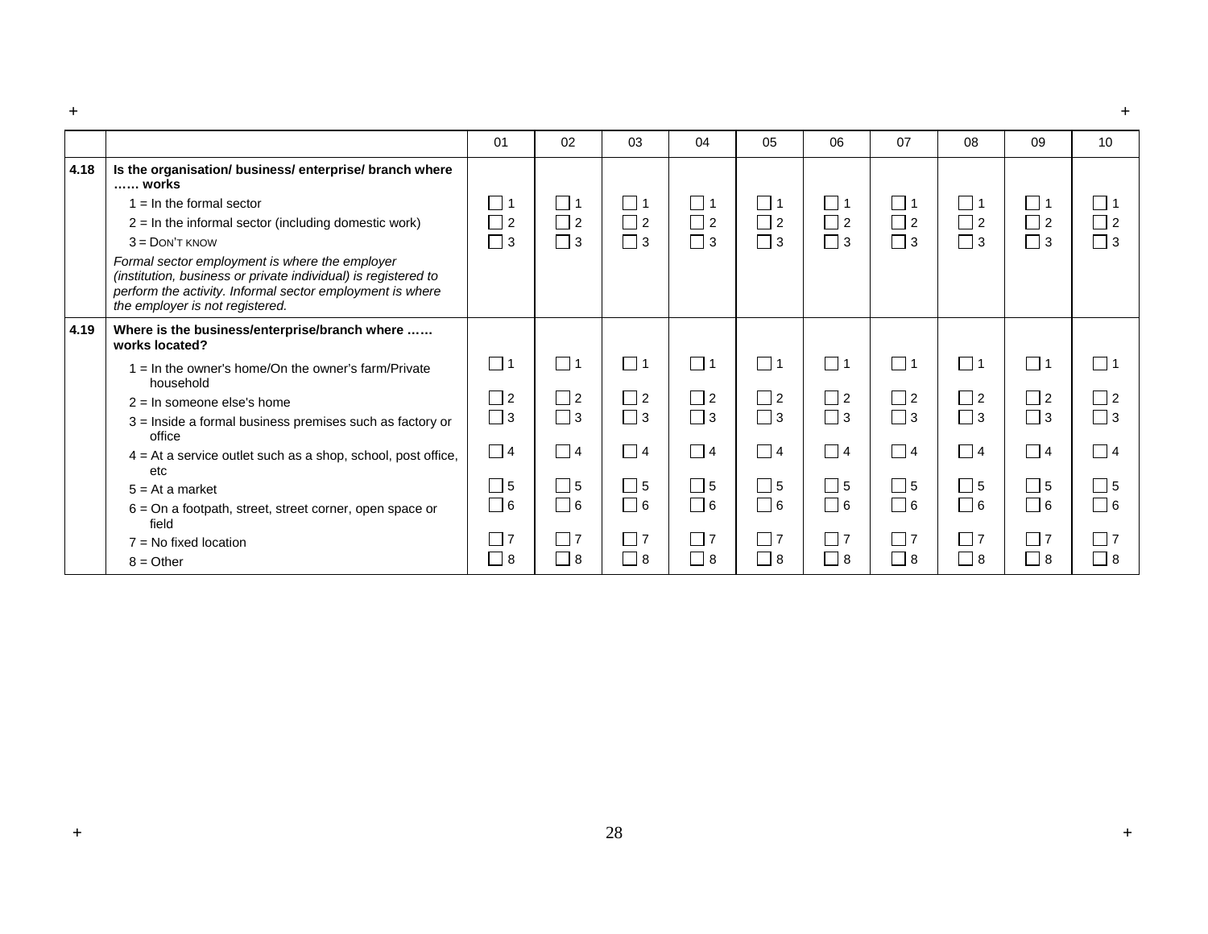| | | 01 | 02 | 03 | 04 | 05 | 06 | 07 | 08 | 09 | 10 |
|---|---|---|---|---|---|---|---|---|---|---|---|
| **4.18** | **Is the organisation/ business/ enterprise/ branch where …… works**<br>1 = In the formal sector<br>2 = In the informal sector (including domestic work)<br>3 = DON'T KNOW<br>*Formal sector employment is where the employer (institution, business or private individual) is registered to perform the activity. Informal sector employment is where the employer is not registered.* | ☐ 1<br>☐ 2<br>☐ 3 | ☐ 1<br>☐ 2<br>☐ 3 | ☐ 1<br>☐ 2<br>☐ 3 | ☐ 1<br>☐ 2<br>☐ 3 | ☐ 1<br>☐ 2<br>☐ 3 | ☐ 1<br>☐ 2<br>☐ 3 | ☐ 1<br>☐ 2<br>☐ 3 | ☐ 1<br>☐ 2<br>☐ 3 | ☐ 1<br>☐ 2<br>☐ 3 | ☐ 1<br>☐ 2<br>☐ 3 |
| **4.19** | **Where is the business/enterprise/branch where …… works located?**<br>1 = In the owner's home/On the owner's farm/Private household<br>2 = In someone else's home<br>3 = Inside a formal business premises such as factory or office<br>4 = At a service outlet such as a shop, school, post office, etc<br>5 = At a market<br>6 = On a footpath, street, street corner, open space or field<br>7 = No fixed location<br>8 = Other | ☐ 1<br>☐ 2<br>☐ 3<br>☐ 4<br>☐ 5<br>☐ 6<br>☐ 7<br>☐ 8 | ☐ 1<br>☐ 2<br>☐ 3<br>☐ 4<br>☐ 5<br>☐ 6<br>☐ 7<br>☐ 8 | ☐ 1<br>☐ 2<br>☐ 3<br>☐ 4<br>☐ 5<br>☐ 6<br>☐ 7<br>☐ 8 | ☐ 1<br>☐ 2<br>☐ 3<br>☐ 4<br>☐ 5<br>☐ 6<br>☐ 7<br>☐ 8 | ☐ 1<br>☐ 2<br>☐ 3<br>☐ 4<br>☐ 5<br>☐ 6<br>☐ 7<br>☐ 8 | ☐ 1<br>☐ 2<br>☐ 3<br>☐ 4<br>☐ 5<br>☐ 6<br>☐ 7<br>☐ 8 | ☐ 1<br>☐ 2<br>☐ 3<br>☐ 4<br>☐ 5<br>☐ 6<br>☐ 7<br>☐ 8 | ☐ 1<br>☐ 2<br>☐ 3<br>☐ 4<br>☐ 5<br>☐ 6<br>☐ 7<br>☐ 8 | ☐ 1<br>☐ 2<br>☐ 3<br>☐ 4<br>☐ 5<br>☐ 6<br>☐ 7<br>☐ 8 | ☐ 1<br>☐ 2<br>☐ 3<br>☐ 4<br>☐ 5<br>☐ 6<br>☐ 7<br>☐ 8 |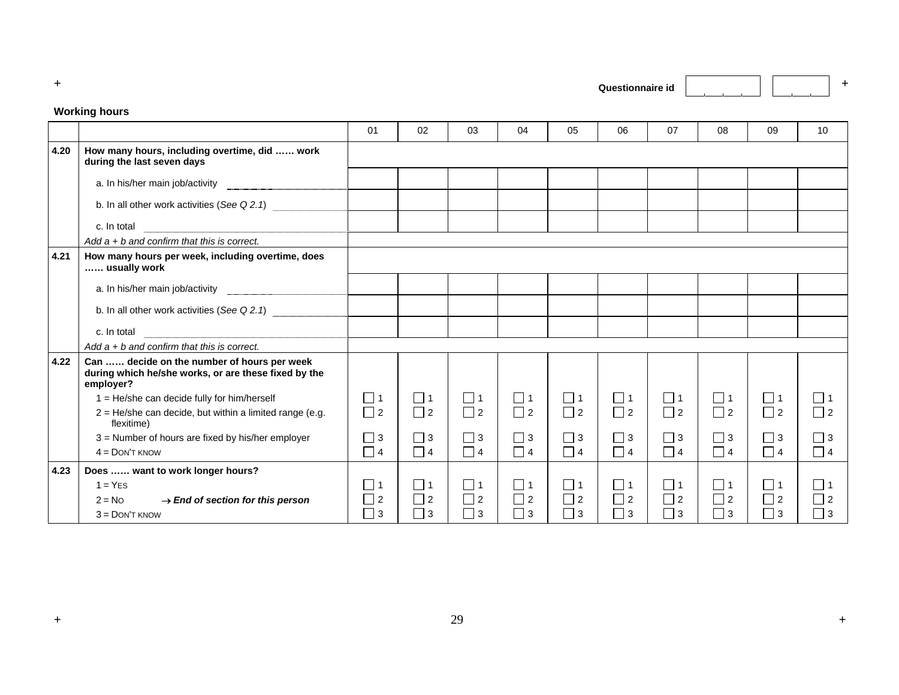Questionnaire id

**Working hours**

| | | 01 | 02 | 03 | 04 | 05 | 06 | 07 | 08 | 09 | 10 |
|---|---|---|---|---|---|---|---|---|---|---|---|
| **4.20** | **How many hours, including overtime, did …… work during the last seven days** | | | | | | | | | | |
| | a. In his/her main job/activity | | | | | | | | | | |
| | b. In all other work activities (*See Q 2.1*) | | | | | | | | | | |
| | c. In total | | | | | | | | | | |
| | *Add a + b and confirm that this is correct.* | | | | | | | | | | |
| **4.21** | **How many hours per week, including overtime, does …… usually work** | | | | | | | | | | |
| | a. In his/her main job/activity | | | | | | | | | | |
| | b. In all other work activities (*See Q 2.1*) | | | | | | | | | | |
| | c. In total | | | | | | | | | | |
| | *Add a + b and confirm that this is correct.* | | | | | | | | | | |
| **4.22** | **Can …… decide on the number of hours per week during which he/she works, or are these fixed by the employer?** | | | | | | | | | | |
| | 1 = He/she can decide fully for him/herself | ☐ 1 | ☐ 1 | ☐ 1 | ☐ 1 | ☐ 1 | ☐ 1 | ☐ 1 | ☐ 1 | ☐ 1 | ☐ 1 |
| | 2 = He/she can decide, but within a limited range (e.g. flexitime) | ☐ 2 | ☐ 2 | ☐ 2 | ☐ 2 | ☐ 2 | ☐ 2 | ☐ 2 | ☐ 2 | ☐ 2 | ☐ 2 |
| | 3 = Number of hours are fixed by his/her employer | ☐ 3 | ☐ 3 | ☐ 3 | ☐ 3 | ☐ 3 | ☐ 3 | ☐ 3 | ☐ 3 | ☐ 3 | ☐ 3 |
| | 4 = DON'T KNOW | ☐ 4 | ☐ 4 | ☐ 4 | ☐ 4 | ☐ 4 | ☐ 4 | ☐ 4 | ☐ 4 | ☐ 4 | ☐ 4 |
| **4.23** | **Does …… want to work longer hours?** | | | | | | | | | | |
| | 1 = YES | ☐ 1 | ☐ 1 | ☐ 1 | ☐ 1 | ☐ 1 | ☐ 1 | ☐ 1 | ☐ 1 | ☐ 1 | ☐ 1 |
| | 2 = NO → ***End of section for this person*** | ☐ 2 | ☐ 2 | ☐ 2 | ☐ 2 | ☐ 2 | ☐ 2 | ☐ 2 | ☐ 2 | ☐ 2 | ☐ 2 |
| | 3 = DON'T KNOW | ☐ 3 | ☐ 3 | ☐ 3 | ☐ 3 | ☐ 3 | ☐ 3 | ☐ 3 | ☐ 3 | ☐ 3 | ☐ 3 |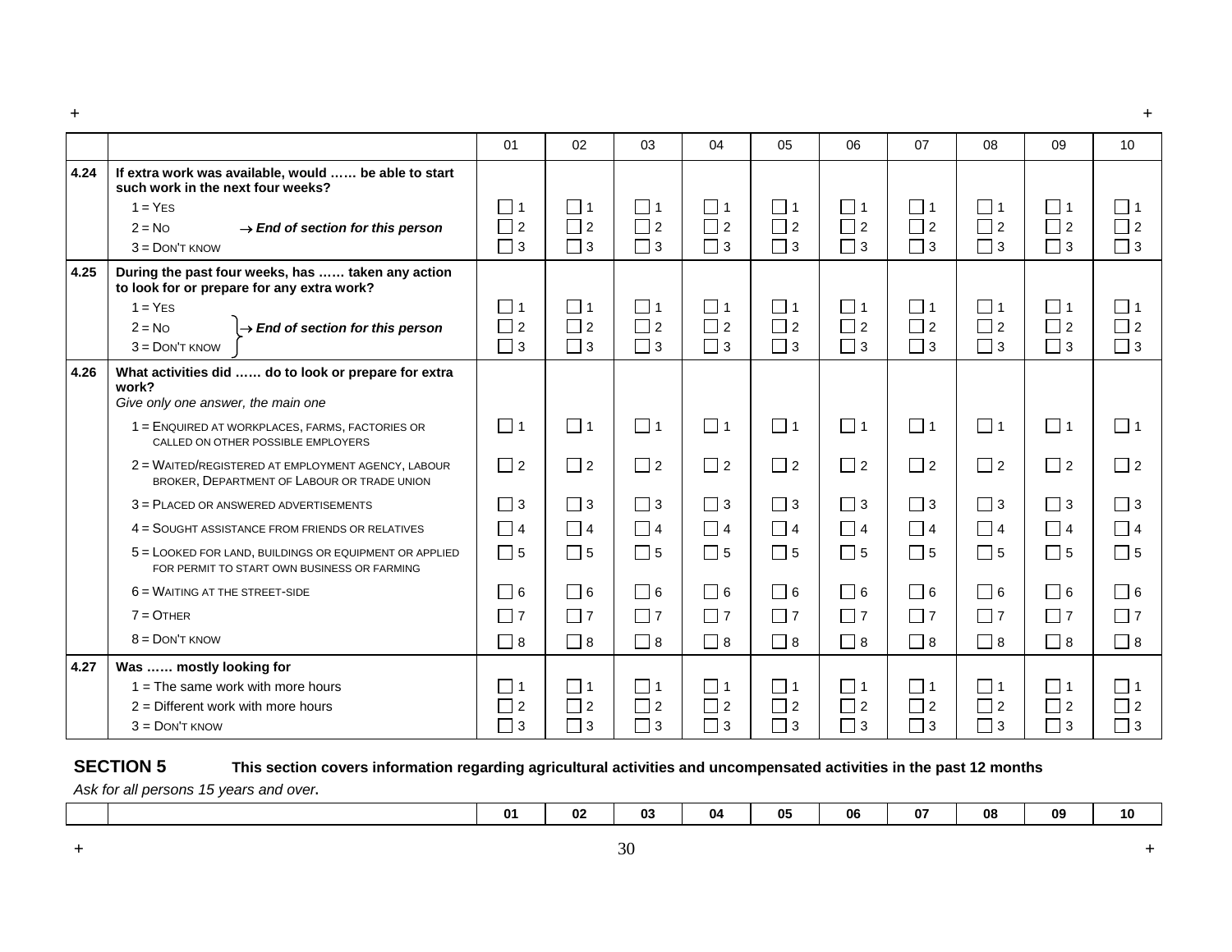| | | 01 | 02 | 03 | 04 | 05 | 06 | 07 | 08 | 09 | 10 |
|---|---|---|---|---|---|---|---|---|---|---|---|
| **4.24** | **If extra work was available, would …… be able to start such work in the next four weeks?** | | | | | | | | | | |
| | 1 = YES | ☐ 1 | ☐ 1 | ☐ 1 | ☐ 1 | ☐ 1 | ☐ 1 | ☐ 1 | ☐ 1 | ☐ 1 | ☐ 1 |
| | 2 = NO → ***End of section for this person*** | ☐ 2 | ☐ 2 | ☐ 2 | ☐ 2 | ☐ 2 | ☐ 2 | ☐ 2 | ☐ 2 | ☐ 2 | ☐ 2 |
| | 3 = DON'T KNOW | ☐ 3 | ☐ 3 | ☐ 3 | ☐ 3 | ☐ 3 | ☐ 3 | ☐ 3 | ☐ 3 | ☐ 3 | ☐ 3 |
| **4.25** | **During the past four weeks, has …… taken any action to look for or prepare for any extra work?** | | | | | | | | | | |
| | 1 = YES | ☐ 1 | ☐ 1 | ☐ 1 | ☐ 1 | ☐ 1 | ☐ 1 | ☐ 1 | ☐ 1 | ☐ 1 | ☐ 1 |
| | 2 = NO } → ***End of section for this person*** | ☐ 2 | ☐ 2 | ☐ 2 | ☐ 2 | ☐ 2 | ☐ 2 | ☐ 2 | ☐ 2 | ☐ 2 | ☐ 2 |
| | 3 = DON'T KNOW } | ☐ 3 | ☐ 3 | ☐ 3 | ☐ 3 | ☐ 3 | ☐ 3 | ☐ 3 | ☐ 3 | ☐ 3 | ☐ 3 |
| **4.26** | **What activities did …… do to look or prepare for extra work?** *Give only one answer, the main one* | | | | | | | | | | |
| | 1 = ENQUIRED AT WORKPLACES, FARMS, FACTORIES OR CALLED ON OTHER POSSIBLE EMPLOYERS | ☐ 1 | ☐ 1 | ☐ 1 | ☐ 1 | ☐ 1 | ☐ 1 | ☐ 1 | ☐ 1 | ☐ 1 | ☐ 1 |
| | 2 = WAITED/REGISTERED AT EMPLOYMENT AGENCY, LABOUR BROKER, DEPARTMENT OF LABOUR OR TRADE UNION | ☐ 2 | ☐ 2 | ☐ 2 | ☐ 2 | ☐ 2 | ☐ 2 | ☐ 2 | ☐ 2 | ☐ 2 | ☐ 2 |
| | 3 = PLACED OR ANSWERED ADVERTISEMENTS | ☐ 3 | ☐ 3 | ☐ 3 | ☐ 3 | ☐ 3 | ☐ 3 | ☐ 3 | ☐ 3 | ☐ 3 | ☐ 3 |
| | 4 = SOUGHT ASSISTANCE FROM FRIENDS OR RELATIVES | ☐ 4 | ☐ 4 | ☐ 4 | ☐ 4 | ☐ 4 | ☐ 4 | ☐ 4 | ☐ 4 | ☐ 4 | ☐ 4 |
| | 5 = LOOKED FOR LAND, BUILDINGS OR EQUIPMENT OR APPLIED FOR PERMIT TO START OWN BUSINESS OR FARMING | ☐ 5 | ☐ 5 | ☐ 5 | ☐ 5 | ☐ 5 | ☐ 5 | ☐ 5 | ☐ 5 | ☐ 5 | ☐ 5 |
| | 6 = WAITING AT THE STREET-SIDE | ☐ 6 | ☐ 6 | ☐ 6 | ☐ 6 | ☐ 6 | ☐ 6 | ☐ 6 | ☐ 6 | ☐ 6 | ☐ 6 |
| | 7 = OTHER | ☐ 7 | ☐ 7 | ☐ 7 | ☐ 7 | ☐ 7 | ☐ 7 | ☐ 7 | ☐ 7 | ☐ 7 | ☐ 7 |
| | 8 = DON'T KNOW | ☐ 8 | ☐ 8 | ☐ 8 | ☐ 8 | ☐ 8 | ☐ 8 | ☐ 8 | ☐ 8 | ☐ 8 | ☐ 8 |
| **4.27** | **Was …… mostly looking for** | | | | | | | | | | |
| | 1 = The same work with more hours | ☐ 1 | ☐ 1 | ☐ 1 | ☐ 1 | ☐ 1 | ☐ 1 | ☐ 1 | ☐ 1 | ☐ 1 | ☐ 1 |
| | 2 = Different work with more hours | ☐ 2 | ☐ 2 | ☐ 2 | ☐ 2 | ☐ 2 | ☐ 2 | ☐ 2 | ☐ 2 | ☐ 2 | ☐ 2 |
| | 3 = DON'T KNOW | ☐ 3 | ☐ 3 | ☐ 3 | ☐ 3 | ☐ 3 | ☐ 3 | ☐ 3 | ☐ 3 | ☐ 3 | ☐ 3 |

## SECTION 5 This section covers information regarding agricultural activities and uncompensated activities in the past 12 months

*Ask for all persons 15 years and over.*

| | | 01 | 02 | 03 | 04 | 05 | 06 | 07 | 08 | 09 | 10 |
|---|---|---|---|---|---|---|---|---|---|---|---|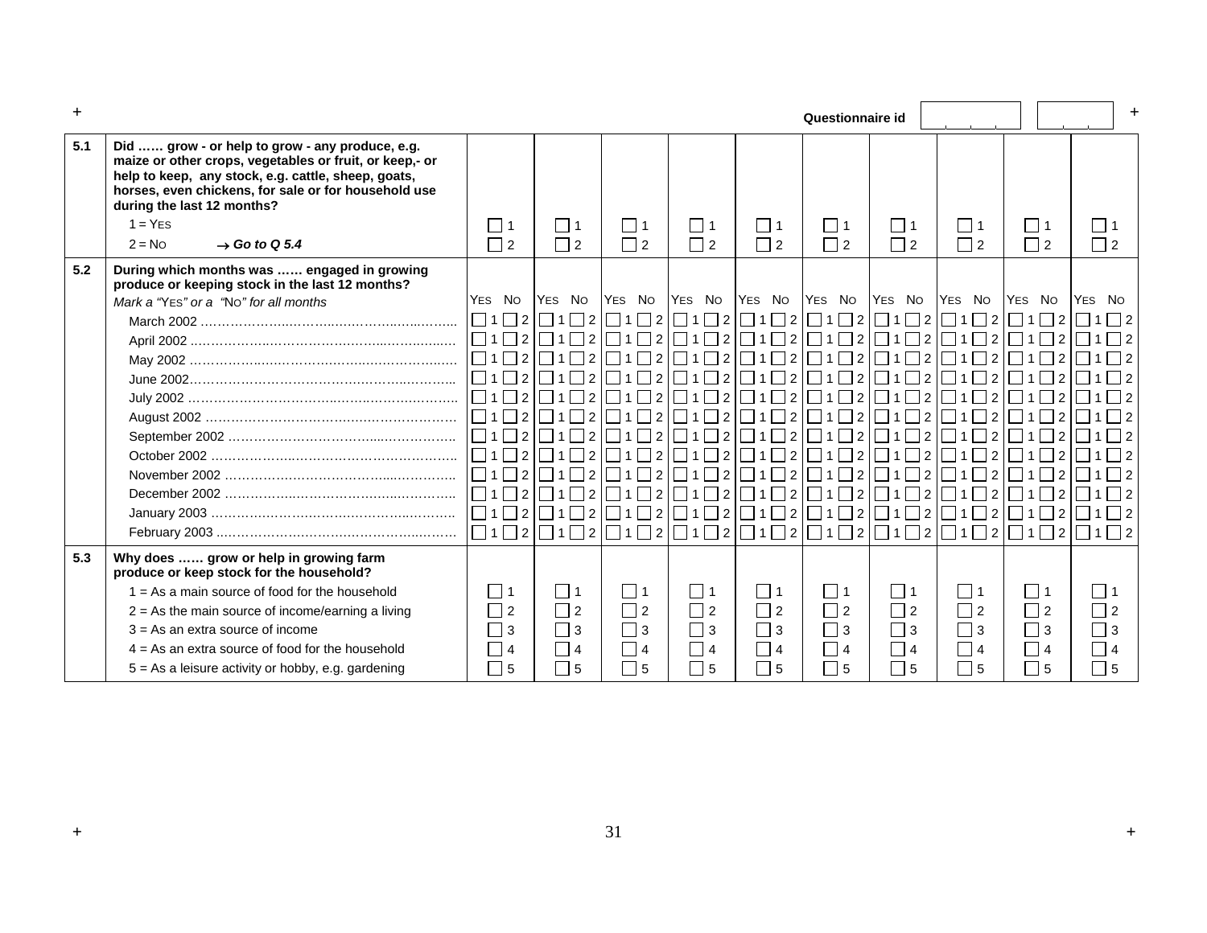Questionnaire id

| | | | | | | | | | | | |
|---|---|---|---|---|---|---|---|---|---|---|---|
| **5.1** | **Did …… grow - or help to grow - any produce, e.g. maize or other crops, vegetables or fruit, or keep,- or help to keep, any stock, e.g. cattle, sheep, goats, horses, even chickens, for sale or for household use during the last 12 months?** | | | | | | | | | | |
| | 1 = YES | ☐ 1 | ☐ 1 | ☐ 1 | ☐ 1 | ☐ 1 | ☐ 1 | ☐ 1 | ☐ 1 | ☐ 1 | ☐ 1 |
| | 2 = NO → ***Go to Q 5.4*** | ☐ 2 | ☐ 2 | ☐ 2 | ☐ 2 | ☐ 2 | ☐ 2 | ☐ 2 | ☐ 2 | ☐ 2 | ☐ 2 |
| **5.2** | **During which months was …… engaged in growing produce or keeping stock in the last 12 months?** | | | | | | | | | | |
| | *Mark a "YES" or a "NO" for all months* | YES NO | YES NO | YES NO | YES NO | YES NO | YES NO | YES NO | YES NO | YES NO | YES NO |
| | March 2002 ………………………………………… | ☐ 1 ☐ 2 | ☐ 1 ☐ 2 | ☐ 1 ☐ 2 | ☐ 1 ☐ 2 | ☐ 1 ☐ 2 | ☐ 1 ☐ 2 | ☐ 1 ☐ 2 | ☐ 1 ☐ 2 | ☐ 1 ☐ 2 | ☐ 1 ☐ 2 |
| | April 2002 ………………………………………… | ☐ 1 ☐ 2 | ☐ 1 ☐ 2 | ☐ 1 ☐ 2 | ☐ 1 ☐ 2 | ☐ 1 ☐ 2 | ☐ 1 ☐ 2 | ☐ 1 ☐ 2 | ☐ 1 ☐ 2 | ☐ 1 ☐ 2 | ☐ 1 ☐ 2 |
| | May 2002 ………………………………………… | ☐ 1 ☐ 2 | ☐ 1 ☐ 2 | ☐ 1 ☐ 2 | ☐ 1 ☐ 2 | ☐ 1 ☐ 2 | ☐ 1 ☐ 2 | ☐ 1 ☐ 2 | ☐ 1 ☐ 2 | ☐ 1 ☐ 2 | ☐ 1 ☐ 2 |
| | June 2002………………………………………… | ☐ 1 ☐ 2 | ☐ 1 ☐ 2 | ☐ 1 ☐ 2 | ☐ 1 ☐ 2 | ☐ 1 ☐ 2 | ☐ 1 ☐ 2 | ☐ 1 ☐ 2 | ☐ 1 ☐ 2 | ☐ 1 ☐ 2 | ☐ 1 ☐ 2 |
| | July 2002 ………………………………………… | ☐ 1 ☐ 2 | ☐ 1 ☐ 2 | ☐ 1 ☐ 2 | ☐ 1 ☐ 2 | ☐ 1 ☐ 2 | ☐ 1 ☐ 2 | ☐ 1 ☐ 2 | ☐ 1 ☐ 2 | ☐ 1 ☐ 2 | ☐ 1 ☐ 2 |
| | August 2002 ………………………………………… | ☐ 1 ☐ 2 | ☐ 1 ☐ 2 | ☐ 1 ☐ 2 | ☐ 1 ☐ 2 | ☐ 1 ☐ 2 | ☐ 1 ☐ 2 | ☐ 1 ☐ 2 | ☐ 1 ☐ 2 | ☐ 1 ☐ 2 | ☐ 1 ☐ 2 |
| | September 2002 ………………………………………… | ☐ 1 ☐ 2 | ☐ 1 ☐ 2 | ☐ 1 ☐ 2 | ☐ 1 ☐ 2 | ☐ 1 ☐ 2 | ☐ 1 ☐ 2 | ☐ 1 ☐ 2 | ☐ 1 ☐ 2 | ☐ 1 ☐ 2 | ☐ 1 ☐ 2 |
| | October 2002 ………………………………………… | ☐ 1 ☐ 2 | ☐ 1 ☐ 2 | ☐ 1 ☐ 2 | ☐ 1 ☐ 2 | ☐ 1 ☐ 2 | ☐ 1 ☐ 2 | ☐ 1 ☐ 2 | ☐ 1 ☐ 2 | ☐ 1 ☐ 2 | ☐ 1 ☐ 2 |
| | November 2002 ………………………………………… | ☐ 1 ☐ 2 | ☐ 1 ☐ 2 | ☐ 1 ☐ 2 | ☐ 1 ☐ 2 | ☐ 1 ☐ 2 | ☐ 1 ☐ 2 | ☐ 1 ☐ 2 | ☐ 1 ☐ 2 | ☐ 1 ☐ 2 | ☐ 1 ☐ 2 |
| | December 2002 ………………………………………… | ☐ 1 ☐ 2 | ☐ 1 ☐ 2 | ☐ 1 ☐ 2 | ☐ 1 ☐ 2 | ☐ 1 ☐ 2 | ☐ 1 ☐ 2 | ☐ 1 ☐ 2 | ☐ 1 ☐ 2 | ☐ 1 ☐ 2 | ☐ 1 ☐ 2 |
| | January 2003 ………………………………………… | ☐ 1 ☐ 2 | ☐ 1 ☐ 2 | ☐ 1 ☐ 2 | ☐ 1 ☐ 2 | ☐ 1 ☐ 2 | ☐ 1 ☐ 2 | ☐ 1 ☐ 2 | ☐ 1 ☐ 2 | ☐ 1 ☐ 2 | ☐ 1 ☐ 2 |
| | February 2003 ………………………………………… | ☐ 1 ☐ 2 | ☐ 1 ☐ 2 | ☐ 1 ☐ 2 | ☐ 1 ☐ 2 | ☐ 1 ☐ 2 | ☐ 1 ☐ 2 | ☐ 1 ☐ 2 | ☐ 1 ☐ 2 | ☐ 1 ☐ 2 | ☐ 1 ☐ 2 |
| **5.3** | **Why does …… grow or help in growing farm produce or keep stock for the household?** | | | | | | | | | | |
| | 1 = As a main source of food for the household | ☐ 1 | ☐ 1 | ☐ 1 | ☐ 1 | ☐ 1 | ☐ 1 | ☐ 1 | ☐ 1 | ☐ 1 | ☐ 1 |
| | 2 = As the main source of income/earning a living | ☐ 2 | ☐ 2 | ☐ 2 | ☐ 2 | ☐ 2 | ☐ 2 | ☐ 2 | ☐ 2 | ☐ 2 | ☐ 2 |
| | 3 = As an extra source of income | ☐ 3 | ☐ 3 | ☐ 3 | ☐ 3 | ☐ 3 | ☐ 3 | ☐ 3 | ☐ 3 | ☐ 3 | ☐ 3 |
| | 4 = As an extra source of food for the household | ☐ 4 | ☐ 4 | ☐ 4 | ☐ 4 | ☐ 4 | ☐ 4 | ☐ 4 | ☐ 4 | ☐ 4 | ☐ 4 |
| | 5 = As a leisure activity or hobby, e.g. gardening | ☐ 5 | ☐ 5 | ☐ 5 | ☐ 5 | ☐ 5 | ☐ 5 | ☐ 5 | ☐ 5 | ☐ 5 | ☐ 5 |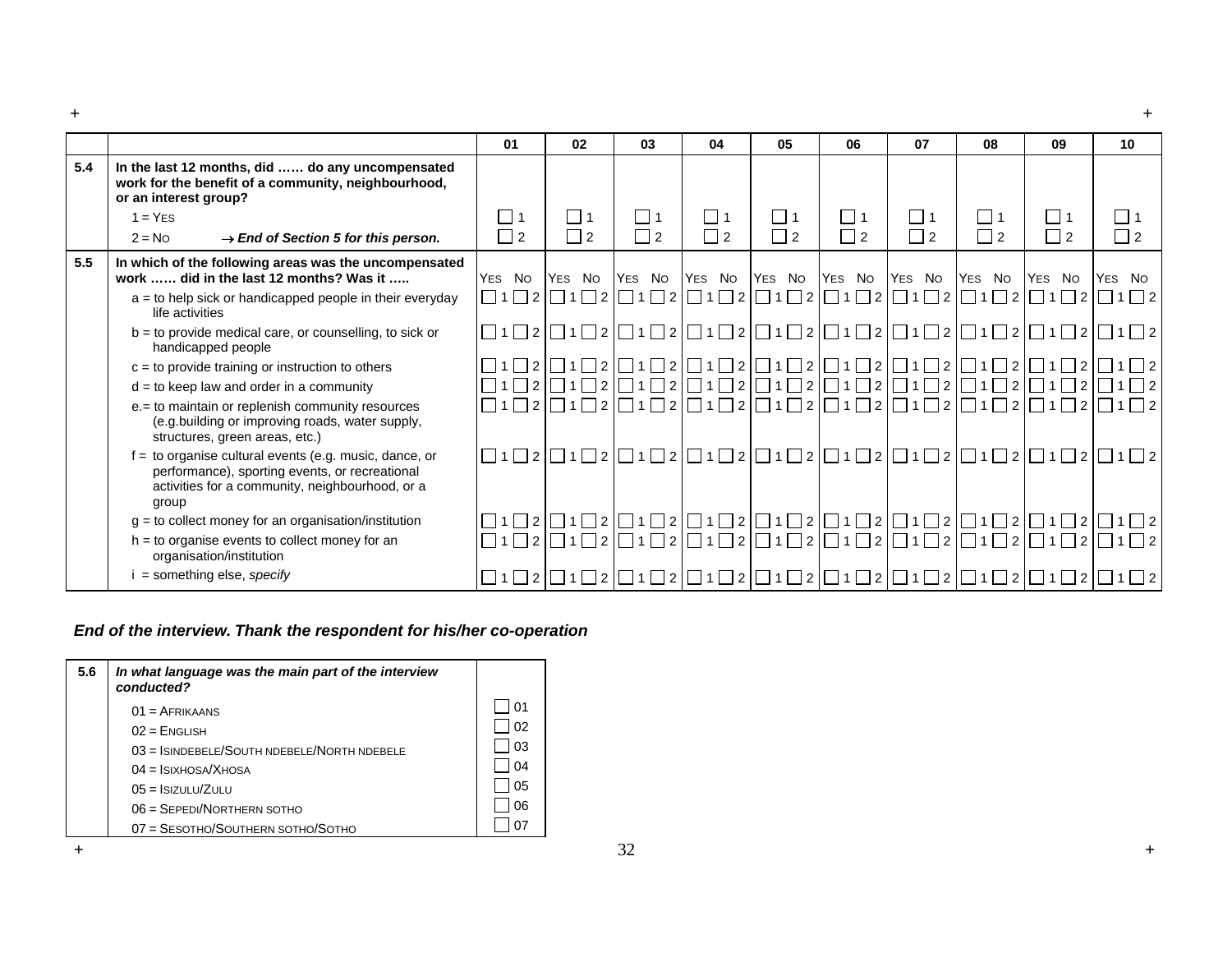| | | 01 | 02 | 03 | 04 | 05 | 06 | 07 | 08 | 09 | 10 |
|---|---|---|---|---|---|---|---|---|---|---|---|
| 5.4 | **In the last 12 months, did …… do any uncompensated work for the benefit of a community, neighbourhood, or an interest group?** | | | | | | | | | | |
| | 1 = YES | ☐ 1 | ☐ 1 | ☐ 1 | ☐ 1 | ☐ 1 | ☐ 1 | ☐ 1 | ☐ 1 | ☐ 1 | ☐ 1 |
| | 2 = NO → ***End of Section 5 for this person.*** | ☐ 2 | ☐ 2 | ☐ 2 | ☐ 2 | ☐ 2 | ☐ 2 | ☐ 2 | ☐ 2 | ☐ 2 | ☐ 2 |
| 5.5 | **In which of the following areas was the uncompensated work …… did in the last 12 months? Was it …..** | YES NO | YES NO | YES NO | YES NO | YES NO | YES NO | YES NO | YES NO | YES NO | YES NO |
| | a = to help sick or handicapped people in their everyday life activities | ☐ 1 ☐ 2 | ☐ 1 ☐ 2 | ☐ 1 ☐ 2 | ☐ 1 ☐ 2 | ☐ 1 ☐ 2 | ☐ 1 ☐ 2 | ☐ 1 ☐ 2 | ☐ 1 ☐ 2 | ☐ 1 ☐ 2 | ☐ 1 ☐ 2 |
| | b = to provide medical care, or counselling, to sick or handicapped people | ☐ 1 ☐ 2 | ☐ 1 ☐ 2 | ☐ 1 ☐ 2 | ☐ 1 ☐ 2 | ☐ 1 ☐ 2 | ☐ 1 ☐ 2 | ☐ 1 ☐ 2 | ☐ 1 ☐ 2 | ☐ 1 ☐ 2 | ☐ 1 ☐ 2 |
| | c = to provide training or instruction to others | ☐ 1 ☐ 2 | ☐ 1 ☐ 2 | ☐ 1 ☐ 2 | ☐ 1 ☐ 2 | ☐ 1 ☐ 2 | ☐ 1 ☐ 2 | ☐ 1 ☐ 2 | ☐ 1 ☐ 2 | ☐ 1 ☐ 2 | ☐ 1 ☐ 2 |
| | d = to keep law and order in a community | ☐ 1 ☐ 2 | ☐ 1 ☐ 2 | ☐ 1 ☐ 2 | ☐ 1 ☐ 2 | ☐ 1 ☐ 2 | ☐ 1 ☐ 2 | ☐ 1 ☐ 2 | ☐ 1 ☐ 2 | ☐ 1 ☐ 2 | ☐ 1 ☐ 2 |
| | e.= to maintain or replenish community resources (e.g.building or improving roads, water supply, structures, green areas, etc.) | ☐ 1 ☐ 2 | ☐ 1 ☐ 2 | ☐ 1 ☐ 2 | ☐ 1 ☐ 2 | ☐ 1 ☐ 2 | ☐ 1 ☐ 2 | ☐ 1 ☐ 2 | ☐ 1 ☐ 2 | ☐ 1 ☐ 2 | ☐ 1 ☐ 2 |
| | f = to organise cultural events (e.g. music, dance, or performance), sporting events, or recreational activities for a community, neighbourhood, or a group | ☐ 1 ☐ 2 | ☐ 1 ☐ 2 | ☐ 1 ☐ 2 | ☐ 1 ☐ 2 | ☐ 1 ☐ 2 | ☐ 1 ☐ 2 | ☐ 1 ☐ 2 | ☐ 1 ☐ 2 | ☐ 1 ☐ 2 | ☐ 1 ☐ 2 |
| | g = to collect money for an organisation/institution | ☐ 1 ☐ 2 | ☐ 1 ☐ 2 | ☐ 1 ☐ 2 | ☐ 1 ☐ 2 | ☐ 1 ☐ 2 | ☐ 1 ☐ 2 | ☐ 1 ☐ 2 | ☐ 1 ☐ 2 | ☐ 1 ☐ 2 | ☐ 1 ☐ 2 |
| | h = to organise events to collect money for an organisation/institution | ☐ 1 ☐ 2 | ☐ 1 ☐ 2 | ☐ 1 ☐ 2 | ☐ 1 ☐ 2 | ☐ 1 ☐ 2 | ☐ 1 ☐ 2 | ☐ 1 ☐ 2 | ☐ 1 ☐ 2 | ☐ 1 ☐ 2 | ☐ 1 ☐ 2 |
| | i = something else, *specify* | ☐ 1 ☐ 2 | ☐ 1 ☐ 2 | ☐ 1 ☐ 2 | ☐ 1 ☐ 2 | ☐ 1 ☐ 2 | ☐ 1 ☐ 2 | ☐ 1 ☐ 2 | ☐ 1 ☐ 2 | ☐ 1 ☐ 2 | ☐ 1 ☐ 2 |

***End of the interview. Thank the respondent for his/her co-operation***

| | | |
|---|---|---|
| 5.6 | ***In what language was the main part of the interview conducted?*** | |
| | 01 = AFRIKAANS | ☐ 01 |
| | 02 = ENGLISH | ☐ 02 |
| | 03 = ISINDEBELE/SOUTH NDEBELE/NORTH NDEBELE | ☐ 03 |
| | 04 = ISIXHOSA/XHOSA | ☐ 04 |
| | 05 = ISIZULU/ZULU | ☐ 05 |
| | 06 = SEPEDI/NORTHERN SOTHO | ☐ 06 |
| | 07 = SESOTHO/SOUTHERN SOTHO/SOTHO | ☐ 07 |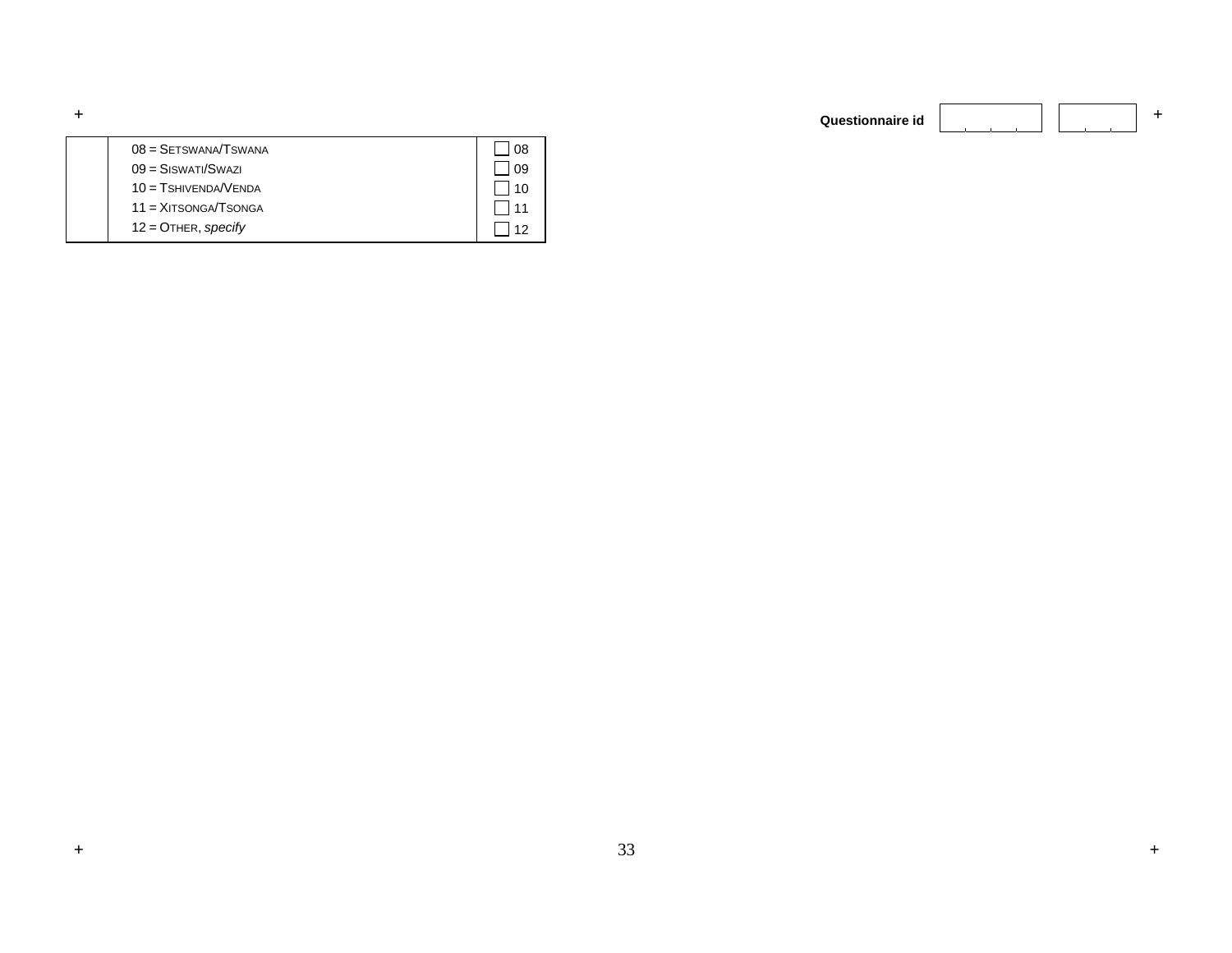Questionnaire id

| | | |
|---|---|---|
| | 08 = SETSWANA/TSWANA | ☐ 08 |
| | 09 = SISWATI/SWAZI | ☐ 09 |
| | 10 = TSHIVENDA/VENDA | ☐ 10 |
| | 11 = XITSONGA/TSONGA | ☐ 11 |
| | 12 = OTHER, *specify* | ☐ 12 |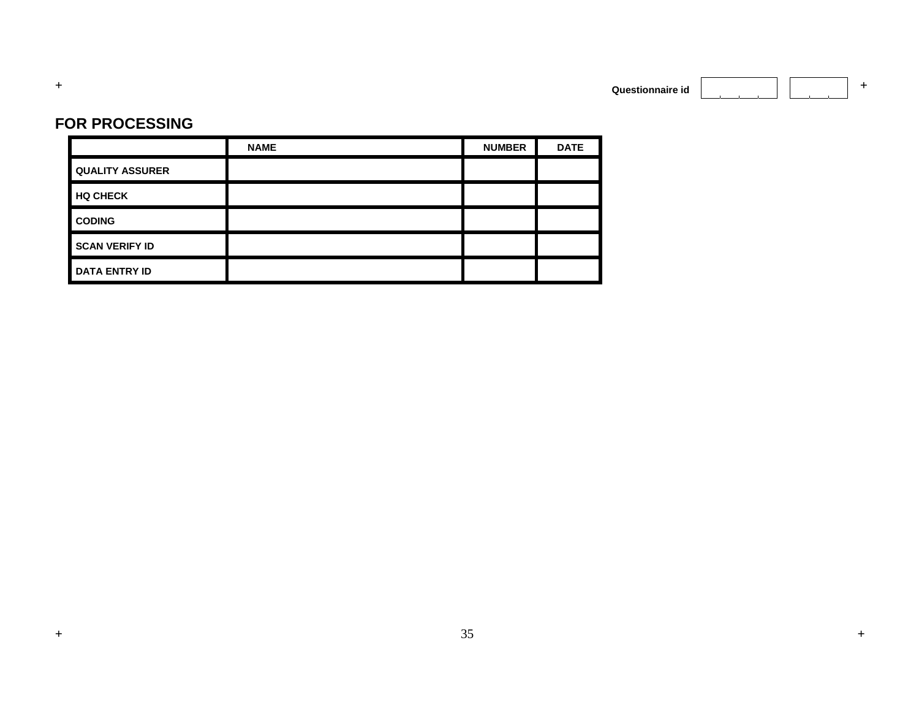Questionnaire id

## FOR PROCESSING

| | NAME | NUMBER | DATE |
|---|---|---|---|
| QUALITY ASSURER | | | |
| HQ CHECK | | | |
| CODING | | | |
| SCAN VERIFY ID | | | |
| DATA ENTRY ID | | | |